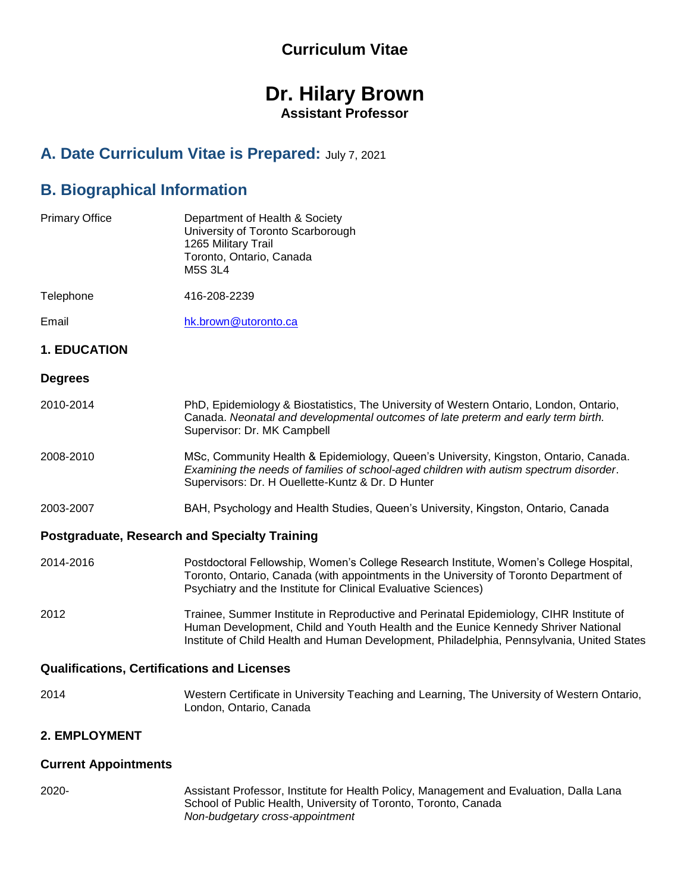# Curriculum Vitae

# Dr. Hilary Brown

**Assistant Professor**

## A. Date Curriculum Vitae is Prepared: July 7, 2021

## B. Biographical Information

| | |
|---|---|
| Primary Office | Department of Health & Society<br>University of Toronto Scarborough<br>1265 Military Trail<br>Toronto, Ontario, Canada<br>M5S 3L4 |
| Telephone | 416-208-2239 |
| Email | hk.brown@utoronto.ca |

### 1. EDUCATION

#### Degrees

| | |
|---|---|
| 2010-2014 | PhD, Epidemiology & Biostatistics, The University of Western Ontario, London, Ontario, Canada. *Neonatal and developmental outcomes of late preterm and early term birth.* Supervisor: Dr. MK Campbell |
| 2008-2010 | MSc, Community Health & Epidemiology, Queen's University, Kingston, Ontario, Canada. *Examining the needs of families of school-aged children with autism spectrum disorder*. Supervisors: Dr. H Ouellette-Kuntz & Dr. D Hunter |
| 2003-2007 | BAH, Psychology and Health Studies, Queen's University, Kingston, Ontario, Canada |

#### Postgraduate, Research and Specialty Training

| | |
|---|---|
| 2014-2016 | Postdoctoral Fellowship, Women's College Research Institute, Women's College Hospital, Toronto, Ontario, Canada (with appointments in the University of Toronto Department of Psychiatry and the Institute for Clinical Evaluative Sciences) |
| 2012 | Trainee, Summer Institute in Reproductive and Perinatal Epidemiology, CIHR Institute of Human Development, Child and Youth Health and the Eunice Kennedy Shriver National Institute of Child Health and Human Development, Philadelphia, Pennsylvania, United States |

#### Qualifications, Certifications and Licenses

| | |
|---|---|
| 2014 | Western Certificate in University Teaching and Learning, The University of Western Ontario, London, Ontario, Canada |

### 2. EMPLOYMENT

#### Current Appointments

| | |
|---|---|
| 2020- | Assistant Professor, Institute for Health Policy, Management and Evaluation, Dalla Lana School of Public Health, University of Toronto, Toronto, Canada<br>*Non-budgetary cross-appointment* |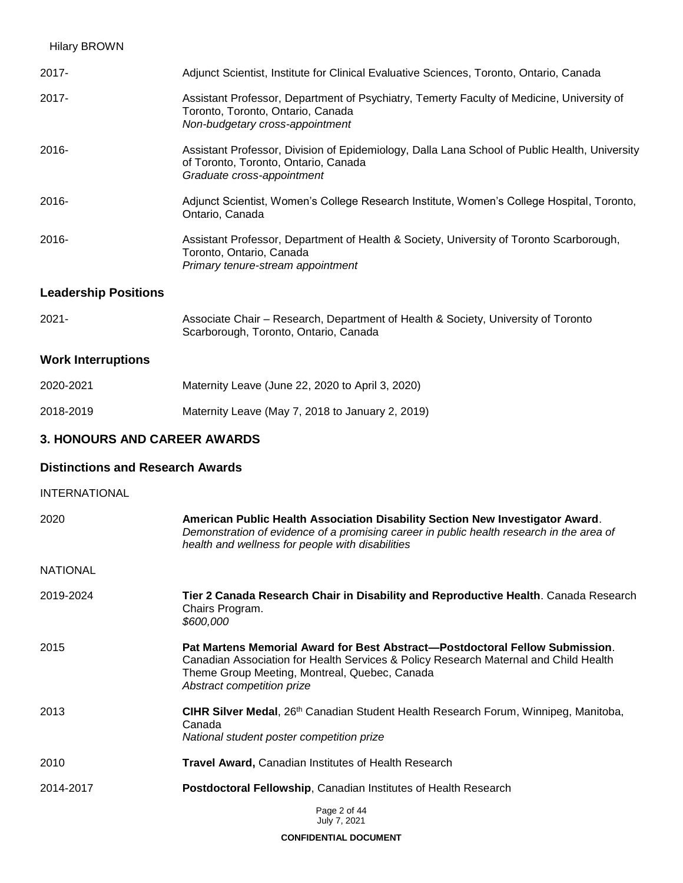| | |
|---|---|
| 2017- | Adjunct Scientist, Institute for Clinical Evaluative Sciences, Toronto, Ontario, Canada |
| 2017- | Assistant Professor, Department of Psychiatry, Temerty Faculty of Medicine, University of Toronto, Toronto, Ontario, Canada<br>*Non-budgetary cross-appointment* |
| 2016- | Assistant Professor, Division of Epidemiology, Dalla Lana School of Public Health, University of Toronto, Toronto, Ontario, Canada<br>*Graduate cross-appointment* |
| 2016- | Adjunct Scientist, Women's College Research Institute, Women's College Hospital, Toronto, Ontario, Canada |
| 2016- | Assistant Professor, Department of Health & Society, University of Toronto Scarborough, Toronto, Ontario, Canada<br>*Primary tenure-stream appointment* |

### Leadership Positions

| | |
|---|---|
| 2021- | Associate Chair – Research, Department of Health & Society, University of Toronto Scarborough, Toronto, Ontario, Canada |

### Work Interruptions

| | |
|---|---|
| 2020-2021 | Maternity Leave (June 22, 2020 to April 3, 2020) |
| 2018-2019 | Maternity Leave (May 7, 2018 to January 2, 2019) |

## 3. HONOURS AND CAREER AWARDS

### Distinctions and Research Awards

INTERNATIONAL

| | |
|---|---|
| 2020 | **American Public Health Association Disability Section New Investigator Award**.<br>*Demonstration of evidence of a promising career in public health research in the area of health and wellness for people with disabilities* |

NATIONAL

| | |
|---|---|
| 2019-2024 | **Tier 2 Canada Research Chair in Disability and Reproductive Health**. Canada Research Chairs Program.<br>*$600,000* |
| 2015 | **Pat Martens Memorial Award for Best Abstract—Postdoctoral Fellow Submission**. Canadian Association for Health Services & Policy Research Maternal and Child Health Theme Group Meeting, Montreal, Quebec, Canada<br>*Abstract competition prize* |
| 2013 | **CIHR Silver Medal**, 26th Canadian Student Health Research Forum, Winnipeg, Manitoba, Canada<br>*National student poster competition prize* |
| 2010 | **Travel Award,** Canadian Institutes of Health Research |
| 2014-2017 | **Postdoctoral Fellowship**, Canadian Institutes of Health Research |

CONFIDENTIAL DOCUMENT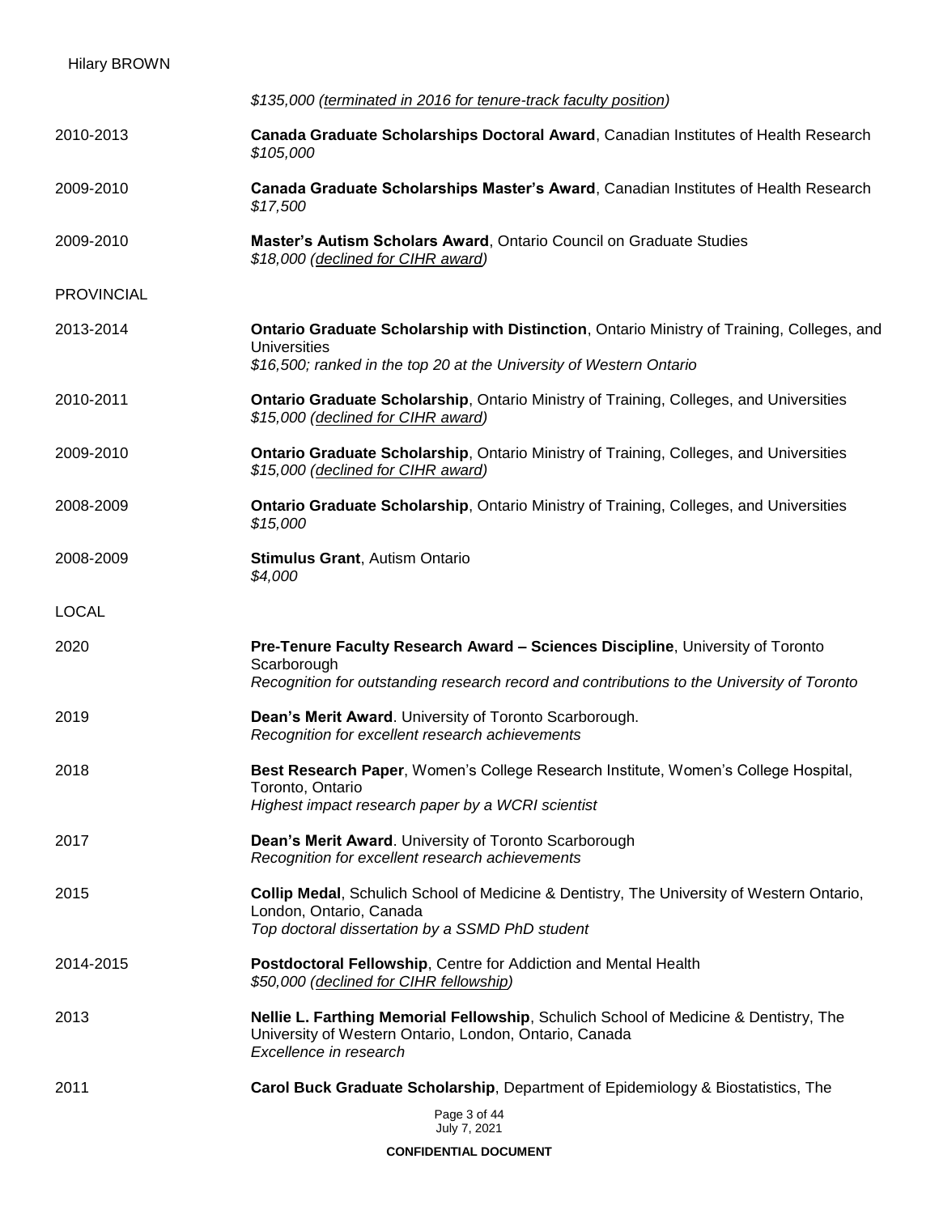| | |
|---|---|
| | *$135,000 (terminated in 2016 for tenure-track faculty position)* |
| 2010-2013 | **Canada Graduate Scholarships Doctoral Award**, Canadian Institutes of Health Research<br>*$105,000* |
| 2009-2010 | **Canada Graduate Scholarships Master's Award**, Canadian Institutes of Health Research<br>*$17,500* |
| 2009-2010 | **Master's Autism Scholars Award**, Ontario Council on Graduate Studies<br>*$18,000 (declined for CIHR award)* |

PROVINCIAL

| | |
|---|---|
| 2013-2014 | **Ontario Graduate Scholarship with Distinction**, Ontario Ministry of Training, Colleges, and Universities<br>*$16,500; ranked in the top 20 at the University of Western Ontario* |
| 2010-2011 | **Ontario Graduate Scholarship**, Ontario Ministry of Training, Colleges, and Universities<br>*$15,000 (declined for CIHR award)* |
| 2009-2010 | **Ontario Graduate Scholarship**, Ontario Ministry of Training, Colleges, and Universities<br>*$15,000 (declined for CIHR award)* |
| 2008-2009 | **Ontario Graduate Scholarship**, Ontario Ministry of Training, Colleges, and Universities<br>*$15,000* |
| 2008-2009 | **Stimulus Grant**, Autism Ontario<br>*$4,000* |

LOCAL

| | |
|---|---|
| 2020 | **Pre-Tenure Faculty Research Award – Sciences Discipline**, University of Toronto Scarborough<br>*Recognition for outstanding research record and contributions to the University of Toronto* |
| 2019 | **Dean's Merit Award**. University of Toronto Scarborough.<br>*Recognition for excellent research achievements* |
| 2018 | **Best Research Paper**, Women's College Research Institute, Women's College Hospital, Toronto, Ontario<br>*Highest impact research paper by a WCRI scientist* |
| 2017 | **Dean's Merit Award**. University of Toronto Scarborough<br>*Recognition for excellent research achievements* |
| 2015 | **Collip Medal**, Schulich School of Medicine & Dentistry, The University of Western Ontario, London, Ontario, Canada<br>*Top doctoral dissertation by a SSMD PhD student* |
| 2014-2015 | **Postdoctoral Fellowship**, Centre for Addiction and Mental Health<br>*$50,000 (declined for CIHR fellowship)* |
| 2013 | **Nellie L. Farthing Memorial Fellowship**, Schulich School of Medicine & Dentistry, The University of Western Ontario, London, Ontario, Canada<br>*Excellence in research* |
| 2011 | **Carol Buck Graduate Scholarship**, Department of Epidemiology & Biostatistics, The |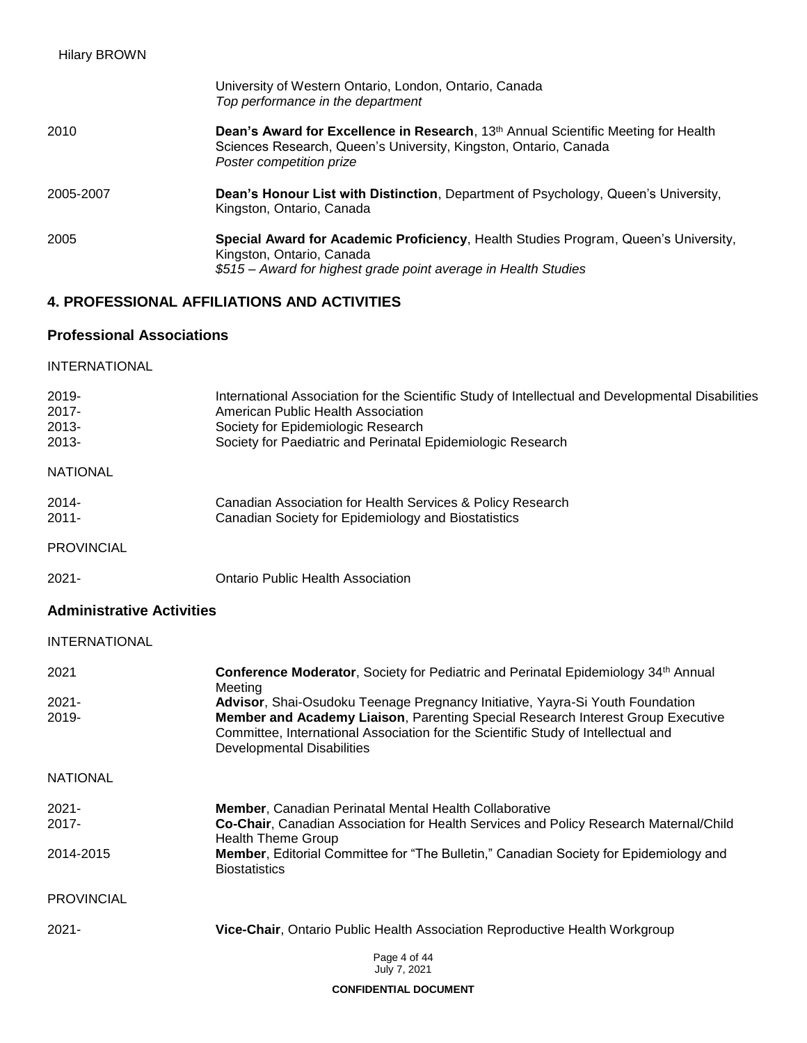| | |
|---|---|
| | University of Western Ontario, London, Ontario, Canada<br>*Top performance in the department* |
| 2010 | **Dean's Award for Excellence in Research**, 13th Annual Scientific Meeting for Health Sciences Research, Queen's University, Kingston, Ontario, Canada<br>*Poster competition prize* |
| 2005-2007 | **Dean's Honour List with Distinction**, Department of Psychology, Queen's University, Kingston, Ontario, Canada |
| 2005 | **Special Award for Academic Proficiency**, Health Studies Program, Queen's University, Kingston, Ontario, Canada<br>*$515 – Award for highest grade point average in Health Studies* |

## 4. PROFESSIONAL AFFILIATIONS AND ACTIVITIES

### Professional Associations

INTERNATIONAL

| | |
|---|---|
| 2019- | International Association for the Scientific Study of Intellectual and Developmental Disabilities |
| 2017- | American Public Health Association |
| 2013- | Society for Epidemiologic Research |
| 2013- | Society for Paediatric and Perinatal Epidemiologic Research |

NATIONAL

| | |
|---|---|
| 2014- | Canadian Association for Health Services & Policy Research |
| 2011- | Canadian Society for Epidemiology and Biostatistics |

PROVINCIAL

| | |
|---|---|
| 2021- | Ontario Public Health Association |

### Administrative Activities

INTERNATIONAL

| | |
|---|---|
| 2021 | **Conference Moderator**, Society for Pediatric and Perinatal Epidemiology 34th Annual Meeting |
| 2021- | **Advisor**, Shai-Osudoku Teenage Pregnancy Initiative, Yayra-Si Youth Foundation |
| 2019- | **Member and Academy Liaison**, Parenting Special Research Interest Group Executive Committee, International Association for the Scientific Study of Intellectual and Developmental Disabilities |

NATIONAL

| | |
|---|---|
| 2021- | **Member**, Canadian Perinatal Mental Health Collaborative |
| 2017- | **Co-Chair**, Canadian Association for Health Services and Policy Research Maternal/Child Health Theme Group |
| 2014-2015 | **Member**, Editorial Committee for "The Bulletin," Canadian Society for Epidemiology and Biostatistics |

PROVINCIAL

| | |
|---|---|
| 2021- | **Vice-Chair**, Ontario Public Health Association Reproductive Health Workgroup |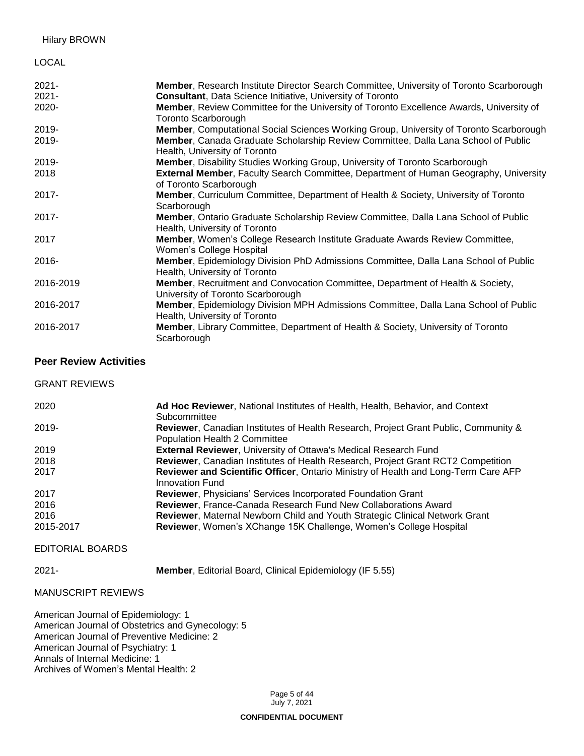LOCAL

| | |
|---|---|
| 2021- | **Member**, Research Institute Director Search Committee, University of Toronto Scarborough |
| 2021- | **Consultant**, Data Science Initiative, University of Toronto |
| 2020- | **Member**, Review Committee for the University of Toronto Excellence Awards, University of Toronto Scarborough |
| 2019- | **Member**, Computational Social Sciences Working Group, University of Toronto Scarborough |
| 2019- | **Member**, Canada Graduate Scholarship Review Committee, Dalla Lana School of Public Health, University of Toronto |
| 2019- | **Member**, Disability Studies Working Group, University of Toronto Scarborough |
| 2018 | **External Member**, Faculty Search Committee, Department of Human Geography, University of Toronto Scarborough |
| 2017- | **Member**, Curriculum Committee, Department of Health & Society, University of Toronto Scarborough |
| 2017- | **Member**, Ontario Graduate Scholarship Review Committee, Dalla Lana School of Public Health, University of Toronto |
| 2017 | **Member**, Women's College Research Institute Graduate Awards Review Committee, Women's College Hospital |
| 2016- | **Member**, Epidemiology Division PhD Admissions Committee, Dalla Lana School of Public Health, University of Toronto |
| 2016-2019 | **Member**, Recruitment and Convocation Committee, Department of Health & Society, University of Toronto Scarborough |
| 2016-2017 | **Member**, Epidemiology Division MPH Admissions Committee, Dalla Lana School of Public Health, University of Toronto |
| 2016-2017 | **Member**, Library Committee, Department of Health & Society, University of Toronto Scarborough |

## Peer Review Activities

GRANT REVIEWS

| | |
|---|---|
| 2020 | **Ad Hoc Reviewer**, National Institutes of Health, Health, Behavior, and Context Subcommittee |
| 2019- | **Reviewer**, Canadian Institutes of Health Research, Project Grant Public, Community & Population Health 2 Committee |
| 2019 | **External Reviewer**, University of Ottawa's Medical Research Fund |
| 2018 | **Reviewer**, Canadian Institutes of Health Research, Project Grant RCT2 Competition |
| 2017 | **Reviewer and Scientific Officer**, Ontario Ministry of Health and Long-Term Care AFP Innovation Fund |
| 2017 | **Reviewer**, Physicians' Services Incorporated Foundation Grant |
| 2016 | **Reviewer**, France-Canada Research Fund New Collaborations Award |
| 2016 | **Reviewer**, Maternal Newborn Child and Youth Strategic Clinical Network Grant |
| 2015-2017 | **Reviewer**, Women's XChange 15K Challenge, Women's College Hospital |

EDITORIAL BOARDS

| | |
|---|---|
| 2021- | **Member**, Editorial Board, Clinical Epidemiology (IF 5.55) |

MANUSCRIPT REVIEWS

American Journal of Epidemiology: 1
American Journal of Obstetrics and Gynecology: 5
American Journal of Preventive Medicine: 2
American Journal of Psychiatry: 1
Annals of Internal Medicine: 1
Archives of Women's Mental Health: 2

July 7, 2021

**CONFIDENTIAL DOCUMENT**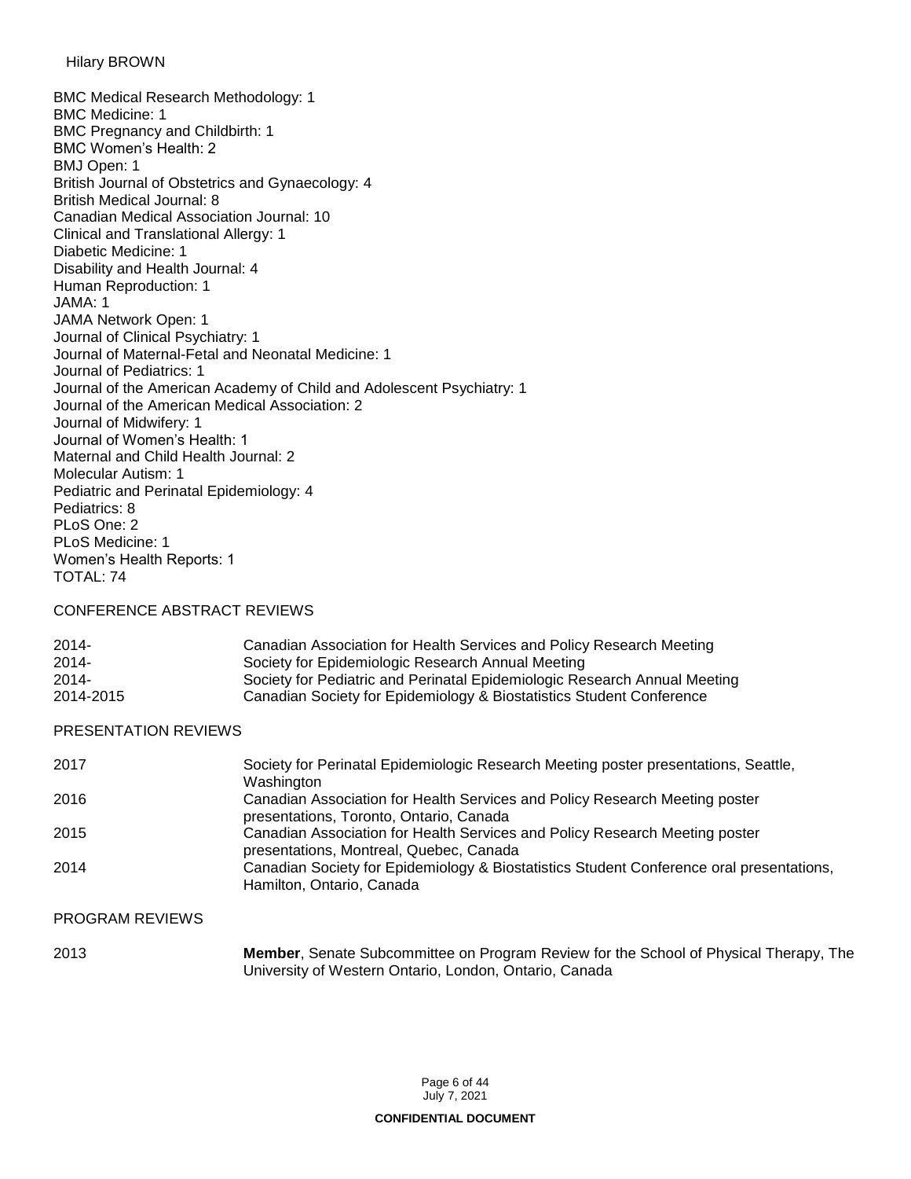BMC Medical Research Methodology: 1
BMC Medicine: 1
BMC Pregnancy and Childbirth: 1
BMC Women's Health: 2
BMJ Open: 1
British Journal of Obstetrics and Gynaecology: 4
British Medical Journal: 8
Canadian Medical Association Journal: 10
Clinical and Translational Allergy: 1
Diabetic Medicine: 1
Disability and Health Journal: 4
Human Reproduction: 1
JAMA: 1
JAMA Network Open: 1
Journal of Clinical Psychiatry: 1
Journal of Maternal-Fetal and Neonatal Medicine: 1
Journal of Pediatrics: 1
Journal of the American Academy of Child and Adolescent Psychiatry: 1
Journal of the American Medical Association: 2
Journal of Midwifery: 1
Journal of Women's Health: 1
Maternal and Child Health Journal: 2
Molecular Autism: 1
Pediatric and Perinatal Epidemiology: 4
Pediatrics: 8
PLoS One: 2
PLoS Medicine: 1
Women's Health Reports: 1
TOTAL: 74

## CONFERENCE ABSTRACT REVIEWS

| | |
|---|---|
| 2014- | Canadian Association for Health Services and Policy Research Meeting |
| 2014- | Society for Epidemiologic Research Annual Meeting |
| 2014- | Society for Pediatric and Perinatal Epidemiologic Research Annual Meeting |
| 2014-2015 | Canadian Society for Epidemiology & Biostatistics Student Conference |

## PRESENTATION REVIEWS

| | |
|---|---|
| 2017 | Society for Perinatal Epidemiologic Research Meeting poster presentations, Seattle, Washington |
| 2016 | Canadian Association for Health Services and Policy Research Meeting poster presentations, Toronto, Ontario, Canada |
| 2015 | Canadian Association for Health Services and Policy Research Meeting poster presentations, Montreal, Quebec, Canada |
| 2014 | Canadian Society for Epidemiology & Biostatistics Student Conference oral presentations, Hamilton, Ontario, Canada |

## PROGRAM REVIEWS

| | |
|---|---|
| 2013 | **Member**, Senate Subcommittee on Program Review for the School of Physical Therapy, The University of Western Ontario, London, Ontario, Canada |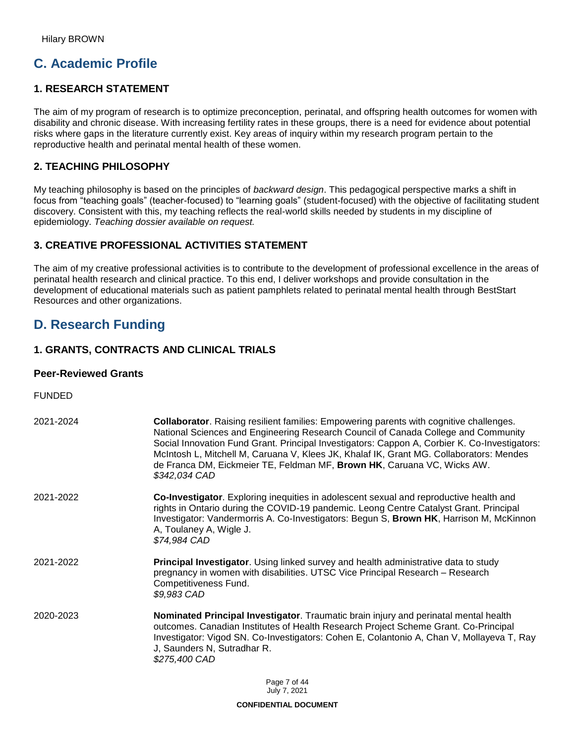# C. Academic Profile

## 1. RESEARCH STATEMENT

The aim of my program of research is to optimize preconception, perinatal, and offspring health outcomes for women with disability and chronic disease. With increasing fertility rates in these groups, there is a need for evidence about potential risks where gaps in the literature currently exist. Key areas of inquiry within my research program pertain to the reproductive health and perinatal mental health of these women.

## 2. TEACHING PHILOSOPHY

My teaching philosophy is based on the principles of *backward design*. This pedagogical perspective marks a shift in focus from "teaching goals" (teacher-focused) to "learning goals" (student-focused) with the objective of facilitating student discovery. Consistent with this, my teaching reflects the real-world skills needed by students in my discipline of epidemiology. *Teaching dossier available on request.*

## 3. CREATIVE PROFESSIONAL ACTIVITIES STATEMENT

The aim of my creative professional activities is to contribute to the development of professional excellence in the areas of perinatal health research and clinical practice. To this end, I deliver workshops and provide consultation in the development of educational materials such as patient pamphlets related to perinatal mental health through BestStart Resources and other organizations.

# D. Research Funding

## 1. GRANTS, CONTRACTS AND CLINICAL TRIALS

### Peer-Reviewed Grants

FUNDED

2021-2024 — **Collaborator**. Raising resilient families: Empowering parents with cognitive challenges. National Sciences and Engineering Research Council of Canada College and Community Social Innovation Fund Grant. Principal Investigators: Cappon A, Corbier K. Co-Investigators: McIntosh L, Mitchell M, Caruana V, Klees JK, Khalaf IK, Grant MG. Collaborators: Mendes de Franca DM, Eickmeier TE, Feldman MF, **Brown HK**, Caruana VC, Wicks AW.
*$342,034 CAD*

2021-2022 — **Co-Investigator**. Exploring inequities in adolescent sexual and reproductive health and rights in Ontario during the COVID-19 pandemic. Leong Centre Catalyst Grant. Principal Investigator: Vandermorris A. Co-Investigators: Begun S, **Brown HK**, Harrison M, McKinnon A, Toulaney A, Wigle J.
*$74,984 CAD*

2021-2022 — **Principal Investigator**. Using linked survey and health administrative data to study pregnancy in women with disabilities. UTSC Vice Principal Research – Research Competitiveness Fund.
*$9,983 CAD*

2020-2023 — **Nominated Principal Investigator**. Traumatic brain injury and perinatal mental health outcomes. Canadian Institutes of Health Research Project Scheme Grant. Co-Principal Investigator: Vigod SN. Co-Investigators: Cohen E, Colantonio A, Chan V, Mollayeva T, Ray J, Saunders N, Sutradhar R.
*$275,400 CAD*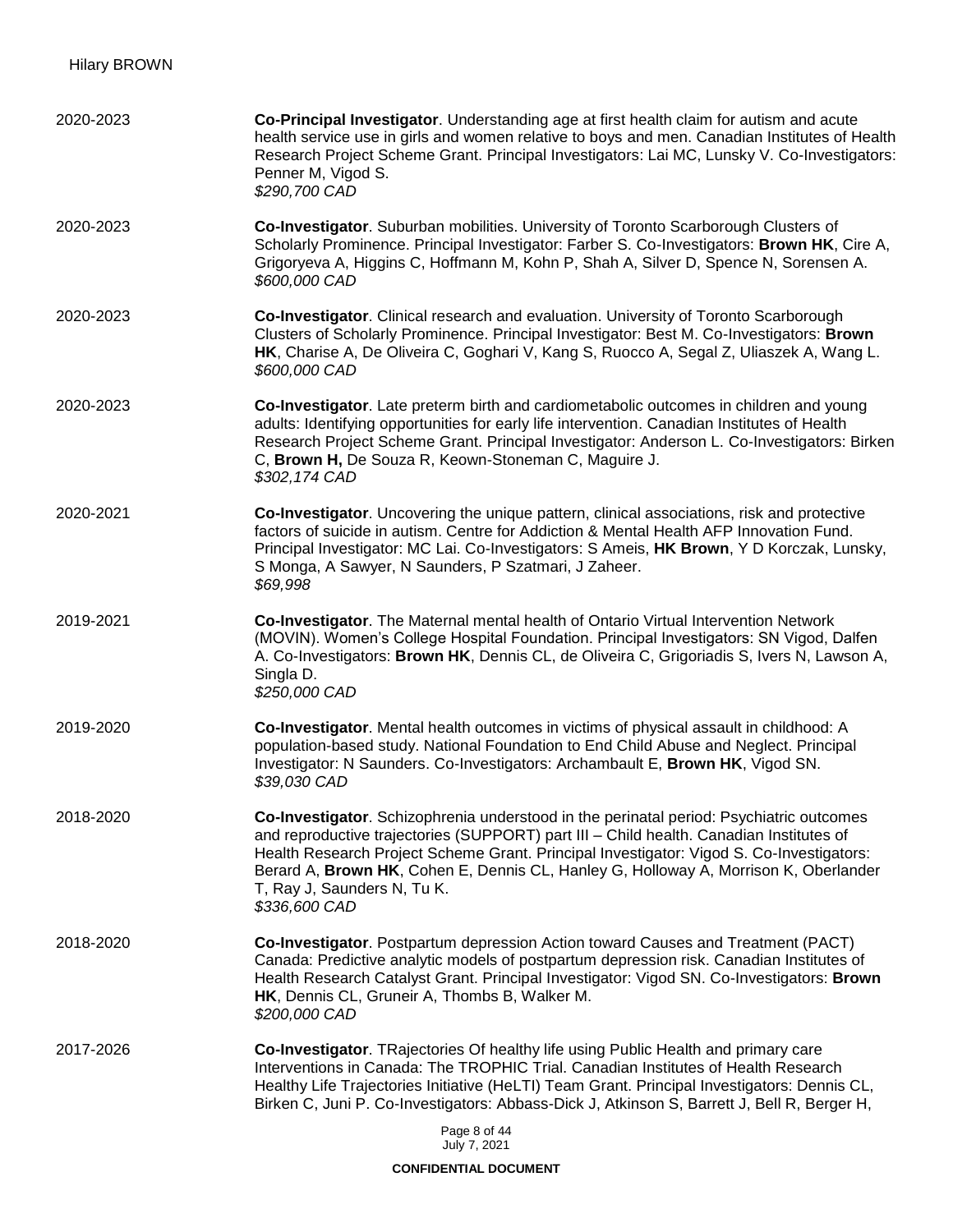2020-2023 **Co-Principal Investigator**. Understanding age at first health claim for autism and acute health service use in girls and women relative to boys and men. Canadian Institutes of Health Research Project Scheme Grant. Principal Investigators: Lai MC, Lunsky V. Co-Investigators: Penner M, Vigod S.
*$290,700 CAD*

2020-2023 **Co-Investigator**. Suburban mobilities. University of Toronto Scarborough Clusters of Scholarly Prominence. Principal Investigator: Farber S. Co-Investigators: **Brown HK**, Cire A, Grigoryeva A, Higgins C, Hoffmann M, Kohn P, Shah A, Silver D, Spence N, Sorensen A.
*$600,000 CAD*

2020-2023 **Co-Investigator**. Clinical research and evaluation. University of Toronto Scarborough Clusters of Scholarly Prominence. Principal Investigator: Best M. Co-Investigators: **Brown HK**, Charise A, De Oliveira C, Goghari V, Kang S, Ruocco A, Segal Z, Uliaszek A, Wang L.
*$600,000 CAD*

2020-2023 **Co-Investigator**. Late preterm birth and cardiometabolic outcomes in children and young adults: Identifying opportunities for early life intervention. Canadian Institutes of Health Research Project Scheme Grant. Principal Investigator: Anderson L. Co-Investigators: Birken C, **Brown H,** De Souza R, Keown-Stoneman C, Maguire J.
*$302,174 CAD*

2020-2021 **Co-Investigator**. Uncovering the unique pattern, clinical associations, risk and protective factors of suicide in autism. Centre for Addiction & Mental Health AFP Innovation Fund. Principal Investigator: MC Lai. Co-Investigators: S Ameis, **HK Brown**, Y D Korczak, Lunsky, S Monga, A Sawyer, N Saunders, P Szatmari, J Zaheer.
*$69,998*

2019-2021 **Co-Investigator**. The Maternal mental health of Ontario Virtual Intervention Network (MOVIN). Women's College Hospital Foundation. Principal Investigators: SN Vigod, Dalfen A. Co-Investigators: **Brown HK**, Dennis CL, de Oliveira C, Grigoriadis S, Ivers N, Lawson A, Singla D.
*$250,000 CAD*

2019-2020 **Co-Investigator**. Mental health outcomes in victims of physical assault in childhood: A population-based study. National Foundation to End Child Abuse and Neglect. Principal Investigator: N Saunders. Co-Investigators: Archambault E, **Brown HK**, Vigod SN.
*$39,030 CAD*

2018-2020 **Co-Investigator**. Schizophrenia understood in the perinatal period: Psychiatric outcomes and reproductive trajectories (SUPPORT) part III – Child health. Canadian Institutes of Health Research Project Scheme Grant. Principal Investigator: Vigod S. Co-Investigators: Berard A, **Brown HK**, Cohen E, Dennis CL, Hanley G, Holloway A, Morrison K, Oberlander T, Ray J, Saunders N, Tu K.
*$336,600 CAD*

2018-2020 **Co-Investigator**. Postpartum depression Action toward Causes and Treatment (PACT) Canada: Predictive analytic models of postpartum depression risk. Canadian Institutes of Health Research Catalyst Grant. Principal Investigator: Vigod SN. Co-Investigators: **Brown HK**, Dennis CL, Gruneir A, Thombs B, Walker M.
*$200,000 CAD*

2017-2026 **Co-Investigator**. TRajectories Of healthy life using Public Health and primary care Interventions in Canada: The TROPHIC Trial. Canadian Institutes of Health Research Healthy Life Trajectories Initiative (HeLTI) Team Grant. Principal Investigators: Dennis CL, Birken C, Juni P. Co-Investigators: Abbass-Dick J, Atkinson S, Barrett J, Bell R, Berger H,

**CONFIDENTIAL DOCUMENT**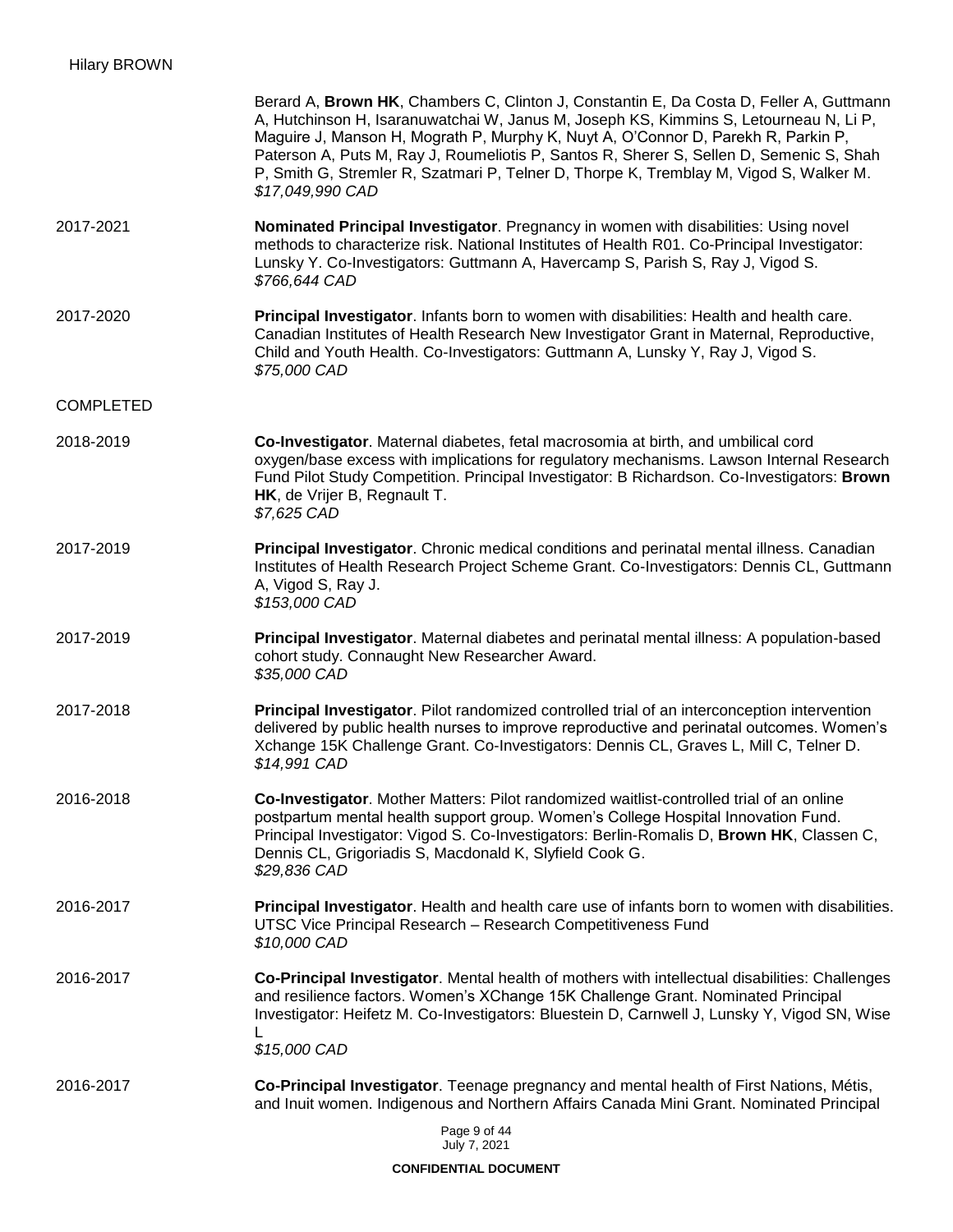Berard A, **Brown HK**, Chambers C, Clinton J, Constantin E, Da Costa D, Feller A, Guttmann A, Hutchinson H, Isaranuwatchai W, Janus M, Joseph KS, Kimmins S, Letourneau N, Li P, Maguire J, Manson H, Mograth P, Murphy K, Nuyt A, O'Connor D, Parekh R, Parkin P, Paterson A, Puts M, Ray J, Roumeliotis P, Santos R, Sherer S, Sellen D, Semenic S, Shah P, Smith G, Stremler R, Szatmari P, Telner D, Thorpe K, Tremblay M, Vigod S, Walker M.
*$17,049,990 CAD*

2017-2021 — **Nominated Principal Investigator**. Pregnancy in women with disabilities: Using novel methods to characterize risk. National Institutes of Health R01. Co-Principal Investigator: Lunsky Y. Co-Investigators: Guttmann A, Havercamp S, Parish S, Ray J, Vigod S.
*$766,644 CAD*

2017-2020 — **Principal Investigator**. Infants born to women with disabilities: Health and health care. Canadian Institutes of Health Research New Investigator Grant in Maternal, Reproductive, Child and Youth Health. Co-Investigators: Guttmann A, Lunsky Y, Ray J, Vigod S.
*$75,000 CAD*

COMPLETED

2018-2019 — **Co-Investigator**. Maternal diabetes, fetal macrosomia at birth, and umbilical cord oxygen/base excess with implications for regulatory mechanisms. Lawson Internal Research Fund Pilot Study Competition. Principal Investigator: B Richardson. Co-Investigators: **Brown HK**, de Vrijer B, Regnault T.
*$7,625 CAD*

2017-2019 — **Principal Investigator**. Chronic medical conditions and perinatal mental illness. Canadian Institutes of Health Research Project Scheme Grant. Co-Investigators: Dennis CL, Guttmann A, Vigod S, Ray J.
*$153,000 CAD*

2017-2019 — **Principal Investigator**. Maternal diabetes and perinatal mental illness: A population-based cohort study. Connaught New Researcher Award.
*$35,000 CAD*

2017-2018 — **Principal Investigator**. Pilot randomized controlled trial of an interconception intervention delivered by public health nurses to improve reproductive and perinatal outcomes. Women's Xchange 15K Challenge Grant. Co-Investigators: Dennis CL, Graves L, Mill C, Telner D.
*$14,991 CAD*

2016-2018 — **Co-Investigator**. Mother Matters: Pilot randomized waitlist-controlled trial of an online postpartum mental health support group. Women's College Hospital Innovation Fund. Principal Investigator: Vigod S. Co-Investigators: Berlin-Romalis D, **Brown HK**, Classen C, Dennis CL, Grigoriadis S, Macdonald K, Slyfield Cook G.
*$29,836 CAD*

2016-2017 — **Principal Investigator**. Health and health care use of infants born to women with disabilities. UTSC Vice Principal Research – Research Competitiveness Fund
*$10,000 CAD*

2016-2017 — **Co-Principal Investigator**. Mental health of mothers with intellectual disabilities: Challenges and resilience factors. Women's XChange 15K Challenge Grant. Nominated Principal Investigator: Heifetz M. Co-Investigators: Bluestein D, Carnwell J, Lunsky Y, Vigod SN, Wise L
*$15,000 CAD*

2016-2017 — **Co-Principal Investigator**. Teenage pregnancy and mental health of First Nations, Métis, and Inuit women. Indigenous and Northern Affairs Canada Mini Grant. Nominated Principal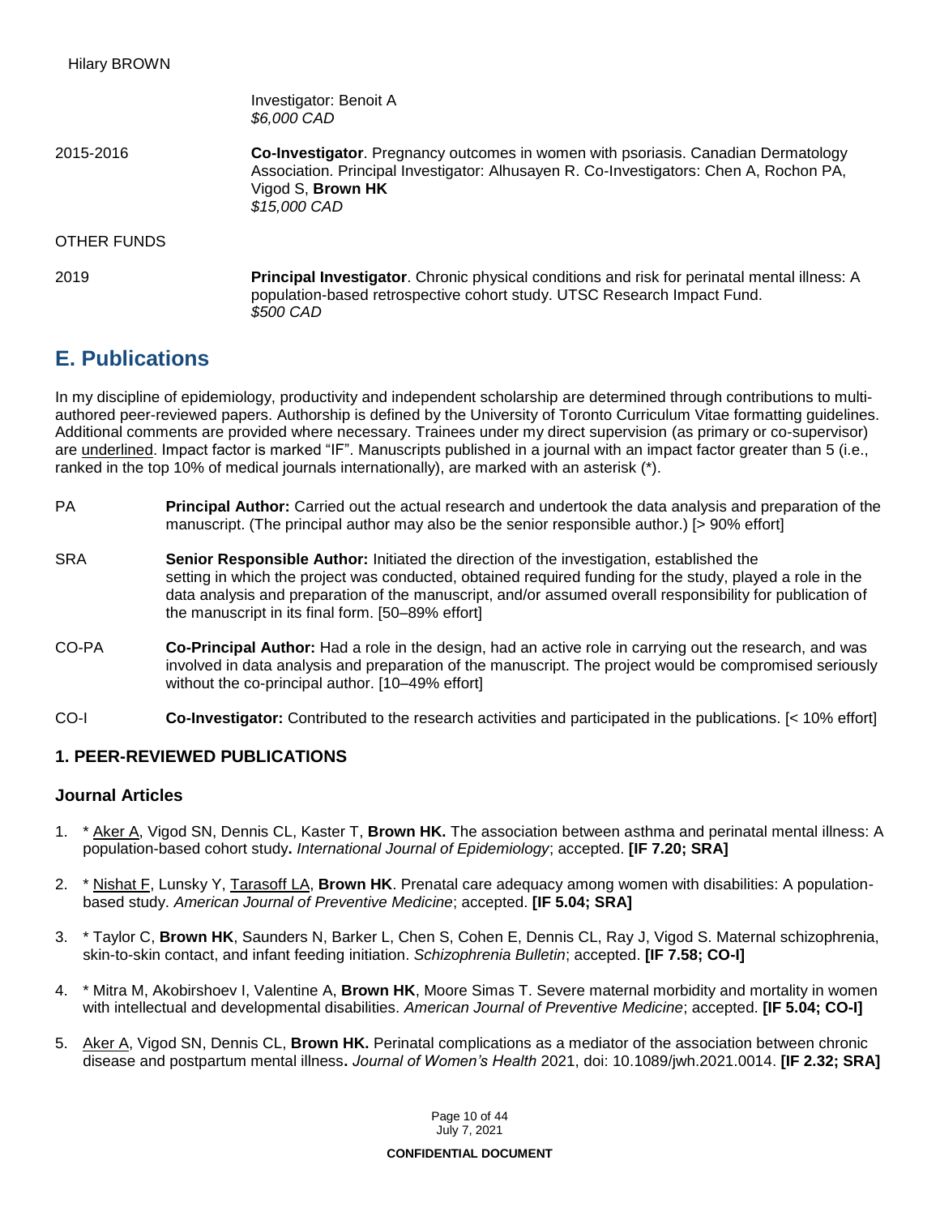Investigator: Benoit A
*$6,000 CAD*

2015-2016 **Co-Investigator**. Pregnancy outcomes in women with psoriasis. Canadian Dermatology Association. Principal Investigator: Alhusayen R. Co-Investigators: Chen A, Rochon PA, Vigod S, **Brown HK**
*$15,000 CAD*

OTHER FUNDS

2019 **Principal Investigator**. Chronic physical conditions and risk for perinatal mental illness: A population-based retrospective cohort study. UTSC Research Impact Fund.
*$500 CAD*

## E. Publications

In my discipline of epidemiology, productivity and independent scholarship are determined through contributions to multi-authored peer-reviewed papers. Authorship is defined by the University of Toronto Curriculum Vitae formatting guidelines. Additional comments are provided where necessary. Trainees under my direct supervision (as primary or co-supervisor) are <u>underlined</u>. Impact factor is marked "IF". Manuscripts published in a journal with an impact factor greater than 5 (i.e., ranked in the top 10% of medical journals internationally), are marked with an asterisk (*).

PA **Principal Author:** Carried out the actual research and undertook the data analysis and preparation of the manuscript. (The principal author may also be the senior responsible author.) [> 90% effort]

SRA **Senior Responsible Author:** Initiated the direction of the investigation, established the setting in which the project was conducted, obtained required funding for the study, played a role in the data analysis and preparation of the manuscript, and/or assumed overall responsibility for publication of the manuscript in its final form. [50–89% effort]

CO-PA **Co-Principal Author:** Had a role in the design, had an active role in carrying out the research, and was involved in data analysis and preparation of the manuscript. The project would be compromised seriously without the co-principal author. [10–49% effort]

CO-I **Co-Investigator:** Contributed to the research activities and participated in the publications. [< 10% effort]

### 1. PEER-REVIEWED PUBLICATIONS

### Journal Articles

1. * <u>Aker A</u>, Vigod SN, Dennis CL, Kaster T, **Brown HK.** The association between asthma and perinatal mental illness: A population-based cohort study**.** *International Journal of Epidemiology*; accepted. **[IF 7.20; SRA]**

2. * <u>Nishat F</u>, Lunsky Y, <u>Tarasoff LA</u>, **Brown HK**. Prenatal care adequacy among women with disabilities: A population-based study. *American Journal of Preventive Medicine*; accepted. **[IF 5.04; SRA]**

3. * Taylor C, **Brown HK**, Saunders N, Barker L, Chen S, Cohen E, Dennis CL, Ray J, Vigod S. Maternal schizophrenia, skin-to-skin contact, and infant feeding initiation. *Schizophrenia Bulletin*; accepted. **[IF 7.58; CO-I]**

4. * Mitra M, Akobirshoev I, Valentine A, **Brown HK**, Moore Simas T. Severe maternal morbidity and mortality in women with intellectual and developmental disabilities. *American Journal of Preventive Medicine*; accepted. **[IF 5.04; CO-I]**

5. <u>Aker A</u>, Vigod SN, Dennis CL, **Brown HK.** Perinatal complications as a mediator of the association between chronic disease and postpartum mental illness**.** *Journal of Women's Health* 2021, doi: 10.1089/jwh.2021.0014. **[IF 2.32; SRA]**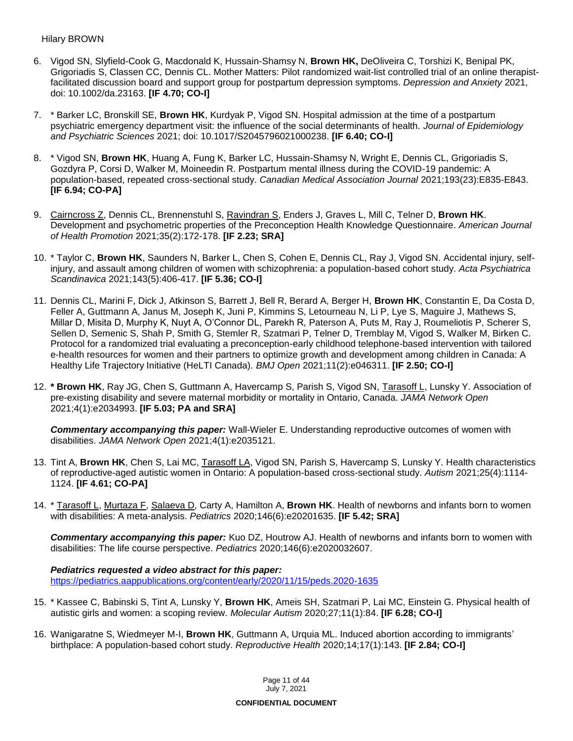6. Vigod SN, Slyfield-Cook G, Macdonald K, Hussain-Shamsy N, **Brown HK,** DeOliveira C, Torshizi K, Benipal PK, Grigoriadis S, Classen CC, Dennis CL. Mother Matters: Pilot randomized wait-list controlled trial of an online therapist-facilitated discussion board and support group for postpartum depression symptoms. *Depression and Anxiety* 2021, doi: 10.1002/da.23163. **[IF 4.70; CO-I]**

7. * Barker LC, Bronskill SE, **Brown HK**, Kurdyak P, Vigod SN. Hospital admission at the time of a postpartum psychiatric emergency department visit: the influence of the social determinants of health. *Journal of Epidemiology and Psychiatric Sciences* 2021; doi: 10.1017/S2045796021000238. **[IF 6.40; CO-I]**

8. * Vigod SN, **Brown HK**, Huang A, Fung K, Barker LC, Hussain-Shamsy N, Wright E, Dennis CL, Grigoriadis S, Gozdyra P, Corsi D, Walker M, Moineedin R. Postpartum mental illness during the COVID-19 pandemic: A population-based, repeated cross-sectional study. *Canadian Medical Association Journal* 2021;193(23):E835-E843. **[IF 6.94; CO-PA]**

9. <u>Cairncross Z</u>, Dennis CL, Brennenstuhl S, <u>Ravindran S</u>, Enders J, Graves L, Mill C, Telner D, **Brown HK**. Development and psychometric properties of the Preconception Health Knowledge Questionnaire. *American Journal of Health Promotion* 2021;35(2):172-178. **[IF 2.23; SRA]**

10. * Taylor C, **Brown HK**, Saunders N, Barker L, Chen S, Cohen E, Dennis CL, Ray J, Vigod SN. Accidental injury, self-injury, and assault among children of women with schizophrenia: a population-based cohort study. *Acta Psychiatrica Scandinavica* 2021;143(5):406-417. **[IF 5.36; CO-I]**

11. Dennis CL, Marini F, Dick J, Atkinson S, Barrett J, Bell R, Berard A, Berger H, **Brown HK**, Constantin E, Da Costa D, Feller A, Guttmann A, Janus M, Joseph K, Juni P, Kimmins S, Letourneau N, Li P, Lye S, Maguire J, Mathews S, Millar D, Misita D, Murphy K, Nuyt A, O'Connor DL, Parekh R, Paterson A, Puts M, Ray J, Roumeliotis P, Scherer S, Sellen D, Semenic S, Shah P, Smith G, Stemler R, Szatmari P, Telner D, Tremblay M, Vigod S, Walker M, Birken C. Protocol for a randomized trial evaluating a preconception-early childhood telephone-based intervention with tailored e-health resources for women and their partners to optimize growth and development among children in Canada: A Healthy Life Trajectory Initiative (HeLTI Canada). *BMJ Open* 2021;11(2):e046311. **[IF 2.50; CO-I]**

12. *** Brown HK**, Ray JG, Chen S, Guttmann A, Havercamp S, Parish S, Vigod SN, <u>Tarasoff L</u>, Lunsky Y. Association of pre-existing disability and severe maternal morbidity or mortality in Ontario, Canada. *JAMA Network Open* 2021;4(1):e2034993. **[IF 5.03; PA and SRA]**

    ***Commentary accompanying this paper:*** Wall-Wieler E. Understanding reproductive outcomes of women with disabilities. *JAMA Network Open* 2021;4(1):e2035121.

13. Tint A, **Brown HK**, Chen S, Lai MC, <u>Tarasoff LA</u>, Vigod SN, Parish S, Havercamp S, Lunsky Y. Health characteristics of reproductive-aged autistic women in Ontario: A population-based cross-sectional study. *Autism* 2021;25(4):1114-1124. **[IF 4.61; CO-PA]**

14. * <u>Tarasoff L</u>, <u>Murtaza F</u>, <u>Salaeva D</u>, Carty A, Hamilton A, **Brown HK**. Health of newborns and infants born to women with disabilities: A meta-analysis. *Pediatrics* 2020;146(6):e20201635. **[IF 5.42; SRA]**

    ***Commentary accompanying this paper:*** Kuo DZ, Houtrow AJ. Health of newborns and infants born to women with disabilities: The life course perspective. *Pediatrics* 2020;146(6):e2020032607.

    ***Pediatrics requested a video abstract for this paper:***
    https://pediatrics.aappublications.org/content/early/2020/11/15/peds.2020-1635

15. * Kassee C, Babinski S, Tint A, Lunsky Y, **Brown HK**, Ameis SH, Szatmari P, Lai MC, Einstein G. Physical health of autistic girls and women: a scoping review. *Molecular Autism* 2020;27;11(1):84. **[IF 6.28; CO-I]**

16. Wanigaratne S, Wiedmeyer M-I, **Brown HK**, Guttmann A, Urquia ML. Induced abortion according to immigrants' birthplace: A population-based cohort study. *Reproductive Health* 2020;14;17(1):143. **[IF 2.84; CO-I]**

**CONFIDENTIAL DOCUMENT**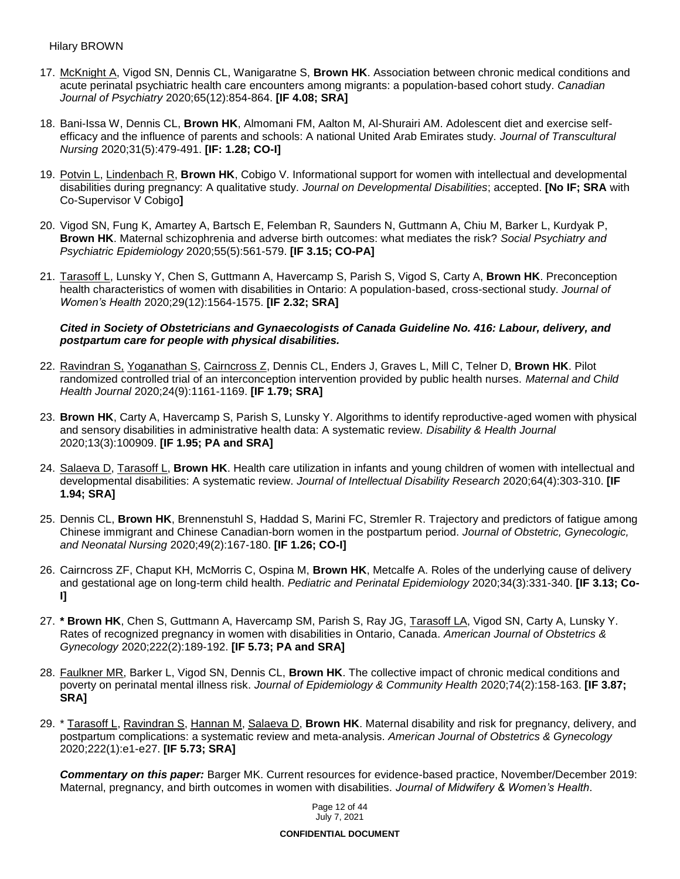17. McKnight A, Vigod SN, Dennis CL, Wanigaratne S, **Brown HK**. Association between chronic medical conditions and acute perinatal psychiatric health care encounters among migrants: a population-based cohort study. *Canadian Journal of Psychiatry* 2020;65(12):854-864. **[IF 4.08; SRA]**

18. Bani-Issa W, Dennis CL, **Brown HK**, Almomani FM, Aalton M, Al-Shurairi AM. Adolescent diet and exercise self-efficacy and the influence of parents and schools: A national United Arab Emirates study. *Journal of Transcultural Nursing* 2020;31(5):479-491. **[IF: 1.28; CO-I]**

19. Potvin L, Lindenbach R, **Brown HK**, Cobigo V. Informational support for women with intellectual and developmental disabilities during pregnancy: A qualitative study. *Journal on Developmental Disabilities*; accepted. **[No IF; SRA** with Co-Supervisor V Cobigo**]**

20. Vigod SN, Fung K, Amartey A, Bartsch E, Felemban R, Saunders N, Guttmann A, Chiu M, Barker L, Kurdyak P, **Brown HK**. Maternal schizophrenia and adverse birth outcomes: what mediates the risk? *Social Psychiatry and Psychiatric Epidemiology* 2020;55(5):561-579. **[IF 3.15; CO-PA]**

21. Tarasoff L, Lunsky Y, Chen S, Guttmann A, Havercamp S, Parish S, Vigod S, Carty A, **Brown HK**. Preconception health characteristics of women with disabilities in Ontario: A population-based, cross-sectional study. *Journal of Women's Health* 2020;29(12):1564-1575. **[IF 2.32; SRA]**

    ***Cited in Society of Obstetricians and Gynaecologists of Canada Guideline No. 416: Labour, delivery, and postpartum care for people with physical disabilities.***

22. Ravindran S, Yoganathan S, Cairncross Z, Dennis CL, Enders J, Graves L, Mill C, Telner D, **Brown HK**. Pilot randomized controlled trial of an interconception intervention provided by public health nurses. *Maternal and Child Health Journal* 2020;24(9):1161-1169. **[IF 1.79; SRA]**

23. **Brown HK**, Carty A, Havercamp S, Parish S, Lunsky Y. Algorithms to identify reproductive-aged women with physical and sensory disabilities in administrative health data: A systematic review. *Disability & Health Journal* 2020;13(3):100909. **[IF 1.95; PA and SRA]**

24. Salaeva D, Tarasoff L, **Brown HK**. Health care utilization in infants and young children of women with intellectual and developmental disabilities: A systematic review. *Journal of Intellectual Disability Research* 2020;64(4):303-310. **[IF 1.94; SRA]**

25. Dennis CL, **Brown HK**, Brennenstuhl S, Haddad S, Marini FC, Stremler R. Trajectory and predictors of fatigue among Chinese immigrant and Chinese Canadian-born women in the postpartum period. *Journal of Obstetric, Gynecologic, and Neonatal Nursing* 2020;49(2):167-180. **[IF 1.26; CO-I]**

26. Cairncross ZF, Chaput KH, McMorris C, Ospina M, **Brown HK**, Metcalfe A. Roles of the underlying cause of delivery and gestational age on long-term child health. *Pediatric and Perinatal Epidemiology* 2020;34(3):331-340. **[IF 3.13; Co-I]**

27. **\* Brown HK**, Chen S, Guttmann A, Havercamp SM, Parish S, Ray JG, Tarasoff LA, Vigod SN, Carty A, Lunsky Y. Rates of recognized pregnancy in women with disabilities in Ontario, Canada. *American Journal of Obstetrics & Gynecology* 2020;222(2):189-192. **[IF 5.73; PA and SRA]**

28. Faulkner MR, Barker L, Vigod SN, Dennis CL, **Brown HK**. The collective impact of chronic medical conditions and poverty on perinatal mental illness risk. *Journal of Epidemiology & Community Health* 2020;74(2):158-163. **[IF 3.87; SRA]**

29. \* Tarasoff L, Ravindran S, Hannan M, Salaeva D, **Brown HK**. Maternal disability and risk for pregnancy, delivery, and postpartum complications: a systematic review and meta-analysis. *American Journal of Obstetrics & Gynecology* 2020;222(1):e1-e27. **[IF 5.73; SRA]**

    ***Commentary on this paper:*** Barger MK. Current resources for evidence-based practice, November/December 2019: Maternal, pregnancy, and birth outcomes in women with disabilities. *Journal of Midwifery & Women's Health*.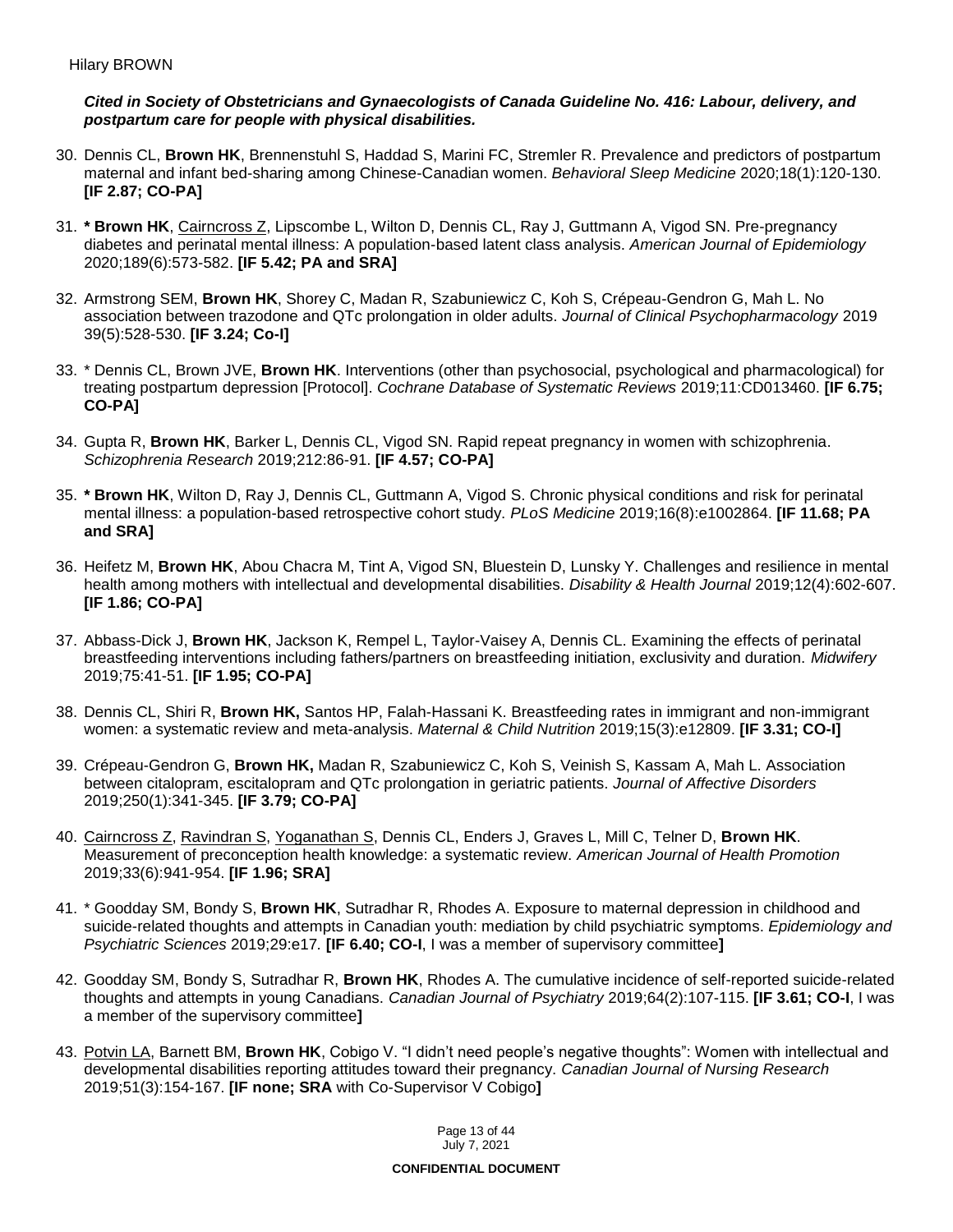***Cited in Society of Obstetricians and Gynaecologists of Canada Guideline No. 416: Labour, delivery, and postpartum care for people with physical disabilities.***

30. Dennis CL, **Brown HK**, Brennenstuhl S, Haddad S, Marini FC, Stremler R. Prevalence and predictors of postpartum maternal and infant bed-sharing among Chinese-Canadian women. *Behavioral Sleep Medicine* 2020;18(1):120-130. **[IF 2.87; CO-PA]**

31. **\* Brown HK**, Cairncross Z, Lipscombe L, Wilton D, Dennis CL, Ray J, Guttmann A, Vigod SN. Pre-pregnancy diabetes and perinatal mental illness: A population-based latent class analysis. *American Journal of Epidemiology* 2020;189(6):573-582. **[IF 5.42; PA and SRA]**

32. Armstrong SEM, **Brown HK**, Shorey C, Madan R, Szabuniewicz C, Koh S, Crépeau-Gendron G, Mah L. No association between trazodone and QTc prolongation in older adults. *Journal of Clinical Psychopharmacology* 2019 39(5):528-530. **[IF 3.24; Co-I]**

33. \* Dennis CL, Brown JVE, **Brown HK**. Interventions (other than psychosocial, psychological and pharmacological) for treating postpartum depression [Protocol]. *Cochrane Database of Systematic Reviews* 2019;11:CD013460. **[IF 6.75; CO-PA]**

34. Gupta R, **Brown HK**, Barker L, Dennis CL, Vigod SN. Rapid repeat pregnancy in women with schizophrenia. *Schizophrenia Research* 2019;212:86-91. **[IF 4.57; CO-PA]**

35. **\* Brown HK**, Wilton D, Ray J, Dennis CL, Guttmann A, Vigod S. Chronic physical conditions and risk for perinatal mental illness: a population-based retrospective cohort study. *PLoS Medicine* 2019;16(8):e1002864. **[IF 11.68; PA and SRA]**

36. Heifetz M, **Brown HK**, Abou Chacra M, Tint A, Vigod SN, Bluestein D, Lunsky Y. Challenges and resilience in mental health among mothers with intellectual and developmental disabilities. *Disability & Health Journal* 2019;12(4):602-607. **[IF 1.86; CO-PA]**

37. Abbass-Dick J, **Brown HK**, Jackson K, Rempel L, Taylor-Vaisey A, Dennis CL. Examining the effects of perinatal breastfeeding interventions including fathers/partners on breastfeeding initiation, exclusivity and duration. *Midwifery* 2019;75:41-51. **[IF 1.95; CO-PA]**

38. Dennis CL, Shiri R, **Brown HK,** Santos HP, Falah-Hassani K. Breastfeeding rates in immigrant and non-immigrant women: a systematic review and meta-analysis. *Maternal & Child Nutrition* 2019;15(3):e12809. **[IF 3.31; CO-I]**

39. Crépeau-Gendron G, **Brown HK,** Madan R, Szabuniewicz C, Koh S, Veinish S, Kassam A, Mah L. Association between citalopram, escitalopram and QTc prolongation in geriatric patients. *Journal of Affective Disorders* 2019;250(1):341-345. **[IF 3.79; CO-PA]**

40. Cairncross Z, Ravindran S, Yoganathan S, Dennis CL, Enders J, Graves L, Mill C, Telner D, **Brown HK**. Measurement of preconception health knowledge: a systematic review. *American Journal of Health Promotion* 2019;33(6):941-954. **[IF 1.96; SRA]**

41. \* Goodday SM, Bondy S, **Brown HK**, Sutradhar R, Rhodes A. Exposure to maternal depression in childhood and suicide-related thoughts and attempts in Canadian youth: mediation by child psychiatric symptoms. *Epidemiology and Psychiatric Sciences* 2019;29:e17. **[IF 6.40; CO-I**, I was a member of supervisory committee**]**

42. Goodday SM, Bondy S, Sutradhar R, **Brown HK**, Rhodes A. The cumulative incidence of self-reported suicide-related thoughts and attempts in young Canadians. *Canadian Journal of Psychiatry* 2019;64(2):107-115. **[IF 3.61; CO-I**, I was a member of the supervisory committee**]**

43. Potvin LA, Barnett BM, **Brown HK**, Cobigo V. "I didn't need people's negative thoughts": Women with intellectual and developmental disabilities reporting attitudes toward their pregnancy. *Canadian Journal of Nursing Research* 2019;51(3):154-167. **[IF none; SRA** with Co-Supervisor V Cobigo**]**

July 7, 2021

**CONFIDENTIAL DOCUMENT**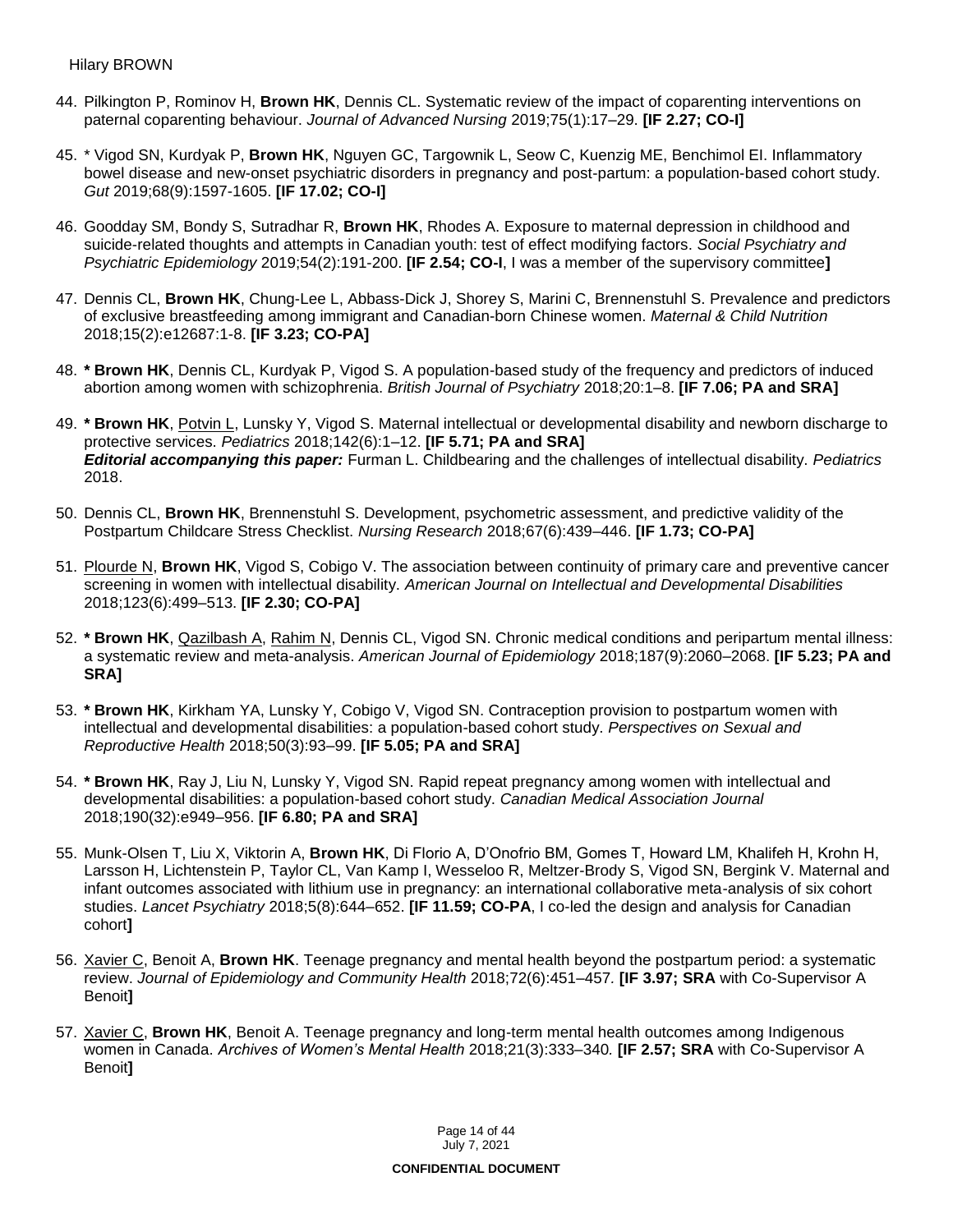44. Pilkington P, Rominov H, **Brown HK**, Dennis CL. Systematic review of the impact of coparenting interventions on paternal coparenting behaviour. *Journal of Advanced Nursing* 2019;75(1):17–29. **[IF 2.27; CO-I]**

45. * Vigod SN, Kurdyak P, **Brown HK**, Nguyen GC, Targownik L, Seow C, Kuenzig ME, Benchimol EI. Inflammatory bowel disease and new-onset psychiatric disorders in pregnancy and post-partum: a population-based cohort study. *Gut* 2019;68(9):1597-1605. **[IF 17.02; CO-I]**

46. Goodday SM, Bondy S, Sutradhar R, **Brown HK**, Rhodes A. Exposure to maternal depression in childhood and suicide-related thoughts and attempts in Canadian youth: test of effect modifying factors. *Social Psychiatry and Psychiatric Epidemiology* 2019;54(2):191-200. **[IF 2.54; CO-I**, I was a member of the supervisory committee**]**

47. Dennis CL, **Brown HK**, Chung-Lee L, Abbass-Dick J, Shorey S, Marini C, Brennenstuhl S. Prevalence and predictors of exclusive breastfeeding among immigrant and Canadian-born Chinese women. *Maternal & Child Nutrition* 2018;15(2):e12687:1-8. **[IF 3.23; CO-PA]**

48. **\* Brown HK**, Dennis CL, Kurdyak P, Vigod S. A population-based study of the frequency and predictors of induced abortion among women with schizophrenia. *British Journal of Psychiatry* 2018;20:1–8. **[IF 7.06; PA and SRA]**

49. **\* Brown HK**, Potvin L, Lunsky Y, Vigod S. Maternal intellectual or developmental disability and newborn discharge to protective services. *Pediatrics* 2018;142(6):1–12. **[IF 5.71; PA and SRA]**
    ***Editorial accompanying this paper:*** Furman L. Childbearing and the challenges of intellectual disability. *Pediatrics* 2018.

50. Dennis CL, **Brown HK**, Brennenstuhl S. Development, psychometric assessment, and predictive validity of the Postpartum Childcare Stress Checklist. *Nursing Research* 2018;67(6):439–446. **[IF 1.73; CO-PA]**

51. Plourde N, **Brown HK**, Vigod S, Cobigo V. The association between continuity of primary care and preventive cancer screening in women with intellectual disability. *American Journal on Intellectual and Developmental Disabilities* 2018;123(6):499–513. **[IF 2.30; CO-PA]**

52. **\* Brown HK**, Qazilbash A, Rahim N, Dennis CL, Vigod SN. Chronic medical conditions and peripartum mental illness: a systematic review and meta-analysis. *American Journal of Epidemiology* 2018;187(9):2060–2068. **[IF 5.23; PA and SRA]**

53. **\* Brown HK**, Kirkham YA, Lunsky Y, Cobigo V, Vigod SN. Contraception provision to postpartum women with intellectual and developmental disabilities: a population-based cohort study. *Perspectives on Sexual and Reproductive Health* 2018;50(3):93–99. **[IF 5.05; PA and SRA]**

54. **\* Brown HK**, Ray J, Liu N, Lunsky Y, Vigod SN. Rapid repeat pregnancy among women with intellectual and developmental disabilities: a population-based cohort study. *Canadian Medical Association Journal* 2018;190(32):e949–956. **[IF 6.80; PA and SRA]**

55. Munk-Olsen T, Liu X, Viktorin A, **Brown HK**, Di Florio A, D'Onofrio BM, Gomes T, Howard LM, Khalifeh H, Krohn H, Larsson H, Lichtenstein P, Taylor CL, Van Kamp I, Wesseloo R, Meltzer-Brody S, Vigod SN, Bergink V. Maternal and infant outcomes associated with lithium use in pregnancy: an international collaborative meta-analysis of six cohort studies. *Lancet Psychiatry* 2018;5(8):644–652. **[IF 11.59; CO-PA**, I co-led the design and analysis for Canadian cohort**]**

56. Xavier C, Benoit A, **Brown HK**. Teenage pregnancy and mental health beyond the postpartum period: a systematic review. *Journal of Epidemiology and Community Health* 2018;72(6):451–457. **[IF 3.97; SRA** with Co-Supervisor A Benoit**]**

57. Xavier C, **Brown HK**, Benoit A. Teenage pregnancy and long-term mental health outcomes among Indigenous women in Canada. *Archives of Women's Mental Health* 2018;21(3):333–340. **[IF 2.57; SRA** with Co-Supervisor A Benoit**]**

**CONFIDENTIAL DOCUMENT**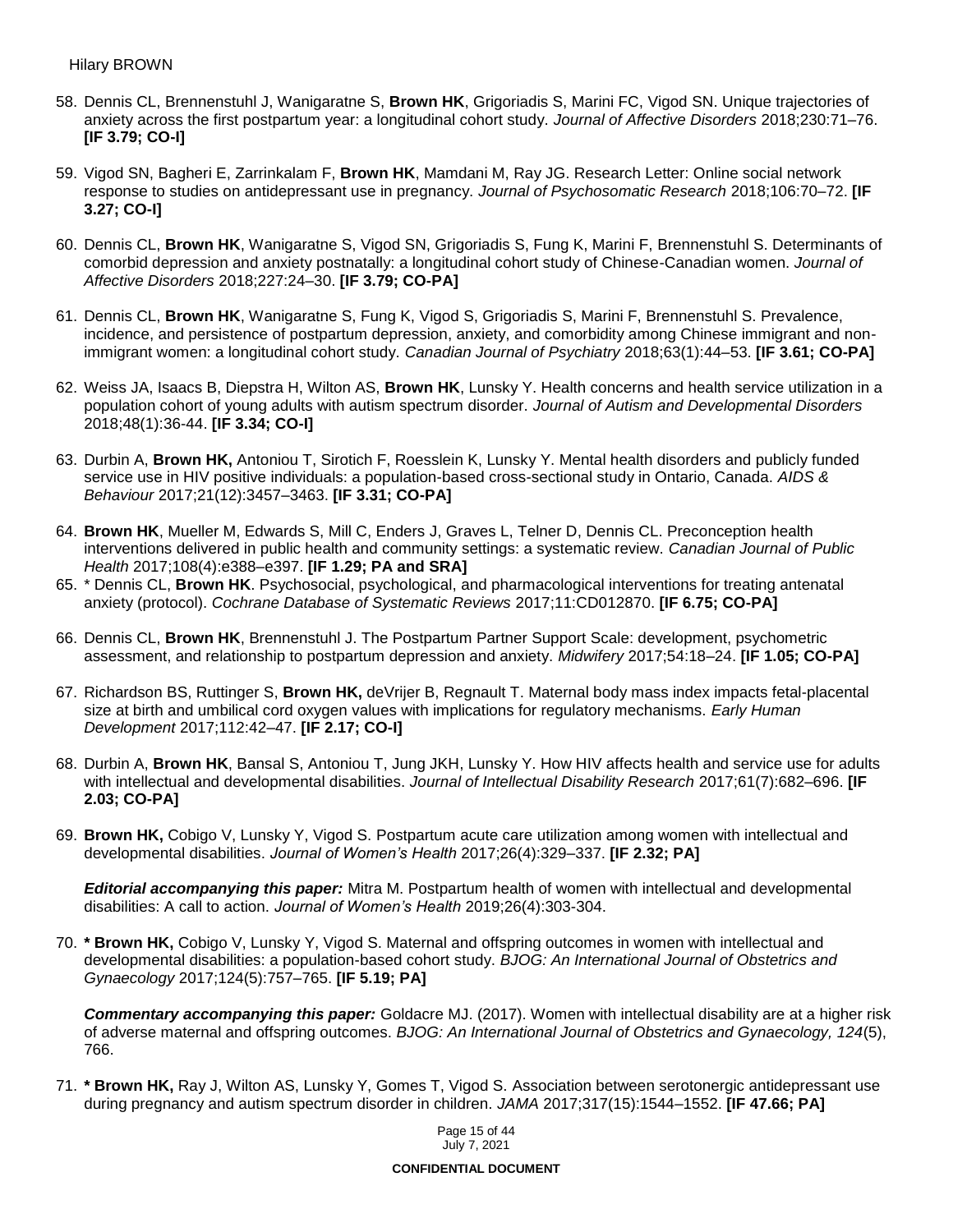58. Dennis CL, Brennenstuhl J, Wanigaratne S, **Brown HK**, Grigoriadis S, Marini FC, Vigod SN. Unique trajectories of anxiety across the first postpartum year: a longitudinal cohort study. *Journal of Affective Disorders* 2018;230:71–76. **[IF 3.79; CO-I]**

59. Vigod SN, Bagheri E, Zarrinkalam F, **Brown HK**, Mamdani M, Ray JG. Research Letter: Online social network response to studies on antidepressant use in pregnancy. *Journal of Psychosomatic Research* 2018;106:70–72. **[IF 3.27; CO-I]**

60. Dennis CL, **Brown HK**, Wanigaratne S, Vigod SN, Grigoriadis S, Fung K, Marini F, Brennenstuhl S. Determinants of comorbid depression and anxiety postnatally: a longitudinal cohort study of Chinese-Canadian women. *Journal of Affective Disorders* 2018;227:24–30. **[IF 3.79; CO-PA]**

61. Dennis CL, **Brown HK**, Wanigaratne S, Fung K, Vigod S, Grigoriadis S, Marini F, Brennenstuhl S. Prevalence, incidence, and persistence of postpartum depression, anxiety, and comorbidity among Chinese immigrant and non-immigrant women: a longitudinal cohort study. *Canadian Journal of Psychiatry* 2018;63(1):44–53. **[IF 3.61; CO-PA]**

62. Weiss JA, Isaacs B, Diepstra H, Wilton AS, **Brown HK**, Lunsky Y. Health concerns and health service utilization in a population cohort of young adults with autism spectrum disorder. *Journal of Autism and Developmental Disorders* 2018;48(1):36-44. **[IF 3.34; CO-I]**

63. Durbin A, **Brown HK,** Antoniou T, Sirotich F, Roesslein K, Lunsky Y. Mental health disorders and publicly funded service use in HIV positive individuals: a population-based cross-sectional study in Ontario, Canada. *AIDS & Behaviour* 2017;21(12):3457–3463. **[IF 3.31; CO-PA]**

64. **Brown HK**, Mueller M, Edwards S, Mill C, Enders J, Graves L, Telner D, Dennis CL. Preconception health interventions delivered in public health and community settings: a systematic review. *Canadian Journal of Public Health* 2017;108(4):e388–e397. **[IF 1.29; PA and SRA]**

65. * Dennis CL, **Brown HK**. Psychosocial, psychological, and pharmacological interventions for treating antenatal anxiety (protocol). *Cochrane Database of Systematic Reviews* 2017;11:CD012870. **[IF 6.75; CO-PA]**

66. Dennis CL, **Brown HK**, Brennenstuhl J. The Postpartum Partner Support Scale: development, psychometric assessment, and relationship to postpartum depression and anxiety. *Midwifery* 2017;54:18–24. **[IF 1.05; CO-PA]**

67. Richardson BS, Ruttinger S, **Brown HK,** deVrijer B, Regnault T. Maternal body mass index impacts fetal-placental size at birth and umbilical cord oxygen values with implications for regulatory mechanisms. *Early Human Development* 2017;112:42–47. **[IF 2.17; CO-I]**

68. Durbin A, **Brown HK**, Bansal S, Antoniou T, Jung JKH, Lunsky Y. How HIV affects health and service use for adults with intellectual and developmental disabilities. *Journal of Intellectual Disability Research* 2017;61(7):682–696. **[IF 2.03; CO-PA]**

69. **Brown HK,** Cobigo V, Lunsky Y, Vigod S. Postpartum acute care utilization among women with intellectual and developmental disabilities. *Journal of Women's Health* 2017;26(4):329–337. **[IF 2.32; PA]**

    ***Editorial accompanying this paper:*** Mitra M. Postpartum health of women with intellectual and developmental disabilities: A call to action. *Journal of Women's Health* 2019;26(4):303-304.

70. **\* Brown HK,** Cobigo V, Lunsky Y, Vigod S. Maternal and offspring outcomes in women with intellectual and developmental disabilities: a population-based cohort study. *BJOG: An International Journal of Obstetrics and Gynaecology* 2017;124(5):757–765. **[IF 5.19; PA]**

    ***Commentary accompanying this paper:*** Goldacre MJ. (2017). Women with intellectual disability are at a higher risk of adverse maternal and offspring outcomes. *BJOG: An International Journal of Obstetrics and Gynaecology, 124*(5), 766.

71. **\* Brown HK,** Ray J, Wilton AS, Lunsky Y, Gomes T, Vigod S. Association between serotonergic antidepressant use during pregnancy and autism spectrum disorder in children. *JAMA* 2017;317(15):1544–1552. **[IF 47.66; PA]**

CONFIDENTIAL DOCUMENT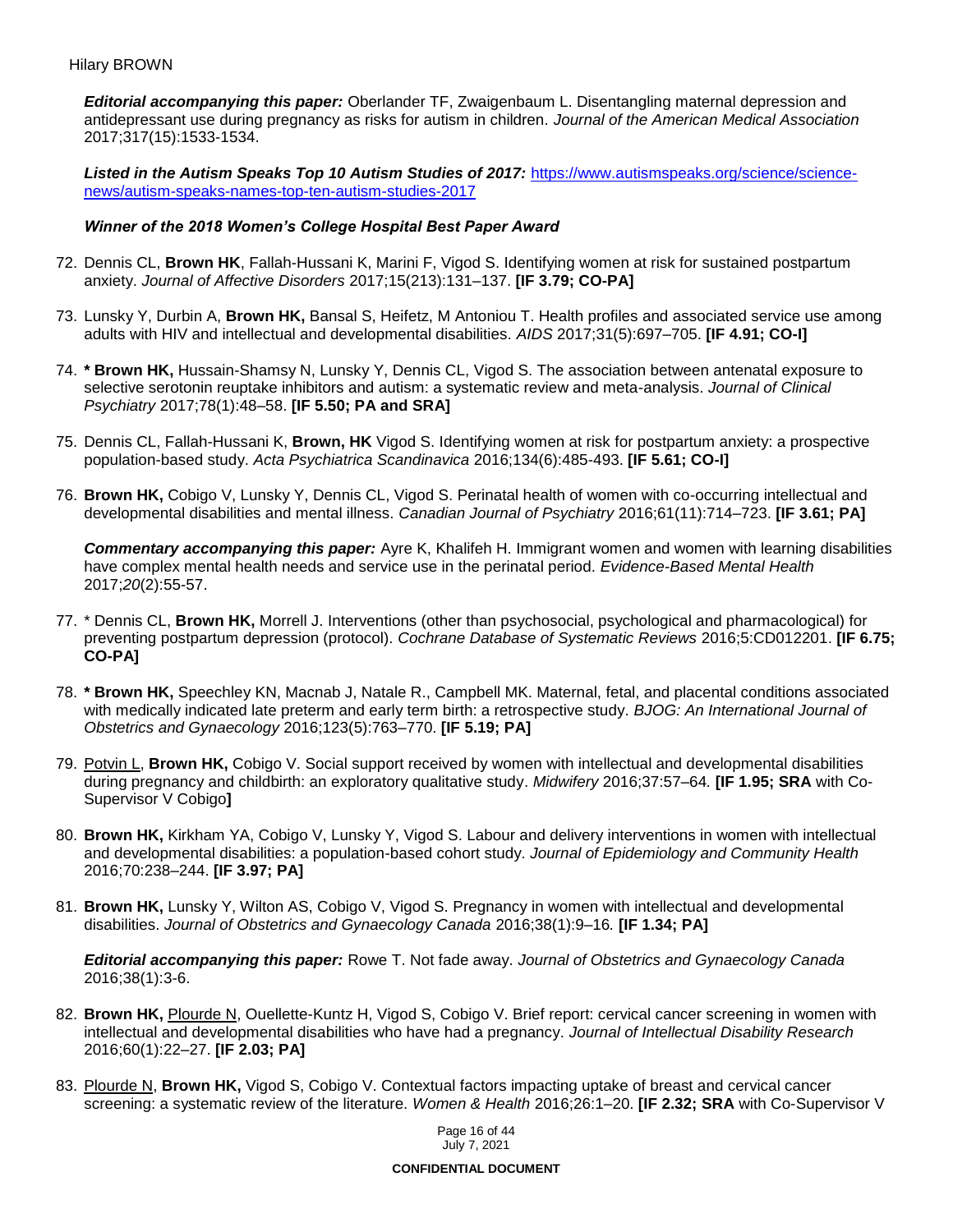***Editorial accompanying this paper:*** Oberlander TF, Zwaigenbaum L. Disentangling maternal depression and antidepressant use during pregnancy as risks for autism in children. *Journal of the American Medical Association* 2017;317(15):1533-1534.

***Listed in the Autism Speaks Top 10 Autism Studies of 2017:*** https://www.autismspeaks.org/science/science-news/autism-speaks-names-top-ten-autism-studies-2017

***Winner of the 2018 Women's College Hospital Best Paper Award***

72. Dennis CL, **Brown HK**, Fallah-Hussani K, Marini F, Vigod S. Identifying women at risk for sustained postpartum anxiety. *Journal of Affective Disorders* 2017;15(213):131–137. **[IF 3.79; CO-PA]**

73. Lunsky Y, Durbin A, **Brown HK,** Bansal S, Heifetz, M Antoniou T. Health profiles and associated service use among adults with HIV and intellectual and developmental disabilities. *AIDS* 2017;31(5):697–705. **[IF 4.91; CO-I]**

74. **\* Brown HK,** Hussain-Shamsy N, Lunsky Y, Dennis CL, Vigod S. The association between antenatal exposure to selective serotonin reuptake inhibitors and autism: a systematic review and meta-analysis. *Journal of Clinical Psychiatry* 2017;78(1):48–58. **[IF 5.50; PA and SRA]**

75. Dennis CL, Fallah-Hussani K, **Brown, HK** Vigod S. Identifying women at risk for postpartum anxiety: a prospective population-based study. *Acta Psychiatrica Scandinavica* 2016;134(6):485-493. **[IF 5.61; CO-I]**

76. **Brown HK,** Cobigo V, Lunsky Y, Dennis CL, Vigod S. Perinatal health of women with co-occurring intellectual and developmental disabilities and mental illness. *Canadian Journal of Psychiatry* 2016;61(11):714–723. **[IF 3.61; PA]**

    ***Commentary accompanying this paper:*** Ayre K, Khalifeh H. Immigrant women and women with learning disabilities have complex mental health needs and service use in the perinatal period. *Evidence-Based Mental Health* 2017;*20*(2):55-57.

77. \* Dennis CL, **Brown HK,** Morrell J. Interventions (other than psychosocial, psychological and pharmacological) for preventing postpartum depression (protocol). *Cochrane Database of Systematic Reviews* 2016;5:CD012201. **[IF 6.75; CO-PA]**

78. **\* Brown HK,** Speechley KN, Macnab J, Natale R., Campbell MK. Maternal, fetal, and placental conditions associated with medically indicated late preterm and early term birth: a retrospective study. *BJOG: An International Journal of Obstetrics and Gynaecology* 2016;123(5):763–770. **[IF 5.19; PA]**

79. <u>Potvin L</u>, **Brown HK,** Cobigo V. Social support received by women with intellectual and developmental disabilities during pregnancy and childbirth: an exploratory qualitative study. *Midwifery* 2016;37:57–64*.* **[IF 1.95; SRA** with Co-Supervisor V Cobigo**]**

80. **Brown HK,** Kirkham YA, Cobigo V, Lunsky Y, Vigod S. Labour and delivery interventions in women with intellectual and developmental disabilities: a population-based cohort study. *Journal of Epidemiology and Community Health* 2016;70:238–244. **[IF 3.97; PA]**

81. **Brown HK,** Lunsky Y, Wilton AS, Cobigo V, Vigod S. Pregnancy in women with intellectual and developmental disabilities. *Journal of Obstetrics and Gynaecology Canada* 2016;38(1):9–16*.* **[IF 1.34; PA]**

    ***Editorial accompanying this paper:*** Rowe T. Not fade away. *Journal of Obstetrics and Gynaecology Canada* 2016;38(1):3-6.

82. **Brown HK,** <u>Plourde N</u>, Ouellette-Kuntz H, Vigod S, Cobigo V. Brief report: cervical cancer screening in women with intellectual and developmental disabilities who have had a pregnancy. *Journal of Intellectual Disability Research* 2016;60(1):22–27. **[IF 2.03; PA]**

83. <u>Plourde N</u>, **Brown HK,** Vigod S, Cobigo V. Contextual factors impacting uptake of breast and cervical cancer screening: a systematic review of the literature. *Women & Health* 2016;26:1–20. **[IF 2.32; SRA** with Co-Supervisor V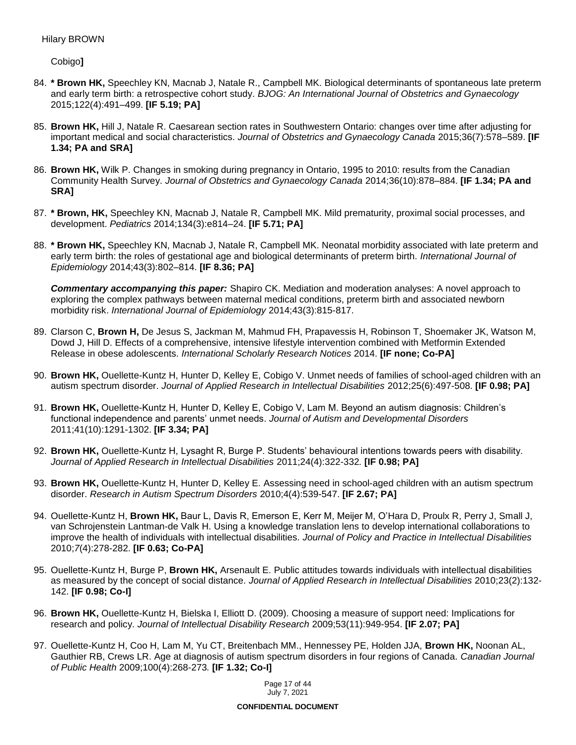Cobigo**]**

84. **\* Brown HK,** Speechley KN, Macnab J, Natale R., Campbell MK. Biological determinants of spontaneous late preterm and early term birth: a retrospective cohort study. *BJOG: An International Journal of Obstetrics and Gynaecology* 2015;122(4):491–499. **[IF 5.19; PA]**

85. **Brown HK,** Hill J, Natale R. Caesarean section rates in Southwestern Ontario: changes over time after adjusting for important medical and social characteristics. *Journal of Obstetrics and Gynaecology Canada* 2015;36(7):578–589. **[IF 1.34; PA and SRA]**

86. **Brown HK,** Wilk P. Changes in smoking during pregnancy in Ontario, 1995 to 2010: results from the Canadian Community Health Survey. *Journal of Obstetrics and Gynaecology Canada* 2014;36(10):878–884. **[IF 1.34; PA and SRA]**

87. **\* Brown, HK,** Speechley KN, Macnab J, Natale R, Campbell MK. Mild prematurity, proximal social processes, and development. *Pediatrics* 2014;134(3):e814–24. **[IF 5.71; PA]**

88. **\* Brown HK,** Speechley KN, Macnab J, Natale R, Campbell MK. Neonatal morbidity associated with late preterm and early term birth: the roles of gestational age and biological determinants of preterm birth. *International Journal of Epidemiology* 2014;43(3):802–814. **[IF 8.36; PA]**

    ***Commentary accompanying this paper:*** Shapiro CK. Mediation and moderation analyses: A novel approach to exploring the complex pathways between maternal medical conditions, preterm birth and associated newborn morbidity risk. *International Journal of Epidemiology* 2014;43(3):815-817.

89. Clarson C, **Brown H,** De Jesus S, Jackman M, Mahmud FH, Prapavessis H, Robinson T, Shoemaker JK, Watson M, Dowd J, Hill D. Effects of a comprehensive, intensive lifestyle intervention combined with Metformin Extended Release in obese adolescents. *International Scholarly Research Notices* 2014. **[IF none; Co-PA]**

90. **Brown HK,** Ouellette-Kuntz H, Hunter D, Kelley E, Cobigo V. Unmet needs of families of school-aged children with an autism spectrum disorder. *Journal of Applied Research in Intellectual Disabilities* 2012;25(6):497-508. **[IF 0.98; PA]**

91. **Brown HK,** Ouellette-Kuntz H, Hunter D, Kelley E, Cobigo V, Lam M. Beyond an autism diagnosis: Children's functional independence and parents' unmet needs. *Journal of Autism and Developmental Disorders* 2011;41(10):1291-1302. **[IF 3.34; PA]**

92. **Brown HK,** Ouellette-Kuntz H, Lysaght R, Burge P. Students' behavioural intentions towards peers with disability. *Journal of Applied Research in Intellectual Disabilities* 2011;24(4):322-332*.* **[IF 0.98; PA]**

93. **Brown HK,** Ouellette-Kuntz H, Hunter D, Kelley E. Assessing need in school-aged children with an autism spectrum disorder. *Research in Autism Spectrum Disorders* 2010;4(4):539-547. **[IF 2.67; PA]**

94. Ouellette-Kuntz H, **Brown HK,** Baur L, Davis R, Emerson E, Kerr M, Meijer M, O'Hara D, Proulx R, Perry J, Small J, van Schrojenstein Lantman-de Valk H. Using a knowledge translation lens to develop international collaborations to improve the health of individuals with intellectual disabilities. *Journal of Policy and Practice in Intellectual Disabilities* 2010;*7*(4):278-282. **[IF 0.63; Co-PA]**

95. Ouellette-Kuntz H, Burge P, **Brown HK,** Arsenault E. Public attitudes towards individuals with intellectual disabilities as measured by the concept of social distance. *Journal of Applied Research in Intellectual Disabilities* 2010;23(2):132-142. **[IF 0.98; Co-I]**

96. **Brown HK,** Ouellette-Kuntz H, Bielska I, Elliott D. (2009). Choosing a measure of support need: Implications for research and policy. *Journal of Intellectual Disability Research* 2009;53(11):949-954. **[IF 2.07; PA]**

97. Ouellette-Kuntz H, Coo H, Lam M, Yu CT, Breitenbach MM., Hennessey PE, Holden JJA, **Brown HK,** Noonan AL, Gauthier RB, Crews LR. Age at diagnosis of autism spectrum disorders in four regions of Canada. *Canadian Journal of Public Health* 2009;100(4):268-273*.* **[IF 1.32; Co-I]**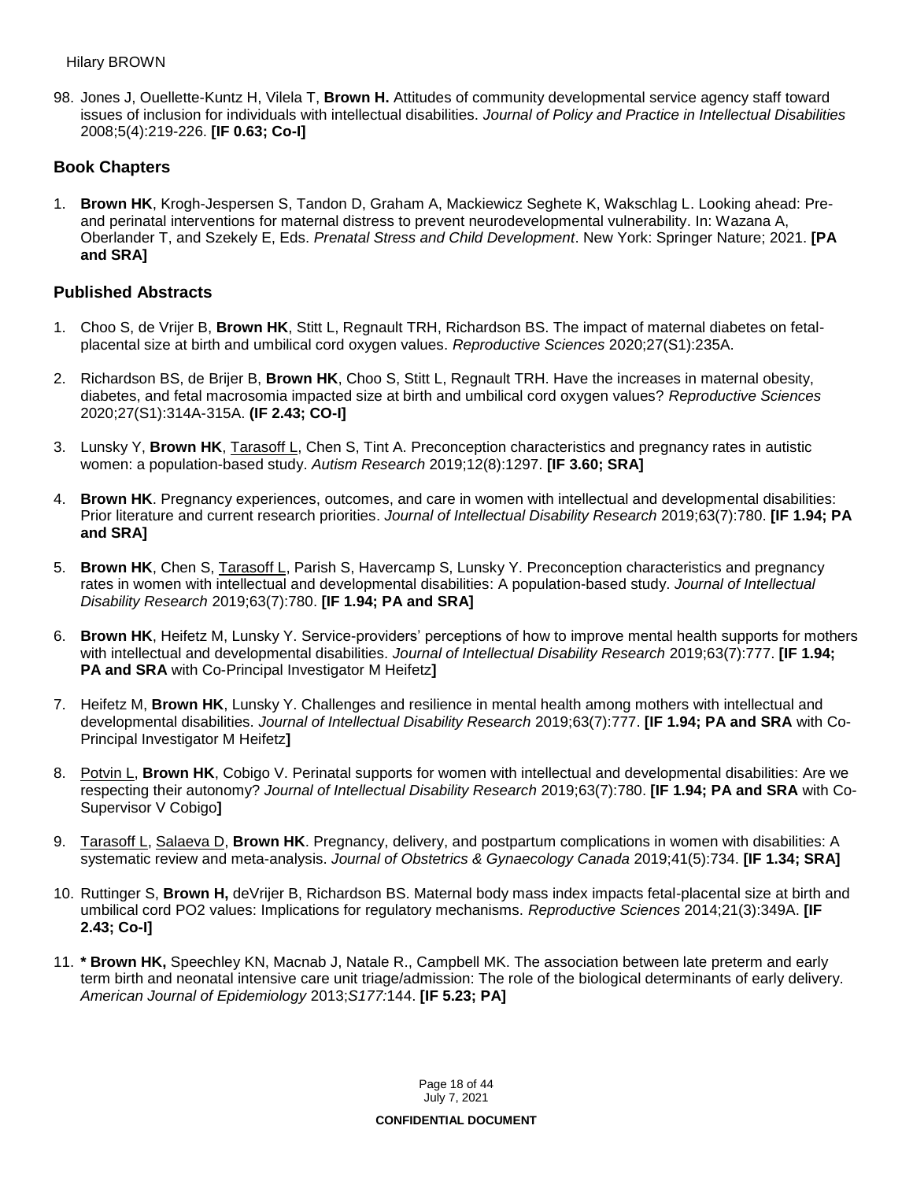98. Jones J, Ouellette-Kuntz H, Vilela T, **Brown H.** Attitudes of community developmental service agency staff toward issues of inclusion for individuals with intellectual disabilities. *Journal of Policy and Practice in Intellectual Disabilities* 2008;5(4):219-226. **[IF 0.63; Co-I]**

## Book Chapters

1. **Brown HK**, Krogh-Jespersen S, Tandon D, Graham A, Mackiewicz Seghete K, Wakschlag L. Looking ahead: Pre- and perinatal interventions for maternal distress to prevent neurodevelopmental vulnerability. In: Wazana A, Oberlander T, and Szekely E, Eds. *Prenatal Stress and Child Development*. New York: Springer Nature; 2021. **[PA and SRA]**

## Published Abstracts

1. Choo S, de Vrijer B, **Brown HK**, Stitt L, Regnault TRH, Richardson BS. The impact of maternal diabetes on fetal-placental size at birth and umbilical cord oxygen values. *Reproductive Sciences* 2020;27(S1):235A.
2. Richardson BS, de Brijer B, **Brown HK**, Choo S, Stitt L, Regnault TRH. Have the increases in maternal obesity, diabetes, and fetal macrosomia impacted size at birth and umbilical cord oxygen values? *Reproductive Sciences* 2020;27(S1):314A-315A. **(IF 2.43; CO-I]**
3. Lunsky Y, **Brown HK**, Tarasoff L, Chen S, Tint A. Preconception characteristics and pregnancy rates in autistic women: a population-based study. *Autism Research* 2019;12(8):1297. **[IF 3.60; SRA]**
4. **Brown HK**. Pregnancy experiences, outcomes, and care in women with intellectual and developmental disabilities: Prior literature and current research priorities. *Journal of Intellectual Disability Research* 2019;63(7):780. **[IF 1.94; PA and SRA]**
5. **Brown HK**, Chen S, Tarasoff L, Parish S, Havercamp S, Lunsky Y. Preconception characteristics and pregnancy rates in women with intellectual and developmental disabilities: A population-based study. *Journal of Intellectual Disability Research* 2019;63(7):780. **[IF 1.94; PA and SRA]**
6. **Brown HK**, Heifetz M, Lunsky Y. Service-providers' perceptions of how to improve mental health supports for mothers with intellectual and developmental disabilities. *Journal of Intellectual Disability Research* 2019;63(7):777. **[IF 1.94; PA and SRA** with Co-Principal Investigator M Heifetz**]**
7. Heifetz M, **Brown HK**, Lunsky Y. Challenges and resilience in mental health among mothers with intellectual and developmental disabilities. *Journal of Intellectual Disability Research* 2019;63(7):777. **[IF 1.94; PA and SRA** with Co-Principal Investigator M Heifetz**]**
8. Potvin L, **Brown HK**, Cobigo V. Perinatal supports for women with intellectual and developmental disabilities: Are we respecting their autonomy? *Journal of Intellectual Disability Research* 2019;63(7):780. **[IF 1.94; PA and SRA** with Co-Supervisor V Cobigo**]**
9. Tarasoff L, Salaeva D, **Brown HK**. Pregnancy, delivery, and postpartum complications in women with disabilities: A systematic review and meta-analysis. *Journal of Obstetrics & Gynaecology Canada* 2019;41(5):734. **[IF 1.34; SRA]**
10. Ruttinger S, **Brown H,** deVrijer B, Richardson BS. Maternal body mass index impacts fetal-placental size at birth and umbilical cord PO2 values: Implications for regulatory mechanisms. *Reproductive Sciences* 2014;21(3):349A. **[IF 2.43; Co-I]**
11. **\* Brown HK,** Speechley KN, Macnab J, Natale R., Campbell MK. The association between late preterm and early term birth and neonatal intensive care unit triage/admission: The role of the biological determinants of early delivery. *American Journal of Epidemiology* 2013;*S177*:144. **[IF 5.23; PA]**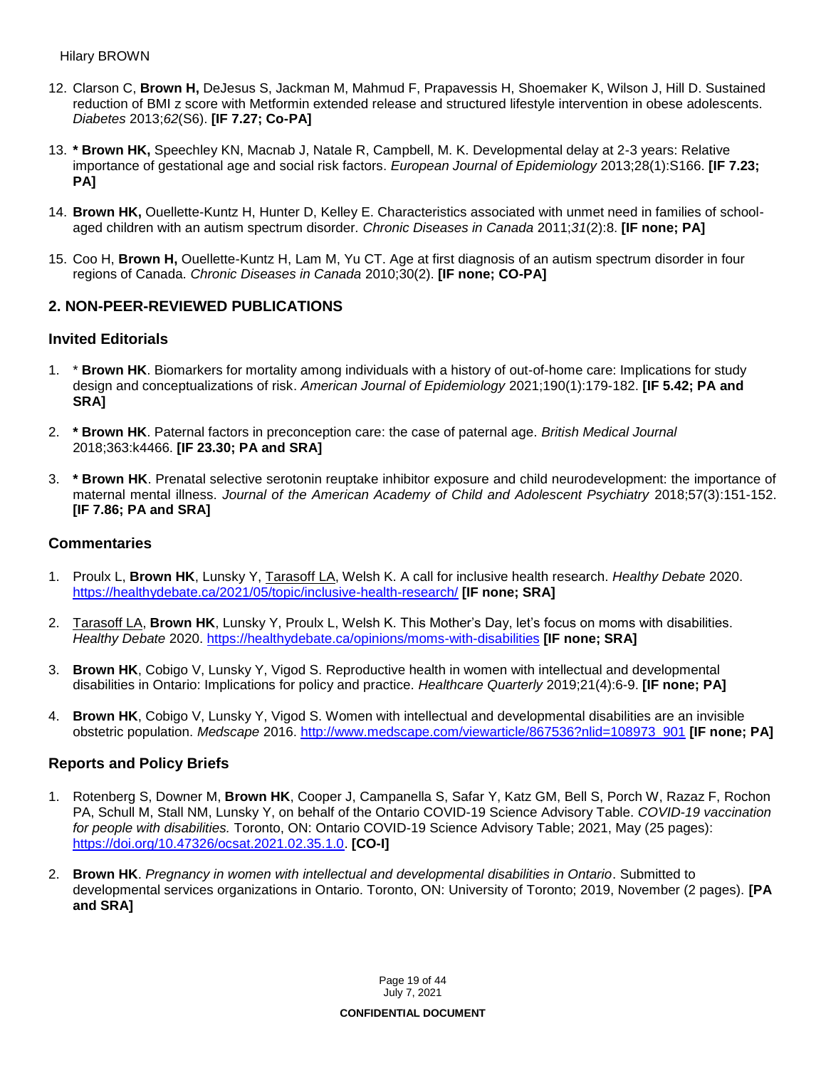12. Clarson C, **Brown H,** DeJesus S, Jackman M, Mahmud F, Prapavessis H, Shoemaker K, Wilson J, Hill D. Sustained reduction of BMI z score with Metformin extended release and structured lifestyle intervention in obese adolescents. *Diabetes* 2013;*62*(S6). **[IF 7.27; Co-PA]**

13. **\* Brown HK,** Speechley KN, Macnab J, Natale R, Campbell, M. K. Developmental delay at 2-3 years: Relative importance of gestational age and social risk factors. *European Journal of Epidemiology* 2013;28(1):S166. **[IF 7.23; PA]**

14. **Brown HK,** Ouellette-Kuntz H, Hunter D, Kelley E. Characteristics associated with unmet need in families of school-aged children with an autism spectrum disorder. *Chronic Diseases in Canada* 2011;*31*(2):8. **[IF none; PA]**

15. Coo H, **Brown H,** Ouellette-Kuntz H, Lam M, Yu CT. Age at first diagnosis of an autism spectrum disorder in four regions of Canada. *Chronic Diseases in Canada* 2010;30(2). **[IF none; CO-PA]**

## 2. NON-PEER-REVIEWED PUBLICATIONS

### Invited Editorials

1. \* **Brown HK**. Biomarkers for mortality among individuals with a history of out-of-home care: Implications for study design and conceptualizations of risk. *American Journal of Epidemiology* 2021;190(1):179-182. **[IF 5.42; PA and SRA]**

2. **\* Brown HK**. Paternal factors in preconception care: the case of paternal age. *British Medical Journal* 2018;363:k4466. **[IF 23.30; PA and SRA]**

3. **\* Brown HK**. Prenatal selective serotonin reuptake inhibitor exposure and child neurodevelopment: the importance of maternal mental illness. *Journal of the American Academy of Child and Adolescent Psychiatry* 2018;57(3):151-152. **[IF 7.86; PA and SRA]**

### Commentaries

1. Proulx L, **Brown HK**, Lunsky Y, Tarasoff LA, Welsh K. A call for inclusive health research. *Healthy Debate* 2020. https://healthydebate.ca/2021/05/topic/inclusive-health-research/ **[IF none; SRA]**

2. Tarasoff LA, **Brown HK**, Lunsky Y, Proulx L, Welsh K. This Mother's Day, let's focus on moms with disabilities. *Healthy Debate* 2020. https://healthydebate.ca/opinions/moms-with-disabilities **[IF none; SRA]**

3. **Brown HK**, Cobigo V, Lunsky Y, Vigod S. Reproductive health in women with intellectual and developmental disabilities in Ontario: Implications for policy and practice. *Healthcare Quarterly* 2019;21(4):6-9. **[IF none; PA]**

4. **Brown HK**, Cobigo V, Lunsky Y, Vigod S. Women with intellectual and developmental disabilities are an invisible obstetric population. *Medscape* 2016. http://www.medscape.com/viewarticle/867536?nlid=108973_901 **[IF none; PA]**

### Reports and Policy Briefs

1. Rotenberg S, Downer M, **Brown HK**, Cooper J, Campanella S, Safar Y, Katz GM, Bell S, Porch W, Razaz F, Rochon PA, Schull M, Stall NM, Lunsky Y, on behalf of the Ontario COVID-19 Science Advisory Table. *COVID-19 vaccination for people with disabilities.* Toronto, ON: Ontario COVID-19 Science Advisory Table; 2021, May (25 pages): https://doi.org/10.47326/ocsat.2021.02.35.1.0. **[CO-I]**

2. **Brown HK**. *Pregnancy in women with intellectual and developmental disabilities in Ontario*. Submitted to developmental services organizations in Ontario. Toronto, ON: University of Toronto; 2019, November (2 pages). **[PA and SRA]**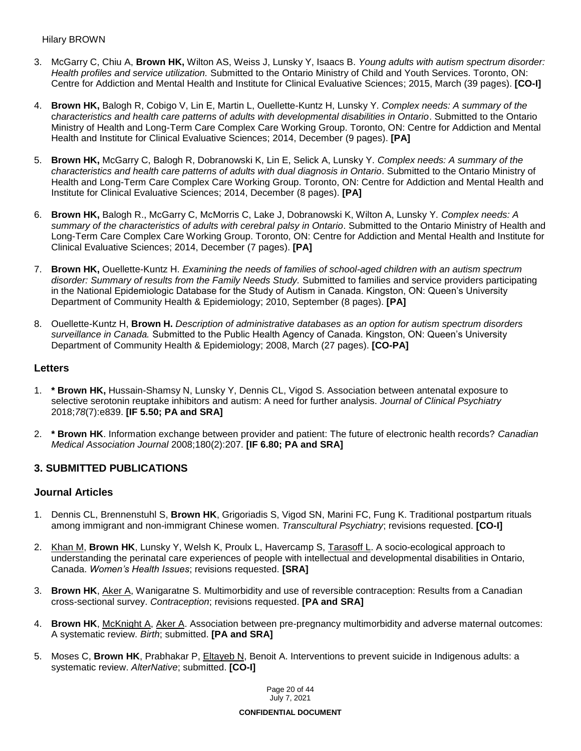3. McGarry C, Chiu A, **Brown HK,** Wilton AS, Weiss J, Lunsky Y, Isaacs B. *Young adults with autism spectrum disorder: Health profiles and service utilization.* Submitted to the Ontario Ministry of Child and Youth Services. Toronto, ON: Centre for Addiction and Mental Health and Institute for Clinical Evaluative Sciences; 2015, March (39 pages). **[CO-I]**

4. **Brown HK,** Balogh R, Cobigo V, Lin E, Martin L, Ouellette-Kuntz H, Lunsky Y. *Complex needs: A summary of the characteristics and health care patterns of adults with developmental disabilities in Ontario*. Submitted to the Ontario Ministry of Health and Long-Term Care Complex Care Working Group. Toronto, ON: Centre for Addiction and Mental Health and Institute for Clinical Evaluative Sciences; 2014, December (9 pages). **[PA]**

5. **Brown HK,** McGarry C, Balogh R, Dobranowski K, Lin E, Selick A, Lunsky Y. *Complex needs: A summary of the characteristics and health care patterns of adults with dual diagnosis in Ontario*. Submitted to the Ontario Ministry of Health and Long-Term Care Complex Care Working Group. Toronto, ON: Centre for Addiction and Mental Health and Institute for Clinical Evaluative Sciences; 2014, December (8 pages). **[PA]**

6. **Brown HK,** Balogh R., McGarry C, McMorris C, Lake J, Dobranowski K, Wilton A, Lunsky Y. *Complex needs: A summary of the characteristics of adults with cerebral palsy in Ontario*. Submitted to the Ontario Ministry of Health and Long-Term Care Complex Care Working Group. Toronto, ON: Centre for Addiction and Mental Health and Institute for Clinical Evaluative Sciences; 2014, December (7 pages). **[PA]**

7. **Brown HK,** Ouellette-Kuntz H. *Examining the needs of families of school-aged children with an autism spectrum disorder: Summary of results from the Family Needs Study.* Submitted to families and service providers participating in the National Epidemiologic Database for the Study of Autism in Canada. Kingston, ON: Queen's University Department of Community Health & Epidemiology; 2010, September (8 pages). **[PA]**

8. Ouellette-Kuntz H, **Brown H.** *Description of administrative databases as an option for autism spectrum disorders surveillance in Canada.* Submitted to the Public Health Agency of Canada. Kingston, ON: Queen's University Department of Community Health & Epidemiology; 2008, March (27 pages). **[CO-PA]**

### Letters

1. **\* Brown HK,** Hussain-Shamsy N, Lunsky Y, Dennis CL, Vigod S. Association between antenatal exposure to selective serotonin reuptake inhibitors and autism: A need for further analysis. *Journal of Clinical Psychiatry* 2018;*78*(7):e839. **[IF 5.50; PA and SRA]**

2. **\* Brown HK**. Information exchange between provider and patient: The future of electronic health records? *Canadian Medical Association Journal* 2008;180(2):207. **[IF 6.80; PA and SRA]**

## 3. SUBMITTED PUBLICATIONS

### Journal Articles

1. Dennis CL, Brennenstuhl S, **Brown HK**, Grigoriadis S, Vigod SN, Marini FC, Fung K. Traditional postpartum rituals among immigrant and non-immigrant Chinese women. *Transcultural Psychiatry*; revisions requested. **[CO-I]**

2. <u>Khan M</u>, **Brown HK**, Lunsky Y, Welsh K, Proulx L, Havercamp S, <u>Tarasoff L</u>. A socio-ecological approach to understanding the perinatal care experiences of people with intellectual and developmental disabilities in Ontario, Canada. *Women's Health Issues*; revisions requested. **[SRA]**

3. **Brown HK**, <u>Aker A</u>, Wanigaratne S. Multimorbidity and use of reversible contraception: Results from a Canadian cross-sectional survey. *Contraception*; revisions requested. **[PA and SRA]**

4. **Brown HK**, <u>McKnight A</u>, <u>Aker A</u>. Association between pre-pregnancy multimorbidity and adverse maternal outcomes: A systematic review. *Birth*; submitted. **[PA and SRA]**

5. Moses C, **Brown HK**, Prabhakar P, <u>Eltayeb N</u>, Benoit A. Interventions to prevent suicide in Indigenous adults: a systematic review. *AlterNative*; submitted. **[CO-I]**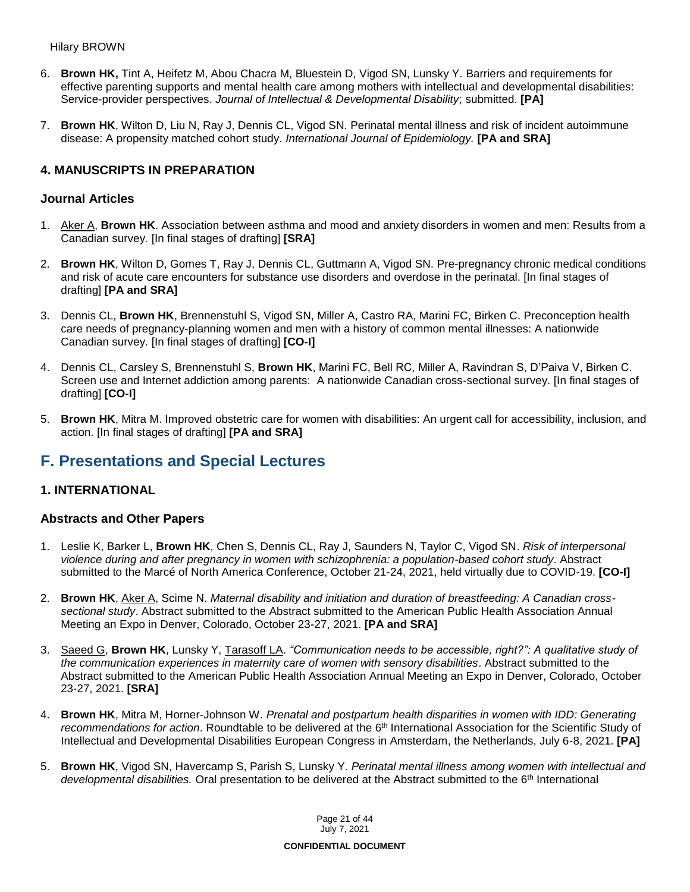6. **Brown HK,** Tint A, Heifetz M, Abou Chacra M, Bluestein D, Vigod SN, Lunsky Y. Barriers and requirements for effective parenting supports and mental health care among mothers with intellectual and developmental disabilities: Service-provider perspectives. *Journal of Intellectual & Developmental Disability*; submitted. **[PA]**

7. **Brown HK**, Wilton D, Liu N, Ray J, Dennis CL, Vigod SN. Perinatal mental illness and risk of incident autoimmune disease: A propensity matched cohort study. *International Journal of Epidemiology.* **[PA and SRA]**

### 4. MANUSCRIPTS IN PREPARATION

### Journal Articles

1. <u>Aker A</u>, **Brown HK**. Association between asthma and mood and anxiety disorders in women and men: Results from a Canadian survey. [In final stages of drafting] **[SRA]**

2. **Brown HK**, Wilton D, Gomes T, Ray J, Dennis CL, Guttmann A, Vigod SN. Pre-pregnancy chronic medical conditions and risk of acute care encounters for substance use disorders and overdose in the perinatal. [In final stages of drafting] **[PA and SRA]**

3. Dennis CL, **Brown HK**, Brennenstuhl S, Vigod SN, Miller A, Castro RA, Marini FC, Birken C. Preconception health care needs of pregnancy-planning women and men with a history of common mental illnesses: A nationwide Canadian survey. [In final stages of drafting] **[CO-I]**

4. Dennis CL, Carsley S, Brennenstuhl S, **Brown HK**, Marini FC, Bell RC, Miller A, Ravindran S, D'Paiva V, Birken C. Screen use and Internet addiction among parents: A nationwide Canadian cross-sectional survey. [In final stages of drafting] **[CO-I]**

5. **Brown HK**, Mitra M. Improved obstetric care for women with disabilities: An urgent call for accessibility, inclusion, and action. [In final stages of drafting] **[PA and SRA]**

## F. Presentations and Special Lectures

### 1. INTERNATIONAL

### Abstracts and Other Papers

1. Leslie K, Barker L, **Brown HK**, Chen S, Dennis CL, Ray J, Saunders N, Taylor C, Vigod SN. *Risk of interpersonal violence during and after pregnancy in women with schizophrenia: a population-based cohort study*. Abstract submitted to the Marcé of North America Conference, October 21-24, 2021, held virtually due to COVID-19. **[CO-I]**

2. **Brown HK**, <u>Aker A</u>, Scime N. *Maternal disability and initiation and duration of breastfeeding: A Canadian cross-sectional study*. Abstract submitted to the Abstract submitted to the American Public Health Association Annual Meeting an Expo in Denver, Colorado, October 23-27, 2021. **[PA and SRA]**

3. <u>Saeed G</u>, **Brown HK**, Lunsky Y, <u>Tarasoff LA</u>. *"Communication needs to be accessible, right?": A qualitative study of the communication experiences in maternity care of women with sensory disabilities*. Abstract submitted to the Abstract submitted to the American Public Health Association Annual Meeting an Expo in Denver, Colorado, October 23-27, 2021. **[SRA]**

4. **Brown HK**, Mitra M, Horner-Johnson W. *Prenatal and postpartum health disparities in women with IDD: Generating recommendations for action*. Roundtable to be delivered at the 6th International Association for the Scientific Study of Intellectual and Developmental Disabilities European Congress in Amsterdam, the Netherlands, July 6-8, 2021. **[PA]**

5. **Brown HK**, Vigod SN, Havercamp S, Parish S, Lunsky Y. *Perinatal mental illness among women with intellectual and developmental disabilities.* Oral presentation to be delivered at the Abstract submitted to the 6th International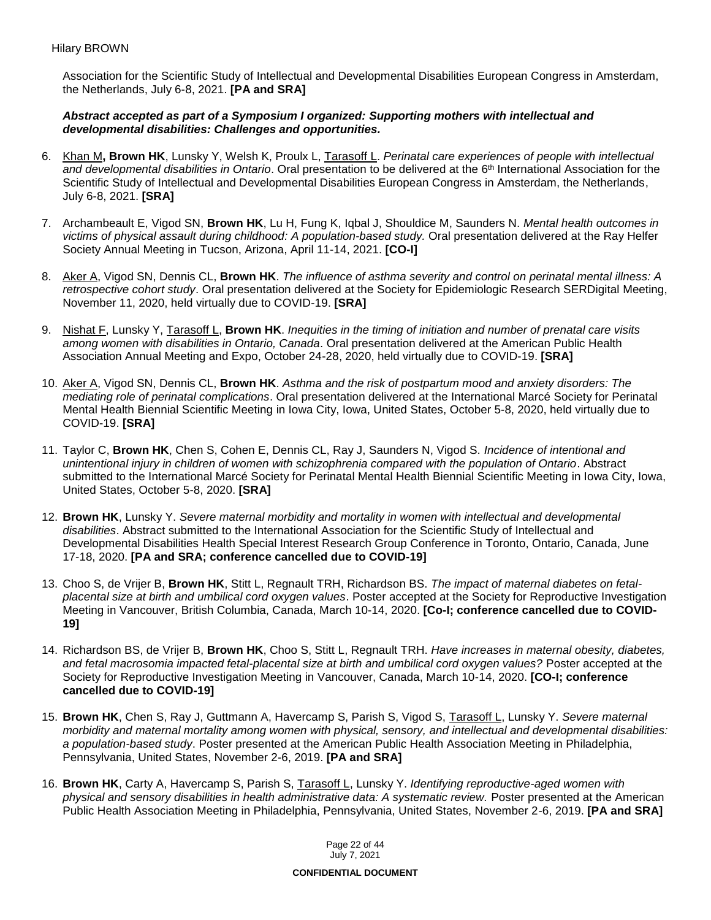Association for the Scientific Study of Intellectual and Developmental Disabilities European Congress in Amsterdam, the Netherlands, July 6-8, 2021. **[PA and SRA]**

***Abstract accepted as part of a Symposium I organized: Supporting mothers with intellectual and developmental disabilities: Challenges and opportunities.***

6. Khan M**, Brown HK**, Lunsky Y, Welsh K, Proulx L, Tarasoff L. *Perinatal care experiences of people with intellectual and developmental disabilities in Ontario*. Oral presentation to be delivered at the 6th International Association for the Scientific Study of Intellectual and Developmental Disabilities European Congress in Amsterdam, the Netherlands, July 6-8, 2021. **[SRA]**

7. Archambeault E, Vigod SN, **Brown HK**, Lu H, Fung K, Iqbal J, Shouldice M, Saunders N. *Mental health outcomes in victims of physical assault during childhood: A population-based study.* Oral presentation delivered at the Ray Helfer Society Annual Meeting in Tucson, Arizona, April 11-14, 2021. **[CO-I]**

8. Aker A, Vigod SN, Dennis CL, **Brown HK**. *The influence of asthma severity and control on perinatal mental illness: A retrospective cohort study*. Oral presentation delivered at the Society for Epidemiologic Research SERDigital Meeting, November 11, 2020, held virtually due to COVID-19. **[SRA]**

9. Nishat F, Lunsky Y, Tarasoff L, **Brown HK**. *Inequities in the timing of initiation and number of prenatal care visits among women with disabilities in Ontario, Canada*. Oral presentation delivered at the American Public Health Association Annual Meeting and Expo, October 24-28, 2020, held virtually due to COVID-19. **[SRA]**

10. Aker A, Vigod SN, Dennis CL, **Brown HK**. *Asthma and the risk of postpartum mood and anxiety disorders: The mediating role of perinatal complications*. Oral presentation delivered at the International Marcé Society for Perinatal Mental Health Biennial Scientific Meeting in Iowa City, Iowa, United States, October 5-8, 2020, held virtually due to COVID-19. **[SRA]**

11. Taylor C, **Brown HK**, Chen S, Cohen E, Dennis CL, Ray J, Saunders N, Vigod S. *Incidence of intentional and unintentional injury in children of women with schizophrenia compared with the population of Ontario*. Abstract submitted to the International Marcé Society for Perinatal Mental Health Biennial Scientific Meeting in Iowa City, Iowa, United States, October 5-8, 2020. **[SRA]**

12. **Brown HK**, Lunsky Y. *Severe maternal morbidity and mortality in women with intellectual and developmental disabilities*. Abstract submitted to the International Association for the Scientific Study of Intellectual and Developmental Disabilities Health Special Interest Research Group Conference in Toronto, Ontario, Canada, June 17-18, 2020. **[PA and SRA; conference cancelled due to COVID-19]**

13. Choo S, de Vrijer B, **Brown HK**, Stitt L, Regnault TRH, Richardson BS. *The impact of maternal diabetes on fetal-placental size at birth and umbilical cord oxygen values*. Poster accepted at the Society for Reproductive Investigation Meeting in Vancouver, British Columbia, Canada, March 10-14, 2020. **[Co-I; conference cancelled due to COVID-19]**

14. Richardson BS, de Vrijer B, **Brown HK**, Choo S, Stitt L, Regnault TRH. *Have increases in maternal obesity, diabetes, and fetal macrosomia impacted fetal-placental size at birth and umbilical cord oxygen values?* Poster accepted at the Society for Reproductive Investigation Meeting in Vancouver, Canada, March 10-14, 2020. **[CO-I; conference cancelled due to COVID-19]**

15. **Brown HK**, Chen S, Ray J, Guttmann A, Havercamp S, Parish S, Vigod S, Tarasoff L, Lunsky Y. *Severe maternal morbidity and maternal mortality among women with physical, sensory, and intellectual and developmental disabilities: a population-based study*. Poster presented at the American Public Health Association Meeting in Philadelphia, Pennsylvania, United States, November 2-6, 2019. **[PA and SRA]**

16. **Brown HK**, Carty A, Havercamp S, Parish S, Tarasoff L, Lunsky Y. *Identifying reproductive-aged women with physical and sensory disabilities in health administrative data: A systematic review.* Poster presented at the American Public Health Association Meeting in Philadelphia, Pennsylvania, United States, November 2-6, 2019. **[PA and SRA]**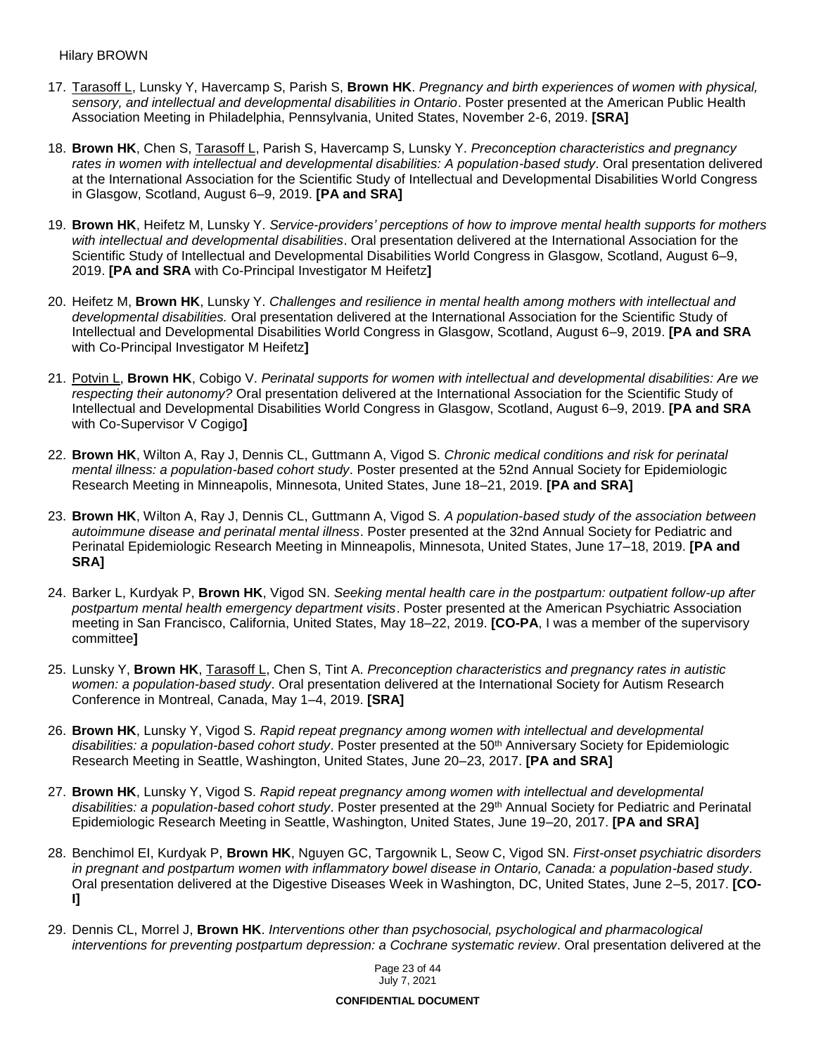17. <u>Tarasoff L</u>, Lunsky Y, Havercamp S, Parish S, **Brown HK**. *Pregnancy and birth experiences of women with physical, sensory, and intellectual and developmental disabilities in Ontario*. Poster presented at the American Public Health Association Meeting in Philadelphia, Pennsylvania, United States, November 2-6, 2019. **[SRA]**

18. **Brown HK**, Chen S, <u>Tarasoff L</u>, Parish S, Havercamp S, Lunsky Y. *Preconception characteristics and pregnancy rates in women with intellectual and developmental disabilities: A population-based study*. Oral presentation delivered at the International Association for the Scientific Study of Intellectual and Developmental Disabilities World Congress in Glasgow, Scotland, August 6–9, 2019. **[PA and SRA]**

19. **Brown HK**, Heifetz M, Lunsky Y. *Service-providers' perceptions of how to improve mental health supports for mothers with intellectual and developmental disabilities*. Oral presentation delivered at the International Association for the Scientific Study of Intellectual and Developmental Disabilities World Congress in Glasgow, Scotland, August 6–9, 2019. **[PA and SRA** with Co-Principal Investigator M Heifetz**]**

20. Heifetz M, **Brown HK**, Lunsky Y. *Challenges and resilience in mental health among mothers with intellectual and developmental disabilities.* Oral presentation delivered at the International Association for the Scientific Study of Intellectual and Developmental Disabilities World Congress in Glasgow, Scotland, August 6–9, 2019. **[PA and SRA** with Co-Principal Investigator M Heifetz**]**

21. <u>Potvin L</u>, **Brown HK**, Cobigo V. *Perinatal supports for women with intellectual and developmental disabilities: Are we respecting their autonomy?* Oral presentation delivered at the International Association for the Scientific Study of Intellectual and Developmental Disabilities World Congress in Glasgow, Scotland, August 6–9, 2019. **[PA and SRA** with Co-Supervisor V Cogigo**]**

22. **Brown HK**, Wilton A, Ray J, Dennis CL, Guttmann A, Vigod S. *Chronic medical conditions and risk for perinatal mental illness: a population-based cohort study*. Poster presented at the 52nd Annual Society for Epidemiologic Research Meeting in Minneapolis, Minnesota, United States, June 18–21, 2019. **[PA and SRA]**

23. **Brown HK**, Wilton A, Ray J, Dennis CL, Guttmann A, Vigod S. *A population-based study of the association between autoimmune disease and perinatal mental illness*. Poster presented at the 32nd Annual Society for Pediatric and Perinatal Epidemiologic Research Meeting in Minneapolis, Minnesota, United States, June 17–18, 2019. **[PA and SRA]**

24. Barker L, Kurdyak P, **Brown HK**, Vigod SN. *Seeking mental health care in the postpartum: outpatient follow-up after postpartum mental health emergency department visits*. Poster presented at the American Psychiatric Association meeting in San Francisco, California, United States, May 18–22, 2019. **[CO-PA**, I was a member of the supervisory committee**]**

25. Lunsky Y, **Brown HK**, <u>Tarasoff L</u>, Chen S, Tint A. *Preconception characteristics and pregnancy rates in autistic women: a population-based study*. Oral presentation delivered at the International Society for Autism Research Conference in Montreal, Canada, May 1–4, 2019. **[SRA]**

26. **Brown HK**, Lunsky Y, Vigod S. *Rapid repeat pregnancy among women with intellectual and developmental disabilities: a population-based cohort study*. Poster presented at the 50th Anniversary Society for Epidemiologic Research Meeting in Seattle, Washington, United States, June 20–23, 2017. **[PA and SRA]**

27. **Brown HK**, Lunsky Y, Vigod S. *Rapid repeat pregnancy among women with intellectual and developmental disabilities: a population-based cohort study*. Poster presented at the 29th Annual Society for Pediatric and Perinatal Epidemiologic Research Meeting in Seattle, Washington, United States, June 19–20, 2017. **[PA and SRA]**

28. Benchimol EI, Kurdyak P, **Brown HK**, Nguyen GC, Targownik L, Seow C, Vigod SN. *First-onset psychiatric disorders in pregnant and postpartum women with inflammatory bowel disease in Ontario, Canada: a population-based study*. Oral presentation delivered at the Digestive Diseases Week in Washington, DC, United States, June 2–5, 2017. **[CO-I]**

29. Dennis CL, Morrel J, **Brown HK**. *Interventions other than psychosocial, psychological and pharmacological interventions for preventing postpartum depression: a Cochrane systematic review*. Oral presentation delivered at the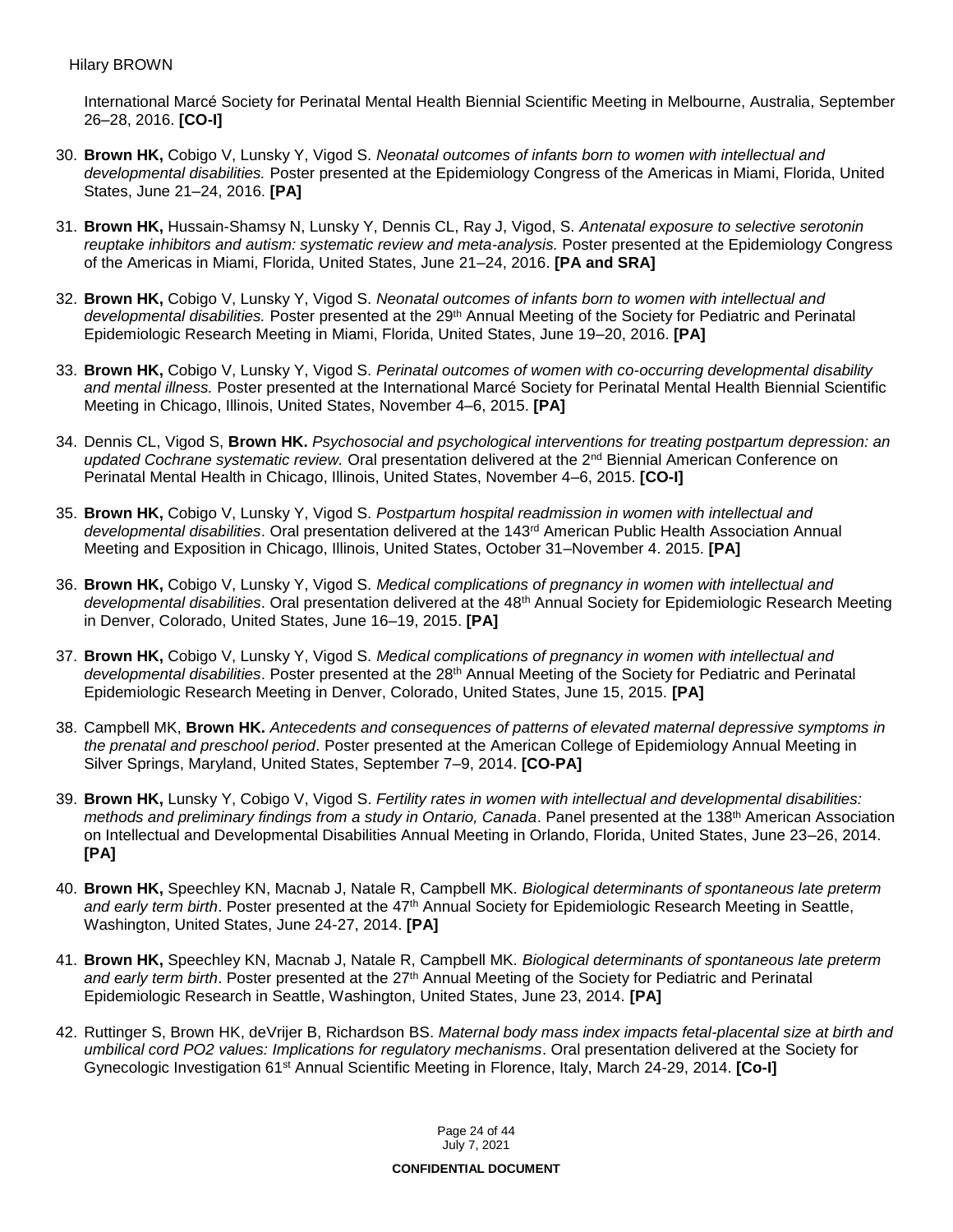International Marcé Society for Perinatal Mental Health Biennial Scientific Meeting in Melbourne, Australia, September 26–28, 2016. **[CO-I]**

30. **Brown HK,** Cobigo V, Lunsky Y, Vigod S. *Neonatal outcomes of infants born to women with intellectual and developmental disabilities.* Poster presented at the Epidemiology Congress of the Americas in Miami, Florida, United States, June 21–24, 2016. **[PA]**

31. **Brown HK,** Hussain-Shamsy N, Lunsky Y, Dennis CL, Ray J, Vigod, S. *Antenatal exposure to selective serotonin reuptake inhibitors and autism: systematic review and meta-analysis.* Poster presented at the Epidemiology Congress of the Americas in Miami, Florida, United States, June 21–24, 2016. **[PA and SRA]**

32. **Brown HK,** Cobigo V, Lunsky Y, Vigod S. *Neonatal outcomes of infants born to women with intellectual and developmental disabilities.* Poster presented at the 29th Annual Meeting of the Society for Pediatric and Perinatal Epidemiologic Research Meeting in Miami, Florida, United States, June 19–20, 2016. **[PA]**

33. **Brown HK,** Cobigo V, Lunsky Y, Vigod S. *Perinatal outcomes of women with co-occurring developmental disability and mental illness.* Poster presented at the International Marcé Society for Perinatal Mental Health Biennial Scientific Meeting in Chicago, Illinois, United States, November 4–6, 2015. **[PA]**

34. Dennis CL, Vigod S, **Brown HK.** *Psychosocial and psychological interventions for treating postpartum depression: an updated Cochrane systematic review.* Oral presentation delivered at the 2nd Biennial American Conference on Perinatal Mental Health in Chicago, Illinois, United States, November 4–6, 2015. **[CO-I]**

35. **Brown HK,** Cobigo V, Lunsky Y, Vigod S. *Postpartum hospital readmission in women with intellectual and developmental disabilities*. Oral presentation delivered at the 143rd American Public Health Association Annual Meeting and Exposition in Chicago, Illinois, United States, October 31–November 4. 2015. **[PA]**

36. **Brown HK,** Cobigo V, Lunsky Y, Vigod S. *Medical complications of pregnancy in women with intellectual and developmental disabilities*. Oral presentation delivered at the 48th Annual Society for Epidemiologic Research Meeting in Denver, Colorado, United States, June 16–19, 2015. **[PA]**

37. **Brown HK,** Cobigo V, Lunsky Y, Vigod S. *Medical complications of pregnancy in women with intellectual and developmental disabilities*. Poster presented at the 28th Annual Meeting of the Society for Pediatric and Perinatal Epidemiologic Research Meeting in Denver, Colorado, United States, June 15, 2015. **[PA]**

38. Campbell MK, **Brown HK.** *Antecedents and consequences of patterns of elevated maternal depressive symptoms in the prenatal and preschool period*. Poster presented at the American College of Epidemiology Annual Meeting in Silver Springs, Maryland, United States, September 7–9, 2014. **[CO-PA]**

39. **Brown HK,** Lunsky Y, Cobigo V, Vigod S. *Fertility rates in women with intellectual and developmental disabilities: methods and preliminary findings from a study in Ontario, Canada*. Panel presented at the 138th American Association on Intellectual and Developmental Disabilities Annual Meeting in Orlando, Florida, United States, June 23–26, 2014. **[PA]**

40. **Brown HK,** Speechley KN, Macnab J, Natale R, Campbell MK. *Biological determinants of spontaneous late preterm and early term birth*. Poster presented at the 47th Annual Society for Epidemiologic Research Meeting in Seattle, Washington, United States, June 24-27, 2014. **[PA]**

41. **Brown HK,** Speechley KN, Macnab J, Natale R, Campbell MK. *Biological determinants of spontaneous late preterm and early term birth*. Poster presented at the 27th Annual Meeting of the Society for Pediatric and Perinatal Epidemiologic Research in Seattle, Washington, United States, June 23, 2014. **[PA]**

42. Ruttinger S, Brown HK, deVrijer B, Richardson BS. *Maternal body mass index impacts fetal-placental size at birth and umbilical cord PO2 values: Implications for regulatory mechanisms*. Oral presentation delivered at the Society for Gynecologic Investigation 61st Annual Scientific Meeting in Florence, Italy, March 24-29, 2014. **[Co-I]**

July 7, 2021

**CONFIDENTIAL DOCUMENT**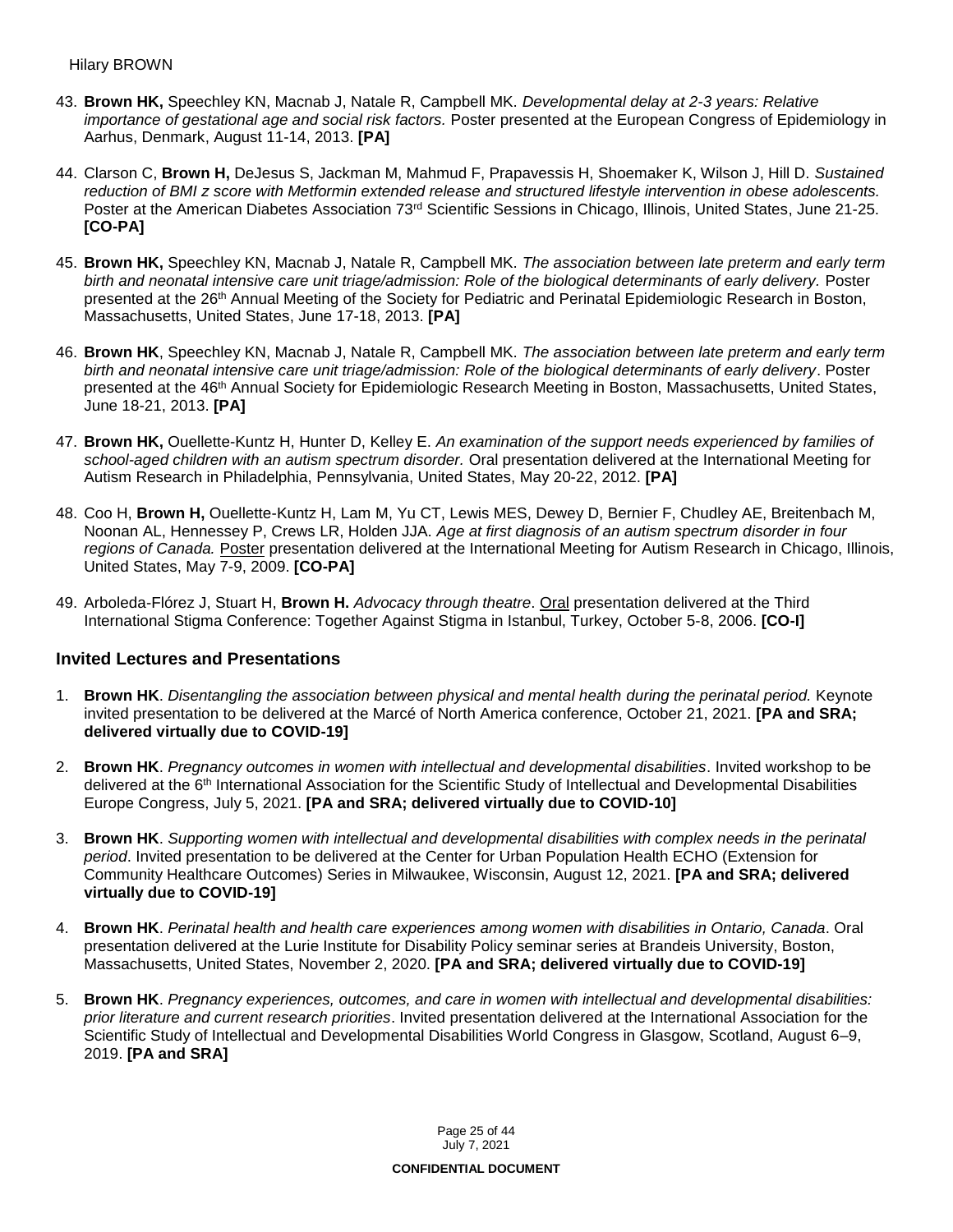43. **Brown HK,** Speechley KN, Macnab J, Natale R, Campbell MK. *Developmental delay at 2-3 years: Relative importance of gestational age and social risk factors.* Poster presented at the European Congress of Epidemiology in Aarhus, Denmark, August 11-14, 2013. **[PA]**

44. Clarson C, **Brown H,** DeJesus S, Jackman M, Mahmud F, Prapavessis H, Shoemaker K, Wilson J, Hill D. *Sustained reduction of BMI z score with Metformin extended release and structured lifestyle intervention in obese adolescents.* Poster at the American Diabetes Association 73rd Scientific Sessions in Chicago, Illinois, United States, June 21-25. **[CO-PA]**

45. **Brown HK,** Speechley KN, Macnab J, Natale R, Campbell MK. *The association between late preterm and early term birth and neonatal intensive care unit triage/admission: Role of the biological determinants of early delivery.* Poster presented at the 26th Annual Meeting of the Society for Pediatric and Perinatal Epidemiologic Research in Boston, Massachusetts, United States, June 17-18, 2013. **[PA]**

46. **Brown HK**, Speechley KN, Macnab J, Natale R, Campbell MK. *The association between late preterm and early term birth and neonatal intensive care unit triage/admission: Role of the biological determinants of early delivery*. Poster presented at the 46th Annual Society for Epidemiologic Research Meeting in Boston, Massachusetts, United States, June 18-21, 2013. **[PA]**

47. **Brown HK,** Ouellette-Kuntz H, Hunter D, Kelley E. *An examination of the support needs experienced by families of school-aged children with an autism spectrum disorder.* Oral presentation delivered at the International Meeting for Autism Research in Philadelphia, Pennsylvania, United States, May 20-22, 2012. **[PA]**

48. Coo H, **Brown H,** Ouellette-Kuntz H, Lam M, Yu CT, Lewis MES, Dewey D, Bernier F, Chudley AE, Breitenbach M, Noonan AL, Hennessey P, Crews LR, Holden JJA. *Age at first diagnosis of an autism spectrum disorder in four regions of Canada.* Poster presentation delivered at the International Meeting for Autism Research in Chicago, Illinois, United States, May 7-9, 2009. **[CO-PA]**

49. Arboleda-Flórez J, Stuart H, **Brown H.** *Advocacy through theatre*. Oral presentation delivered at the Third International Stigma Conference: Together Against Stigma in Istanbul, Turkey, October 5-8, 2006. **[CO-I]**

### Invited Lectures and Presentations

1. **Brown HK**. *Disentangling the association between physical and mental health during the perinatal period.* Keynote invited presentation to be delivered at the Marcé of North America conference, October 21, 2021. **[PA and SRA; delivered virtually due to COVID-19]**

2. **Brown HK**. *Pregnancy outcomes in women with intellectual and developmental disabilities*. Invited workshop to be delivered at the 6th International Association for the Scientific Study of Intellectual and Developmental Disabilities Europe Congress, July 5, 2021. **[PA and SRA; delivered virtually due to COVID-10]**

3. **Brown HK**. *Supporting women with intellectual and developmental disabilities with complex needs in the perinatal period*. Invited presentation to be delivered at the Center for Urban Population Health ECHO (Extension for Community Healthcare Outcomes) Series in Milwaukee, Wisconsin, August 12, 2021. **[PA and SRA; delivered virtually due to COVID-19]**

4. **Brown HK**. *Perinatal health and health care experiences among women with disabilities in Ontario, Canada*. Oral presentation delivered at the Lurie Institute for Disability Policy seminar series at Brandeis University, Boston, Massachusetts, United States, November 2, 2020. **[PA and SRA; delivered virtually due to COVID-19]**

5. **Brown HK**. *Pregnancy experiences, outcomes, and care in women with intellectual and developmental disabilities: prior literature and current research priorities*. Invited presentation delivered at the International Association for the Scientific Study of Intellectual and Developmental Disabilities World Congress in Glasgow, Scotland, August 6–9, 2019. **[PA and SRA]**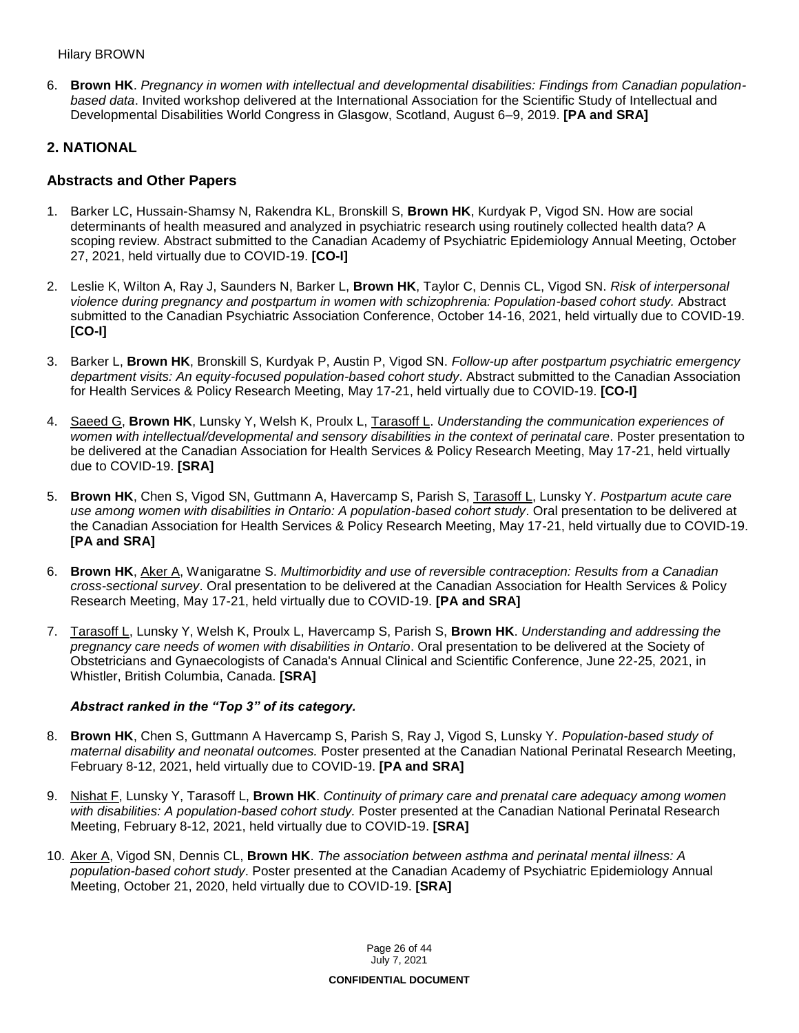6. **Brown HK**. *Pregnancy in women with intellectual and developmental disabilities: Findings from Canadian population-based data*. Invited workshop delivered at the International Association for the Scientific Study of Intellectual and Developmental Disabilities World Congress in Glasgow, Scotland, August 6–9, 2019. **[PA and SRA]**

## 2. NATIONAL

### Abstracts and Other Papers

1. Barker LC, Hussain-Shamsy N, Rakendra KL, Bronskill S, **Brown HK**, Kurdyak P, Vigod SN. How are social determinants of health measured and analyzed in psychiatric research using routinely collected health data? A scoping review. Abstract submitted to the Canadian Academy of Psychiatric Epidemiology Annual Meeting, October 27, 2021, held virtually due to COVID-19. **[CO-I]**

2. Leslie K, Wilton A, Ray J, Saunders N, Barker L, **Brown HK**, Taylor C, Dennis CL, Vigod SN. *Risk of interpersonal violence during pregnancy and postpartum in women with schizophrenia: Population-based cohort study.* Abstract submitted to the Canadian Psychiatric Association Conference, October 14-16, 2021, held virtually due to COVID-19. **[CO-I]**

3. Barker L, **Brown HK**, Bronskill S, Kurdyak P, Austin P, Vigod SN. *Follow-up after postpartum psychiatric emergency department visits: An equity-focused population-based cohort study*. Abstract submitted to the Canadian Association for Health Services & Policy Research Meeting, May 17-21, held virtually due to COVID-19. **[CO-I]**

4. Saeed G, **Brown HK**, Lunsky Y, Welsh K, Proulx L, Tarasoff L. *Understanding the communication experiences of women with intellectual/developmental and sensory disabilities in the context of perinatal care*. Poster presentation to be delivered at the Canadian Association for Health Services & Policy Research Meeting, May 17-21, held virtually due to COVID-19. **[SRA]**

5. **Brown HK**, Chen S, Vigod SN, Guttmann A, Havercamp S, Parish S, Tarasoff L, Lunsky Y. *Postpartum acute care use among women with disabilities in Ontario: A population-based cohort study*. Oral presentation to be delivered at the Canadian Association for Health Services & Policy Research Meeting, May 17-21, held virtually due to COVID-19. **[PA and SRA]**

6. **Brown HK**, Aker A, Wanigaratne S. *Multimorbidity and use of reversible contraception: Results from a Canadian cross-sectional survey*. Oral presentation to be delivered at the Canadian Association for Health Services & Policy Research Meeting, May 17-21, held virtually due to COVID-19. **[PA and SRA]**

7. Tarasoff L, Lunsky Y, Welsh K, Proulx L, Havercamp S, Parish S, **Brown HK**. *Understanding and addressing the pregnancy care needs of women with disabilities in Ontario*. Oral presentation to be delivered at the Society of Obstetricians and Gynaecologists of Canada's Annual Clinical and Scientific Conference, June 22-25, 2021, in Whistler, British Columbia, Canada. **[SRA]**

   ***Abstract ranked in the "Top 3" of its category.***

8. **Brown HK**, Chen S, Guttmann A Havercamp S, Parish S, Ray J, Vigod S, Lunsky Y. *Population-based study of maternal disability and neonatal outcomes.* Poster presented at the Canadian National Perinatal Research Meeting, February 8-12, 2021, held virtually due to COVID-19. **[PA and SRA]**

9. Nishat F, Lunsky Y, Tarasoff L, **Brown HK**. *Continuity of primary care and prenatal care adequacy among women with disabilities: A population-based cohort study.* Poster presented at the Canadian National Perinatal Research Meeting, February 8-12, 2021, held virtually due to COVID-19. **[SRA]**

10. Aker A, Vigod SN, Dennis CL, **Brown HK**. *The association between asthma and perinatal mental illness: A population-based cohort study*. Poster presented at the Canadian Academy of Psychiatric Epidemiology Annual Meeting, October 21, 2020, held virtually due to COVID-19. **[SRA]**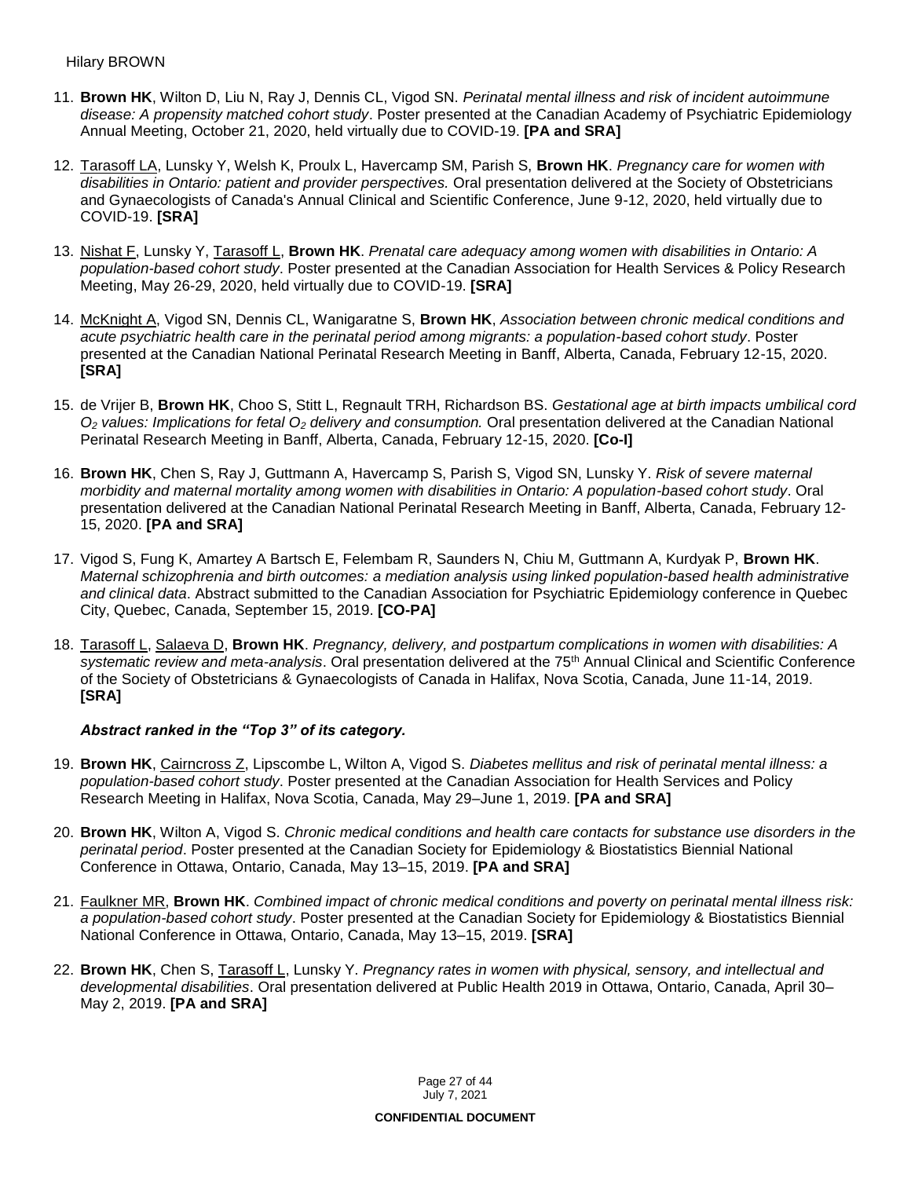11. **Brown HK**, Wilton D, Liu N, Ray J, Dennis CL, Vigod SN. *Perinatal mental illness and risk of incident autoimmune disease: A propensity matched cohort study*. Poster presented at the Canadian Academy of Psychiatric Epidemiology Annual Meeting, October 21, 2020, held virtually due to COVID-19. **[PA and SRA]**

12. Tarasoff LA, Lunsky Y, Welsh K, Proulx L, Havercamp SM, Parish S, **Brown HK**. *Pregnancy care for women with disabilities in Ontario: patient and provider perspectives.* Oral presentation delivered at the Society of Obstetricians and Gynaecologists of Canada's Annual Clinical and Scientific Conference, June 9-12, 2020, held virtually due to COVID-19. **[SRA]**

13. Nishat F, Lunsky Y, Tarasoff L, **Brown HK**. *Prenatal care adequacy among women with disabilities in Ontario: A population-based cohort study*. Poster presented at the Canadian Association for Health Services & Policy Research Meeting, May 26-29, 2020, held virtually due to COVID-19. **[SRA]**

14. McKnight A, Vigod SN, Dennis CL, Wanigaratne S, **Brown HK**, *Association between chronic medical conditions and acute psychiatric health care in the perinatal period among migrants: a population-based cohort study*. Poster presented at the Canadian National Perinatal Research Meeting in Banff, Alberta, Canada, February 12-15, 2020. **[SRA]**

15. de Vrijer B, **Brown HK**, Choo S, Stitt L, Regnault TRH, Richardson BS. *Gestational age at birth impacts umbilical cord $O_2$ values: Implications for fetal $O_2$ delivery and consumption.* Oral presentation delivered at the Canadian National Perinatal Research Meeting in Banff, Alberta, Canada, February 12-15, 2020. **[Co-I]**

16. **Brown HK**, Chen S, Ray J, Guttmann A, Havercamp S, Parish S, Vigod SN, Lunsky Y. *Risk of severe maternal morbidity and maternal mortality among women with disabilities in Ontario: A population-based cohort study*. Oral presentation delivered at the Canadian National Perinatal Research Meeting in Banff, Alberta, Canada, February 12-15, 2020. **[PA and SRA]**

17. Vigod S, Fung K, Amartey A Bartsch E, Felembam R, Saunders N, Chiu M, Guttmann A, Kurdyak P, **Brown HK**. *Maternal schizophrenia and birth outcomes: a mediation analysis using linked population-based health administrative and clinical data*. Abstract submitted to the Canadian Association for Psychiatric Epidemiology conference in Quebec City, Quebec, Canada, September 15, 2019. **[CO-PA]**

18. Tarasoff L, Salaeva D, **Brown HK**. *Pregnancy, delivery, and postpartum complications in women with disabilities: A systematic review and meta-analysis*. Oral presentation delivered at the 75th Annual Clinical and Scientific Conference of the Society of Obstetricians & Gynaecologists of Canada in Halifax, Nova Scotia, Canada, June 11-14, 2019. **[SRA]**

    ***Abstract ranked in the "Top 3" of its category.***

19. **Brown HK**, Cairncross Z, Lipscombe L, Wilton A, Vigod S. *Diabetes mellitus and risk of perinatal mental illness: a population-based cohort study*. Poster presented at the Canadian Association for Health Services and Policy Research Meeting in Halifax, Nova Scotia, Canada, May 29–June 1, 2019. **[PA and SRA]**

20. **Brown HK**, Wilton A, Vigod S. *Chronic medical conditions and health care contacts for substance use disorders in the perinatal period*. Poster presented at the Canadian Society for Epidemiology & Biostatistics Biennial National Conference in Ottawa, Ontario, Canada, May 13–15, 2019. **[PA and SRA]**

21. Faulkner MR, **Brown HK**. *Combined impact of chronic medical conditions and poverty on perinatal mental illness risk: a population-based cohort study*. Poster presented at the Canadian Society for Epidemiology & Biostatistics Biennial National Conference in Ottawa, Ontario, Canada, May 13–15, 2019. **[SRA]**

22. **Brown HK**, Chen S, Tarasoff L, Lunsky Y. *Pregnancy rates in women with physical, sensory, and intellectual and developmental disabilities*. Oral presentation delivered at Public Health 2019 in Ottawa, Ontario, Canada, April 30–May 2, 2019. **[PA and SRA]**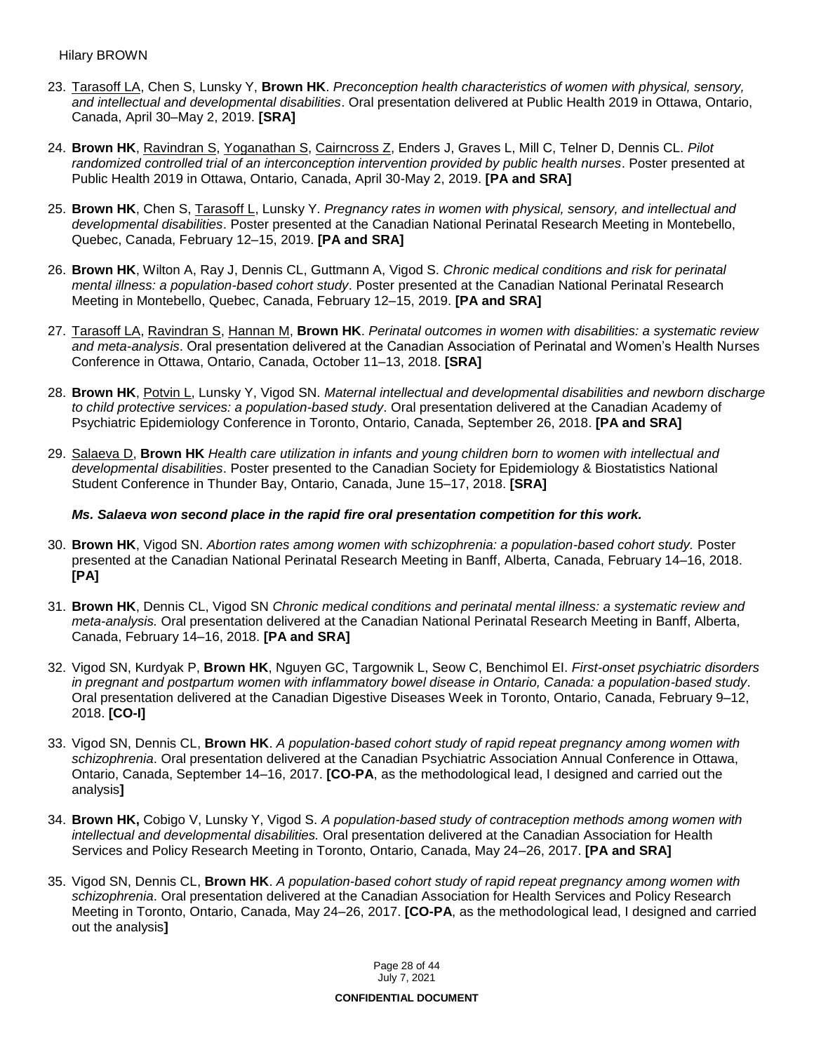23. <u>Tarasoff LA</u>, Chen S, Lunsky Y, **Brown HK**. *Preconception health characteristics of women with physical, sensory, and intellectual and developmental disabilities*. Oral presentation delivered at Public Health 2019 in Ottawa, Ontario, Canada, April 30–May 2, 2019. **[SRA]**

24. **Brown HK**, <u>Ravindran S</u>, <u>Yoganathan S</u>, <u>Cairncross Z</u>, Enders J, Graves L, Mill C, Telner D, Dennis CL. *Pilot randomized controlled trial of an interconception intervention provided by public health nurses*. Poster presented at Public Health 2019 in Ottawa, Ontario, Canada, April 30-May 2, 2019. **[PA and SRA]**

25. **Brown HK**, Chen S, <u>Tarasoff L</u>, Lunsky Y. *Pregnancy rates in women with physical, sensory, and intellectual and developmental disabilities*. Poster presented at the Canadian National Perinatal Research Meeting in Montebello, Quebec, Canada, February 12–15, 2019. **[PA and SRA]**

26. **Brown HK**, Wilton A, Ray J, Dennis CL, Guttmann A, Vigod S. *Chronic medical conditions and risk for perinatal mental illness: a population-based cohort study*. Poster presented at the Canadian National Perinatal Research Meeting in Montebello, Quebec, Canada, February 12–15, 2019. **[PA and SRA]**

27. <u>Tarasoff LA</u>, <u>Ravindran S</u>, <u>Hannan M</u>, **Brown HK**. *Perinatal outcomes in women with disabilities: a systematic review and meta-analysis*. Oral presentation delivered at the Canadian Association of Perinatal and Women's Health Nurses Conference in Ottawa, Ontario, Canada, October 11–13, 2018. **[SRA]**

28. **Brown HK**, <u>Potvin L</u>, Lunsky Y, Vigod SN. *Maternal intellectual and developmental disabilities and newborn discharge to child protective services: a population-based study*. Oral presentation delivered at the Canadian Academy of Psychiatric Epidemiology Conference in Toronto, Ontario, Canada, September 26, 2018. **[PA and SRA]**

29. <u>Salaeva D</u>, **Brown HK** *Health care utilization in infants and young children born to women with intellectual and developmental disabilities*. Poster presented to the Canadian Society for Epidemiology & Biostatistics National Student Conference in Thunder Bay, Ontario, Canada, June 15–17, 2018. **[SRA]**

    ***Ms. Salaeva won second place in the rapid fire oral presentation competition for this work.***

30. **Brown HK**, Vigod SN. *Abortion rates among women with schizophrenia: a population-based cohort study.* Poster presented at the Canadian National Perinatal Research Meeting in Banff, Alberta, Canada, February 14–16, 2018. **[PA]**

31. **Brown HK**, Dennis CL, Vigod SN *Chronic medical conditions and perinatal mental illness: a systematic review and meta-analysis.* Oral presentation delivered at the Canadian National Perinatal Research Meeting in Banff, Alberta, Canada, February 14–16, 2018. **[PA and SRA]**

32. Vigod SN, Kurdyak P, **Brown HK**, Nguyen GC, Targownik L, Seow C, Benchimol EI. *First-onset psychiatric disorders in pregnant and postpartum women with inflammatory bowel disease in Ontario, Canada: a population-based study*. Oral presentation delivered at the Canadian Digestive Diseases Week in Toronto, Ontario, Canada, February 9–12, 2018. **[CO-I]**

33. Vigod SN, Dennis CL, **Brown HK**. *A population-based cohort study of rapid repeat pregnancy among women with schizophrenia*. Oral presentation delivered at the Canadian Psychiatric Association Annual Conference in Ottawa, Ontario, Canada, September 14–16, 2017. **[CO-PA**, as the methodological lead, I designed and carried out the analysis**]**

34. **Brown HK,** Cobigo V, Lunsky Y, Vigod S. *A population-based study of contraception methods among women with intellectual and developmental disabilities.* Oral presentation delivered at the Canadian Association for Health Services and Policy Research Meeting in Toronto, Ontario, Canada, May 24–26, 2017. **[PA and SRA]**

35. Vigod SN, Dennis CL, **Brown HK**. *A population-based cohort study of rapid repeat pregnancy among women with schizophrenia*. Oral presentation delivered at the Canadian Association for Health Services and Policy Research Meeting in Toronto, Ontario, Canada, May 24–26, 2017. **[CO-PA**, as the methodological lead, I designed and carried out the analysis**]**

**CONFIDENTIAL DOCUMENT**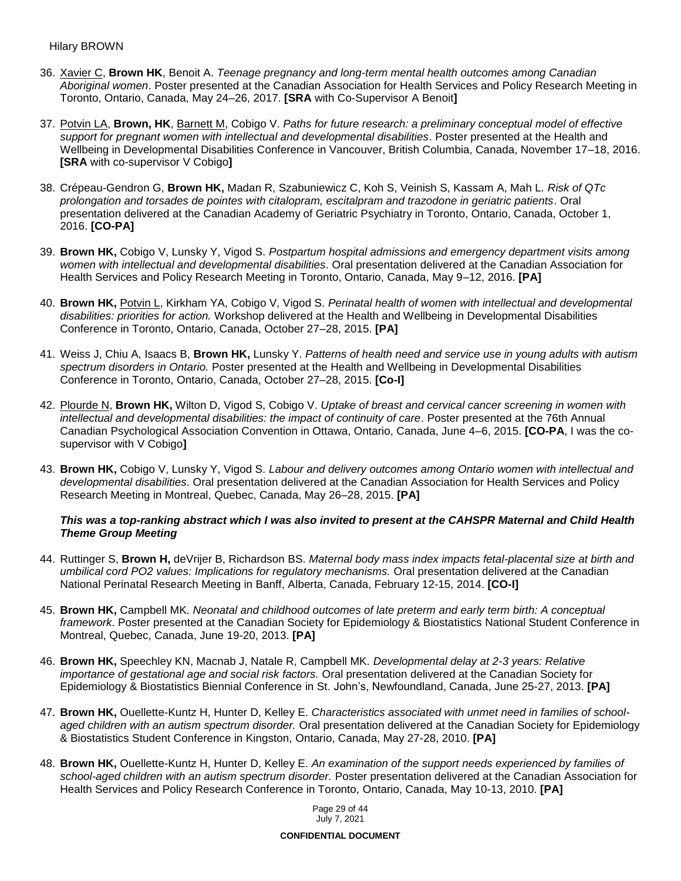36. Xavier C, **Brown HK**, Benoit A. *Teenage pregnancy and long-term mental health outcomes among Canadian Aboriginal women*. Poster presented at the Canadian Association for Health Services and Policy Research Meeting in Toronto, Ontario, Canada, May 24–26, 2017. **[SRA** with Co-Supervisor A Benoit**]**

37. Potvin LA, **Brown, HK**, Barnett M, Cobigo V. *Paths for future research: a preliminary conceptual model of effective support for pregnant women with intellectual and developmental disabilities*. Poster presented at the Health and Wellbeing in Developmental Disabilities Conference in Vancouver, British Columbia, Canada, November 17–18, 2016. **[SRA** with co-supervisor V Cobigo**]**

38. Crépeau-Gendron G, **Brown HK,** Madan R, Szabuniewicz C, Koh S, Veinish S, Kassam A, Mah L. *Risk of QTc prolongation and torsades de pointes with citalopram, escitalpram and trazodone in geriatric patients*. Oral presentation delivered at the Canadian Academy of Geriatric Psychiatry in Toronto, Ontario, Canada, October 1, 2016. **[CO-PA]**

39. **Brown HK,** Cobigo V, Lunsky Y, Vigod S. *Postpartum hospital admissions and emergency department visits among women with intellectual and developmental disabilities*. Oral presentation delivered at the Canadian Association for Health Services and Policy Research Meeting in Toronto, Ontario, Canada, May 9–12, 2016. **[PA]**

40. **Brown HK,** Potvin L, Kirkham YA, Cobigo V, Vigod S. *Perinatal health of women with intellectual and developmental disabilities: priorities for action.* Workshop delivered at the Health and Wellbeing in Developmental Disabilities Conference in Toronto, Ontario, Canada, October 27–28, 2015. **[PA]**

41. Weiss J, Chiu A, Isaacs B, **Brown HK,** Lunsky Y. *Patterns of health need and service use in young adults with autism spectrum disorders in Ontario.* Poster presented at the Health and Wellbeing in Developmental Disabilities Conference in Toronto, Ontario, Canada, October 27–28, 2015. **[Co-I]**

42. Plourde N, **Brown HK,** Wilton D, Vigod S, Cobigo V. *Uptake of breast and cervical cancer screening in women with intellectual and developmental disabilities: the impact of continuity of care*. Poster presented at the 76th Annual Canadian Psychological Association Convention in Ottawa, Ontario, Canada, June 4–6, 2015. **[CO-PA**, I was the co-supervisor with V Cobigo**]**

43. **Brown HK,** Cobigo V, Lunsky Y, Vigod S. *Labour and delivery outcomes among Ontario women with intellectual and developmental disabilities*. Oral presentation delivered at the Canadian Association for Health Services and Policy Research Meeting in Montreal, Quebec, Canada, May 26–28, 2015. **[PA]**

    ***This was a top-ranking abstract which I was also invited to present at the CAHSPR Maternal and Child Health Theme Group Meeting***

44. Ruttinger S, **Brown H,** deVrijer B, Richardson BS. *Maternal body mass index impacts fetal-placental size at birth and umbilical cord PO2 values: Implications for regulatory mechanisms.* Oral presentation delivered at the Canadian National Perinatal Research Meeting in Banff, Alberta, Canada, February 12-15, 2014. **[CO-I]**

45. **Brown HK,** Campbell MK. *Neonatal and childhood outcomes of late preterm and early term birth: A conceptual framework*. Poster presented at the Canadian Society for Epidemiology & Biostatistics National Student Conference in Montreal, Quebec, Canada, June 19-20, 2013. **[PA]**

46. **Brown HK,** Speechley KN, Macnab J, Natale R, Campbell MK. *Developmental delay at 2-3 years: Relative importance of gestational age and social risk factors.* Oral presentation delivered at the Canadian Society for Epidemiology & Biostatistics Biennial Conference in St. John's, Newfoundland, Canada, June 25-27, 2013. **[PA]**

47. **Brown HK,** Ouellette-Kuntz H, Hunter D, Kelley E. *Characteristics associated with unmet need in families of school-aged children with an autism spectrum disorder.* Oral presentation delivered at the Canadian Society for Epidemiology & Biostatistics Student Conference in Kingston, Ontario, Canada, May 27-28, 2010. **[PA]**

48. **Brown HK,** Ouellette-Kuntz H, Hunter D, Kelley E. *An examination of the support needs experienced by families of school-aged children with an autism spectrum disorder.* Poster presentation delivered at the Canadian Association for Health Services and Policy Research Conference in Toronto, Ontario, Canada, May 10-13, 2010. **[PA]**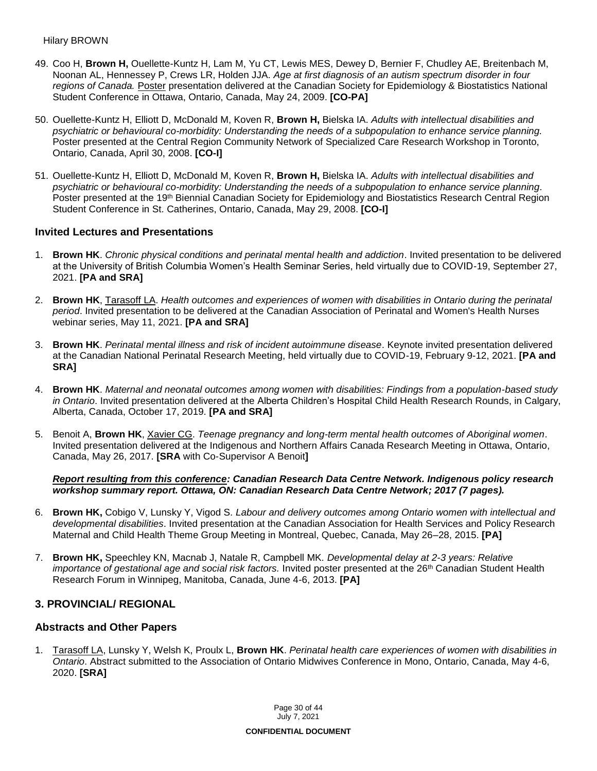49. Coo H, **Brown H,** Ouellette-Kuntz H, Lam M, Yu CT, Lewis MES, Dewey D, Bernier F, Chudley AE, Breitenbach M, Noonan AL, Hennessey P, Crews LR, Holden JJA. *Age at first diagnosis of an autism spectrum disorder in four regions of Canada.* Poster presentation delivered at the Canadian Society for Epidemiology & Biostatistics National Student Conference in Ottawa, Ontario, Canada, May 24, 2009. **[CO-PA]**

50. Ouellette-Kuntz H, Elliott D, McDonald M, Koven R, **Brown H,** Bielska IA. *Adults with intellectual disabilities and psychiatric or behavioural co-morbidity: Understanding the needs of a subpopulation to enhance service planning.* Poster presented at the Central Region Community Network of Specialized Care Research Workshop in Toronto, Ontario, Canada, April 30, 2008. **[CO-I]**

51. Ouellette-Kuntz H, Elliott D, McDonald M, Koven R, **Brown H,** Bielska IA. *Adults with intellectual disabilities and psychiatric or behavioural co-morbidity: Understanding the needs of a subpopulation to enhance service planning.* Poster presented at the 19th Biennial Canadian Society for Epidemiology and Biostatistics Research Central Region Student Conference in St. Catherines, Ontario, Canada, May 29, 2008. **[CO-I]**

### Invited Lectures and Presentations

1. **Brown HK**. *Chronic physical conditions and perinatal mental health and addiction*. Invited presentation to be delivered at the University of British Columbia Women's Health Seminar Series, held virtually due to COVID-19, September 27, 2021. **[PA and SRA]**

2. **Brown HK**, Tarasoff LA. *Health outcomes and experiences of women with disabilities in Ontario during the perinatal period*. Invited presentation to be delivered at the Canadian Association of Perinatal and Women's Health Nurses webinar series, May 11, 2021. **[PA and SRA]**

3. **Brown HK**. *Perinatal mental illness and risk of incident autoimmune disease*. Keynote invited presentation delivered at the Canadian National Perinatal Research Meeting, held virtually due to COVID-19, February 9-12, 2021. **[PA and SRA]**

4. **Brown HK**. *Maternal and neonatal outcomes among women with disabilities: Findings from a population-based study in Ontario*. Invited presentation delivered at the Alberta Children's Hospital Child Health Research Rounds, in Calgary, Alberta, Canada, October 17, 2019. **[PA and SRA]**

5. Benoit A, **Brown HK**, Xavier CG. *Teenage pregnancy and long-term mental health outcomes of Aboriginal women*. Invited presentation delivered at the Indigenous and Northern Affairs Canada Research Meeting in Ottawa, Ontario, Canada, May 26, 2017. **[SRA** with Co-Supervisor A Benoit**]**

   ***Report resulting from this conference: Canadian Research Data Centre Network. Indigenous policy research workshop summary report. Ottawa, ON: Canadian Research Data Centre Network; 2017 (7 pages).***

6. **Brown HK,** Cobigo V, Lunsky Y, Vigod S. *Labour and delivery outcomes among Ontario women with intellectual and developmental disabilities*. Invited presentation at the Canadian Association for Health Services and Policy Research Maternal and Child Health Theme Group Meeting in Montreal, Quebec, Canada, May 26–28, 2015. **[PA]**

7. **Brown HK,** Speechley KN, Macnab J, Natale R, Campbell MK. *Developmental delay at 2-3 years: Relative importance of gestational age and social risk factors.* Invited poster presented at the 26th Canadian Student Health Research Forum in Winnipeg, Manitoba, Canada, June 4-6, 2013. **[PA]**

## 3. PROVINCIAL/ REGIONAL

### Abstracts and Other Papers

1. Tarasoff LA, Lunsky Y, Welsh K, Proulx L, **Brown HK**. *Perinatal health care experiences of women with disabilities in Ontario*. Abstract submitted to the Association of Ontario Midwives Conference in Mono, Ontario, Canada, May 4-6, 2020. **[SRA]**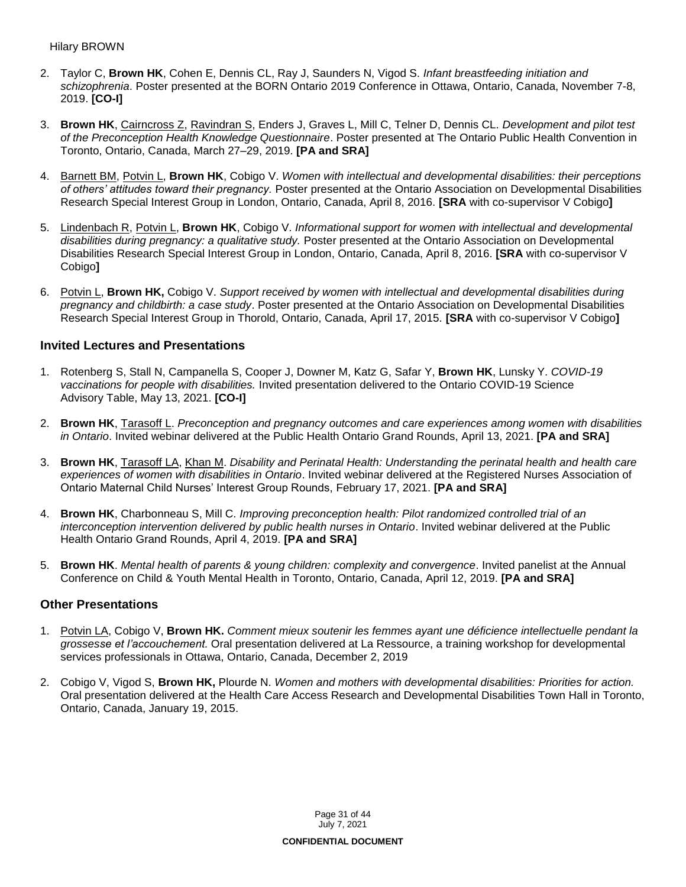2. Taylor C, **Brown HK**, Cohen E, Dennis CL, Ray J, Saunders N, Vigod S. *Infant breastfeeding initiation and schizophrenia*. Poster presented at the BORN Ontario 2019 Conference in Ottawa, Ontario, Canada, November 7-8, 2019. **[CO-I]**

3. **Brown HK**, Cairncross Z, Ravindran S, Enders J, Graves L, Mill C, Telner D, Dennis CL. *Development and pilot test of the Preconception Health Knowledge Questionnaire*. Poster presented at The Ontario Public Health Convention in Toronto, Ontario, Canada, March 27–29, 2019. **[PA and SRA]**

4. Barnett BM, Potvin L, **Brown HK**, Cobigo V. *Women with intellectual and developmental disabilities: their perceptions of others' attitudes toward their pregnancy.* Poster presented at the Ontario Association on Developmental Disabilities Research Special Interest Group in London, Ontario, Canada, April 8, 2016. **[SRA** with co-supervisor V Cobigo**]**

5. Lindenbach R, Potvin L, **Brown HK**, Cobigo V. *Informational support for women with intellectual and developmental disabilities during pregnancy: a qualitative study.* Poster presented at the Ontario Association on Developmental Disabilities Research Special Interest Group in London, Ontario, Canada, April 8, 2016. **[SRA** with co-supervisor V Cobigo**]**

6. Potvin L, **Brown HK,** Cobigo V. *Support received by women with intellectual and developmental disabilities during pregnancy and childbirth: a case study*. Poster presented at the Ontario Association on Developmental Disabilities Research Special Interest Group in Thorold, Ontario, Canada, April 17, 2015. **[SRA** with co-supervisor V Cobigo**]**

### Invited Lectures and Presentations

1. Rotenberg S, Stall N, Campanella S, Cooper J, Downer M, Katz G, Safar Y, **Brown HK**, Lunsky Y. *COVID-19 vaccinations for people with disabilities.* Invited presentation delivered to the Ontario COVID-19 Science Advisory Table, May 13, 2021. **[CO-I]**

2. **Brown HK**, Tarasoff L. *Preconception and pregnancy outcomes and care experiences among women with disabilities in Ontario*. Invited webinar delivered at the Public Health Ontario Grand Rounds, April 13, 2021. **[PA and SRA]**

3. **Brown HK**, Tarasoff LA, Khan M. *Disability and Perinatal Health: Understanding the perinatal health and health care experiences of women with disabilities in Ontario*. Invited webinar delivered at the Registered Nurses Association of Ontario Maternal Child Nurses' Interest Group Rounds, February 17, 2021. **[PA and SRA]**

4. **Brown HK**, Charbonneau S, Mill C. *Improving preconception health: Pilot randomized controlled trial of an interconception intervention delivered by public health nurses in Ontario*. Invited webinar delivered at the Public Health Ontario Grand Rounds, April 4, 2019. **[PA and SRA]**

5. **Brown HK**. *Mental health of parents & young children: complexity and convergence*. Invited panelist at the Annual Conference on Child & Youth Mental Health in Toronto, Ontario, Canada, April 12, 2019. **[PA and SRA]**

### Other Presentations

1. Potvin LA, Cobigo V, **Brown HK.** *Comment mieux soutenir les femmes ayant une déficience intellectuelle pendant la grossesse et l'accouchement.* Oral presentation delivered at La Ressource, a training workshop for developmental services professionals in Ottawa, Ontario, Canada, December 2, 2019

2. Cobigo V, Vigod S, **Brown HK,** Plourde N. *Women and mothers with developmental disabilities: Priorities for action.* Oral presentation delivered at the Health Care Access Research and Developmental Disabilities Town Hall in Toronto, Ontario, Canada, January 19, 2015.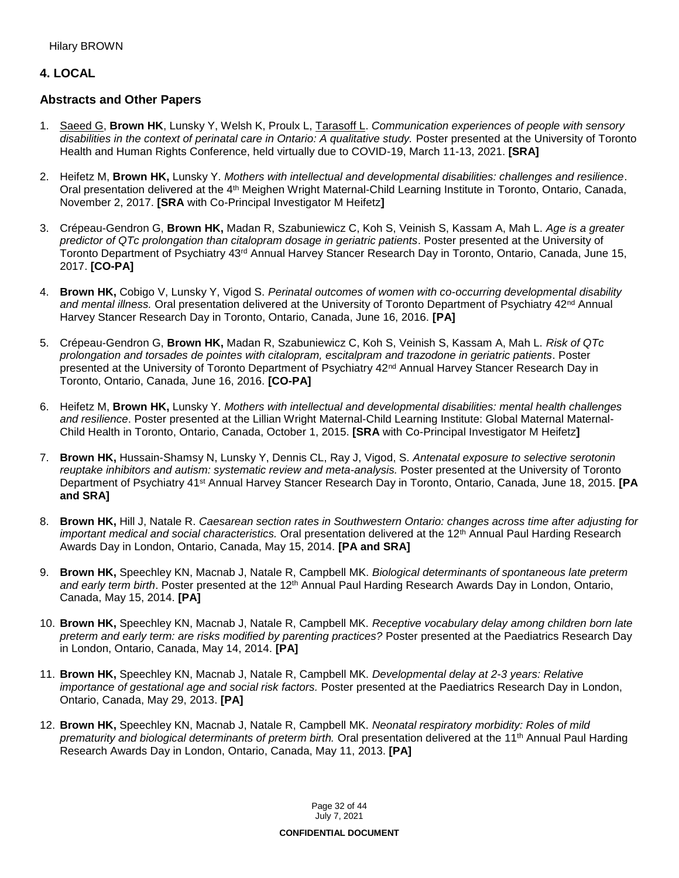## 4. LOCAL

### Abstracts and Other Papers

1. Saeed G, **Brown HK**, Lunsky Y, Welsh K, Proulx L, Tarasoff L. *Communication experiences of people with sensory disabilities in the context of perinatal care in Ontario: A qualitative study.* Poster presented at the University of Toronto Health and Human Rights Conference, held virtually due to COVID-19, March 11-13, 2021. **[SRA]**

2. Heifetz M, **Brown HK,** Lunsky Y. *Mothers with intellectual and developmental disabilities: challenges and resilience*. Oral presentation delivered at the 4th Meighen Wright Maternal-Child Learning Institute in Toronto, Ontario, Canada, November 2, 2017. **[SRA** with Co-Principal Investigator M Heifetz**]**

3. Crépeau-Gendron G, **Brown HK,** Madan R, Szabuniewicz C, Koh S, Veinish S, Kassam A, Mah L. *Age is a greater predictor of QTc prolongation than citalopram dosage in geriatric patients*. Poster presented at the University of Toronto Department of Psychiatry 43rd Annual Harvey Stancer Research Day in Toronto, Ontario, Canada, June 15, 2017. **[CO-PA]**

4. **Brown HK,** Cobigo V, Lunsky Y, Vigod S. *Perinatal outcomes of women with co-occurring developmental disability and mental illness.* Oral presentation delivered at the University of Toronto Department of Psychiatry 42nd Annual Harvey Stancer Research Day in Toronto, Ontario, Canada, June 16, 2016. **[PA]**

5. Crépeau-Gendron G, **Brown HK,** Madan R, Szabuniewicz C, Koh S, Veinish S, Kassam A, Mah L. *Risk of QTc prolongation and torsades de pointes with citalopram, escitalpram and trazodone in geriatric patients*. Poster presented at the University of Toronto Department of Psychiatry 42nd Annual Harvey Stancer Research Day in Toronto, Ontario, Canada, June 16, 2016. **[CO-PA]**

6. Heifetz M, **Brown HK,** Lunsky Y. *Mothers with intellectual and developmental disabilities: mental health challenges and resilience*. Poster presented at the Lillian Wright Maternal-Child Learning Institute: Global Maternal Maternal-Child Health in Toronto, Ontario, Canada, October 1, 2015. **[SRA** with Co-Principal Investigator M Heifetz**]**

7. **Brown HK,** Hussain-Shamsy N, Lunsky Y, Dennis CL, Ray J, Vigod, S. *Antenatal exposure to selective serotonin reuptake inhibitors and autism: systematic review and meta-analysis.* Poster presented at the University of Toronto Department of Psychiatry 41st Annual Harvey Stancer Research Day in Toronto, Ontario, Canada, June 18, 2015. **[PA and SRA]**

8. **Brown HK,** Hill J, Natale R. *Caesarean section rates in Southwestern Ontario: changes across time after adjusting for important medical and social characteristics.* Oral presentation delivered at the 12th Annual Paul Harding Research Awards Day in London, Ontario, Canada, May 15, 2014. **[PA and SRA]**

9. **Brown HK,** Speechley KN, Macnab J, Natale R, Campbell MK. *Biological determinants of spontaneous late preterm and early term birth*. Poster presented at the 12th Annual Paul Harding Research Awards Day in London, Ontario, Canada, May 15, 2014. **[PA]**

10. **Brown HK,** Speechley KN, Macnab J, Natale R, Campbell MK. *Receptive vocabulary delay among children born late preterm and early term: are risks modified by parenting practices?* Poster presented at the Paediatrics Research Day in London, Ontario, Canada, May 14, 2014. **[PA]**

11. **Brown HK,** Speechley KN, Macnab J, Natale R, Campbell MK. *Developmental delay at 2-3 years: Relative importance of gestational age and social risk factors.* Poster presented at the Paediatrics Research Day in London, Ontario, Canada, May 29, 2013. **[PA]**

12. **Brown HK,** Speechley KN, Macnab J, Natale R, Campbell MK. *Neonatal respiratory morbidity: Roles of mild prematurity and biological determinants of preterm birth.* Oral presentation delivered at the 11th Annual Paul Harding Research Awards Day in London, Ontario, Canada, May 11, 2013. **[PA]**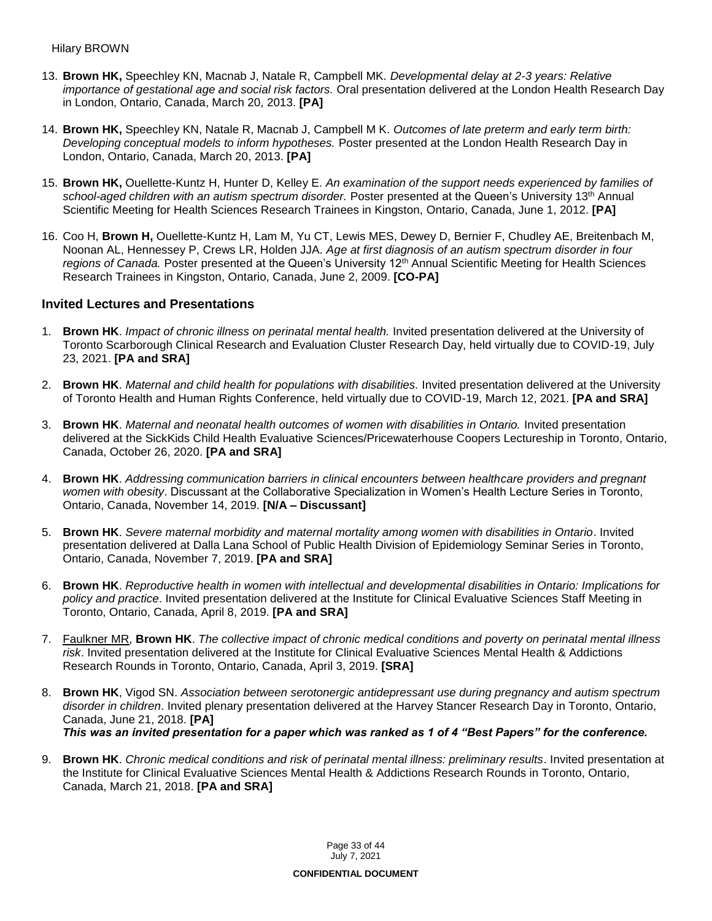13. **Brown HK,** Speechley KN, Macnab J, Natale R, Campbell MK. *Developmental delay at 2-3 years: Relative importance of gestational age and social risk factors.* Oral presentation delivered at the London Health Research Day in London, Ontario, Canada, March 20, 2013. **[PA]**

14. **Brown HK,** Speechley KN, Natale R, Macnab J, Campbell M K. *Outcomes of late preterm and early term birth: Developing conceptual models to inform hypotheses.* Poster presented at the London Health Research Day in London, Ontario, Canada, March 20, 2013. **[PA]**

15. **Brown HK,** Ouellette-Kuntz H, Hunter D, Kelley E. *An examination of the support needs experienced by families of school-aged children with an autism spectrum disorder.* Poster presented at the Queen's University 13th Annual Scientific Meeting for Health Sciences Research Trainees in Kingston, Ontario, Canada, June 1, 2012. **[PA]**

16. Coo H, **Brown H,** Ouellette-Kuntz H, Lam M, Yu CT, Lewis MES, Dewey D, Bernier F, Chudley AE, Breitenbach M, Noonan AL, Hennessey P, Crews LR, Holden JJA. *Age at first diagnosis of an autism spectrum disorder in four regions of Canada.* Poster presented at the Queen's University 12th Annual Scientific Meeting for Health Sciences Research Trainees in Kingston, Ontario, Canada, June 2, 2009. **[CO-PA]**

## Invited Lectures and Presentations

1. **Brown HK**. *Impact of chronic illness on perinatal mental health.* Invited presentation delivered at the University of Toronto Scarborough Clinical Research and Evaluation Cluster Research Day, held virtually due to COVID-19, July 23, 2021. **[PA and SRA]**

2. **Brown HK**. *Maternal and child health for populations with disabilities.* Invited presentation delivered at the University of Toronto Health and Human Rights Conference, held virtually due to COVID-19, March 12, 2021. **[PA and SRA]**

3. **Brown HK**. *Maternal and neonatal health outcomes of women with disabilities in Ontario.* Invited presentation delivered at the SickKids Child Health Evaluative Sciences/Pricewaterhouse Coopers Lectureship in Toronto, Ontario, Canada, October 26, 2020. **[PA and SRA]**

4. **Brown HK**. *Addressing communication barriers in clinical encounters between healthcare providers and pregnant women with obesity*. Discussant at the Collaborative Specialization in Women's Health Lecture Series in Toronto, Ontario, Canada, November 14, 2019. **[N/A – Discussant]**

5. **Brown HK**. *Severe maternal morbidity and maternal mortality among women with disabilities in Ontario*. Invited presentation delivered at Dalla Lana School of Public Health Division of Epidemiology Seminar Series in Toronto, Ontario, Canada, November 7, 2019. **[PA and SRA]**

6. **Brown HK**. *Reproductive health in women with intellectual and developmental disabilities in Ontario: Implications for policy and practice*. Invited presentation delivered at the Institute for Clinical Evaluative Sciences Staff Meeting in Toronto, Ontario, Canada, April 8, 2019. **[PA and SRA]**

7. Faulkner MR, **Brown HK**. *The collective impact of chronic medical conditions and poverty on perinatal mental illness risk*. Invited presentation delivered at the Institute for Clinical Evaluative Sciences Mental Health & Addictions Research Rounds in Toronto, Ontario, Canada, April 3, 2019. **[SRA]**

8. **Brown HK**, Vigod SN. *Association between serotonergic antidepressant use during pregnancy and autism spectrum disorder in children*. Invited plenary presentation delivered at the Harvey Stancer Research Day in Toronto, Ontario, Canada, June 21, 2018. **[PA]**
***This was an invited presentation for a paper which was ranked as 1 of 4 "Best Papers" for the conference.***

9. **Brown HK**. *Chronic medical conditions and risk of perinatal mental illness: preliminary results*. Invited presentation at the Institute for Clinical Evaluative Sciences Mental Health & Addictions Research Rounds in Toronto, Ontario, Canada, March 21, 2018. **[PA and SRA]**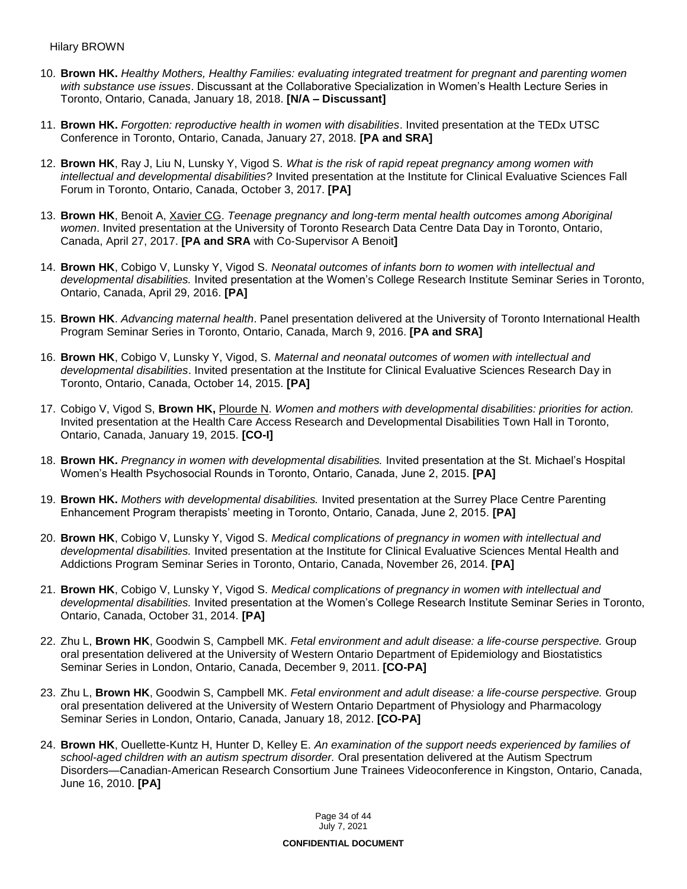10. **Brown HK.** *Healthy Mothers, Healthy Families: evaluating integrated treatment for pregnant and parenting women with substance use issues*. Discussant at the Collaborative Specialization in Women's Health Lecture Series in Toronto, Ontario, Canada, January 18, 2018. **[N/A – Discussant]**

11. **Brown HK.** *Forgotten: reproductive health in women with disabilities*. Invited presentation at the TEDx UTSC Conference in Toronto, Ontario, Canada, January 27, 2018. **[PA and SRA]**

12. **Brown HK**, Ray J, Liu N, Lunsky Y, Vigod S. *What is the risk of rapid repeat pregnancy among women with intellectual and developmental disabilities?* Invited presentation at the Institute for Clinical Evaluative Sciences Fall Forum in Toronto, Ontario, Canada, October 3, 2017. **[PA]**

13. **Brown HK**, Benoit A, Xavier CG. *Teenage pregnancy and long-term mental health outcomes among Aboriginal women*. Invited presentation at the University of Toronto Research Data Centre Data Day in Toronto, Ontario, Canada, April 27, 2017. **[PA and SRA** with Co-Supervisor A Benoit**]**

14. **Brown HK**, Cobigo V, Lunsky Y, Vigod S. *Neonatal outcomes of infants born to women with intellectual and developmental disabilities.* Invited presentation at the Women's College Research Institute Seminar Series in Toronto, Ontario, Canada, April 29, 2016. **[PA]**

15. **Brown HK**. *Advancing maternal health*. Panel presentation delivered at the University of Toronto International Health Program Seminar Series in Toronto, Ontario, Canada, March 9, 2016. **[PA and SRA]**

16. **Brown HK**, Cobigo V, Lunsky Y, Vigod, S. *Maternal and neonatal outcomes of women with intellectual and developmental disabilities*. Invited presentation at the Institute for Clinical Evaluative Sciences Research Day in Toronto, Ontario, Canada, October 14, 2015. **[PA]**

17. Cobigo V, Vigod S, **Brown HK,** Plourde N. *Women and mothers with developmental disabilities: priorities for action.* Invited presentation at the Health Care Access Research and Developmental Disabilities Town Hall in Toronto, Ontario, Canada, January 19, 2015. **[CO-I]**

18. **Brown HK.** *Pregnancy in women with developmental disabilities.* Invited presentation at the St. Michael's Hospital Women's Health Psychosocial Rounds in Toronto, Ontario, Canada, June 2, 2015. **[PA]**

19. **Brown HK.** *Mothers with developmental disabilities.* Invited presentation at the Surrey Place Centre Parenting Enhancement Program therapists' meeting in Toronto, Ontario, Canada, June 2, 2015. **[PA]**

20. **Brown HK**, Cobigo V, Lunsky Y, Vigod S. *Medical complications of pregnancy in women with intellectual and developmental disabilities.* Invited presentation at the Institute for Clinical Evaluative Sciences Mental Health and Addictions Program Seminar Series in Toronto, Ontario, Canada, November 26, 2014. **[PA]**

21. **Brown HK**, Cobigo V, Lunsky Y, Vigod S. *Medical complications of pregnancy in women with intellectual and developmental disabilities.* Invited presentation at the Women's College Research Institute Seminar Series in Toronto, Ontario, Canada, October 31, 2014. **[PA]**

22. Zhu L, **Brown HK**, Goodwin S, Campbell MK. *Fetal environment and adult disease: a life-course perspective.* Group oral presentation delivered at the University of Western Ontario Department of Epidemiology and Biostatistics Seminar Series in London, Ontario, Canada, December 9, 2011. **[CO-PA]**

23. Zhu L, **Brown HK**, Goodwin S, Campbell MK. *Fetal environment and adult disease: a life-course perspective.* Group oral presentation delivered at the University of Western Ontario Department of Physiology and Pharmacology Seminar Series in London, Ontario, Canada, January 18, 2012. **[CO-PA]**

24. **Brown HK**, Ouellette-Kuntz H, Hunter D, Kelley E. *An examination of the support needs experienced by families of school-aged children with an autism spectrum disorder.* Oral presentation delivered at the Autism Spectrum Disorders—Canadian-American Research Consortium June Trainees Videoconference in Kingston, Ontario, Canada, June 16, 2010. **[PA]**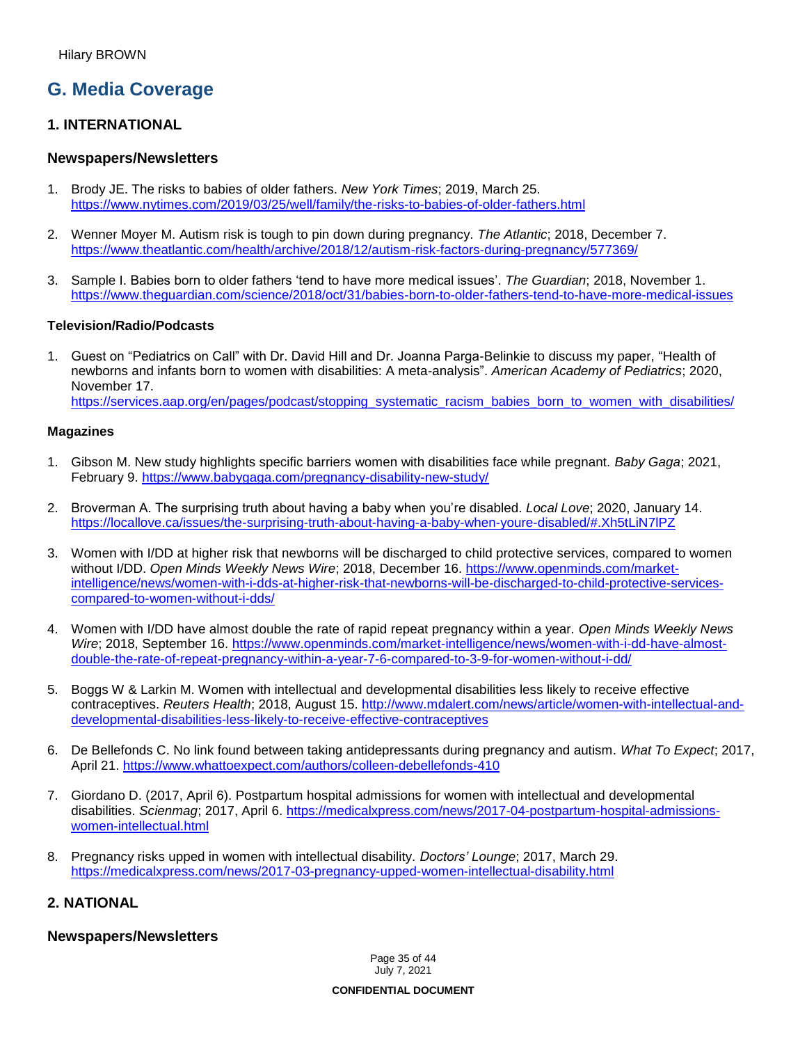## G. Media Coverage

### 1. INTERNATIONAL

#### Newspapers/Newsletters

1. Brody JE. The risks to babies of older fathers. *New York Times*; 2019, March 25. https://www.nytimes.com/2019/03/25/well/family/the-risks-to-babies-of-older-fathers.html

2. Wenner Moyer M. Autism risk is tough to pin down during pregnancy. *The Atlantic*; 2018, December 7. https://www.theatlantic.com/health/archive/2018/12/autism-risk-factors-during-pregnancy/577369/

3. Sample I. Babies born to older fathers 'tend to have more medical issues'. *The Guardian*; 2018, November 1. https://www.theguardian.com/science/2018/oct/31/babies-born-to-older-fathers-tend-to-have-more-medical-issues

#### Television/Radio/Podcasts

1. Guest on "Pediatrics on Call" with Dr. David Hill and Dr. Joanna Parga-Belinkie to discuss my paper, "Health of newborns and infants born to women with disabilities: A meta-analysis". *American Academy of Pediatrics*; 2020, November 17. https://services.aap.org/en/pages/podcast/stopping_systematic_racism_babies_born_to_women_with_disabilities/

#### Magazines

1. Gibson M. New study highlights specific barriers women with disabilities face while pregnant. *Baby Gaga*; 2021, February 9. https://www.babygaga.com/pregnancy-disability-new-study/

2. Broverman A. The surprising truth about having a baby when you're disabled. *Local Love*; 2020, January 14. https://locallove.ca/issues/the-surprising-truth-about-having-a-baby-when-youre-disabled/#.Xh5tLiN7lPZ

3. Women with I/DD at higher risk that newborns will be discharged to child protective services, compared to women without I/DD. *Open Minds Weekly News Wire*; 2018, December 16. https://www.openminds.com/market-intelligence/news/women-with-i-dds-at-higher-risk-that-newborns-will-be-discharged-to-child-protective-services-compared-to-women-without-i-dds/

4. Women with I/DD have almost double the rate of rapid repeat pregnancy within a year. *Open Minds Weekly News Wire*; 2018, September 16. https://www.openminds.com/market-intelligence/news/women-with-i-dd-have-almost-double-the-rate-of-repeat-pregnancy-within-a-year-7-6-compared-to-3-9-for-women-without-i-dd/

5. Boggs W & Larkin M. Women with intellectual and developmental disabilities less likely to receive effective contraceptives. *Reuters Health*; 2018, August 15. http://www.mdalert.com/news/article/women-with-intellectual-and-developmental-disabilities-less-likely-to-receive-effective-contraceptives

6. De Bellefonds C. No link found between taking antidepressants during pregnancy and autism. *What To Expect*; 2017, April 21. https://www.whattoexpect.com/authors/colleen-debellefonds-410

7. Giordano D. (2017, April 6). Postpartum hospital admissions for women with intellectual and developmental disabilities. *Scienmag*; 2017, April 6. https://medicalxpress.com/news/2017-04-postpartum-hospital-admissions-women-intellectual.html

8. Pregnancy risks upped in women with intellectual disability. *Doctors' Lounge*; 2017, March 29. https://medicalxpress.com/news/2017-03-pregnancy-upped-women-intellectual-disability.html

### 2. NATIONAL

#### Newspapers/Newsletters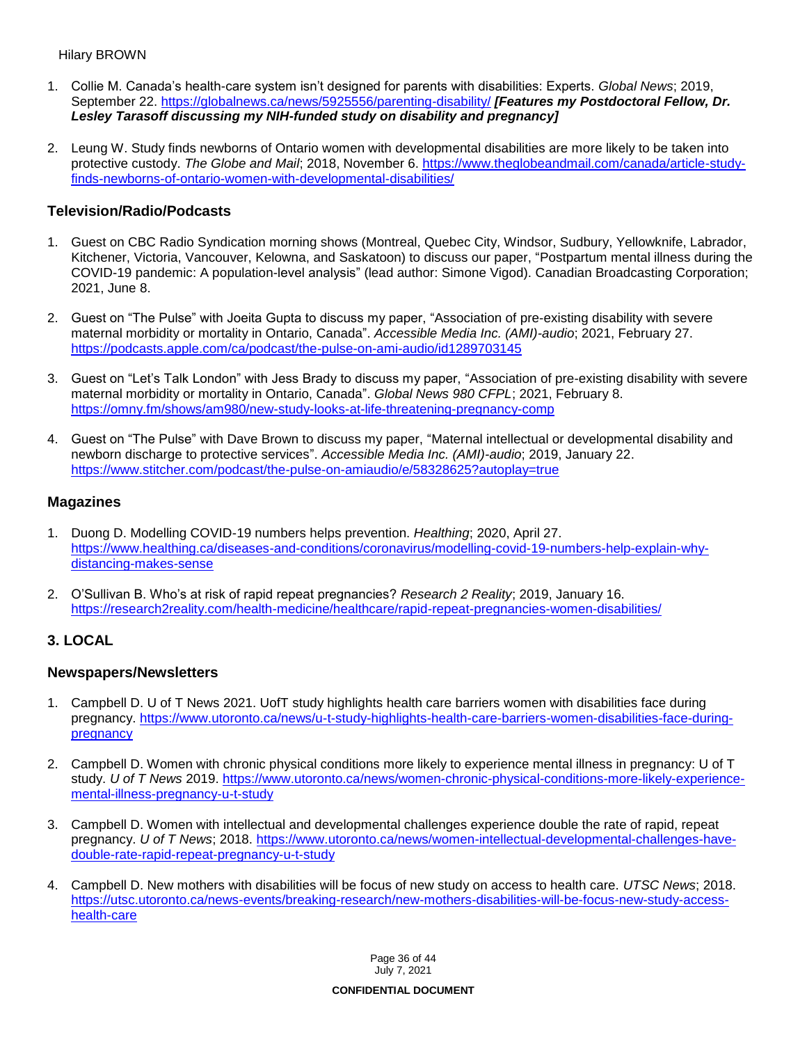1. Collie M. Canada's health-care system isn't designed for parents with disabilities: Experts. *Global News*; 2019, September 22. https://globalnews.ca/news/5925556/parenting-disability/ ***[Features my Postdoctoral Fellow, Dr. Lesley Tarasoff discussing my NIH-funded study on disability and pregnancy]***

2. Leung W. Study finds newborns of Ontario women with developmental disabilities are more likely to be taken into protective custody. *The Globe and Mail*; 2018, November 6. https://www.theglobeandmail.com/canada/article-study-finds-newborns-of-ontario-women-with-developmental-disabilities/

### Television/Radio/Podcasts

1. Guest on CBC Radio Syndication morning shows (Montreal, Quebec City, Windsor, Sudbury, Yellowknife, Labrador, Kitchener, Victoria, Vancouver, Kelowna, and Saskatoon) to discuss our paper, "Postpartum mental illness during the COVID-19 pandemic: A population-level analysis" (lead author: Simone Vigod). Canadian Broadcasting Corporation; 2021, June 8.

2. Guest on "The Pulse" with Joeita Gupta to discuss my paper, "Association of pre-existing disability with severe maternal morbidity or mortality in Ontario, Canada". *Accessible Media Inc. (AMI)-audio*; 2021, February 27. https://podcasts.apple.com/ca/podcast/the-pulse-on-ami-audio/id1289703145

3. Guest on "Let's Talk London" with Jess Brady to discuss my paper, "Association of pre-existing disability with severe maternal morbidity or mortality in Ontario, Canada". *Global News 980 CFPL*; 2021, February 8. https://omny.fm/shows/am980/new-study-looks-at-life-threatening-pregnancy-comp

4. Guest on "The Pulse" with Dave Brown to discuss my paper, "Maternal intellectual or developmental disability and newborn discharge to protective services". *Accessible Media Inc. (AMI)-audio*; 2019, January 22. https://www.stitcher.com/podcast/the-pulse-on-amiaudio/e/58328625?autoplay=true

### Magazines

1. Duong D. Modelling COVID-19 numbers helps prevention. *Healthing*; 2020, April 27. https://www.healthing.ca/diseases-and-conditions/coronavirus/modelling-covid-19-numbers-help-explain-why-distancing-makes-sense

2. O'Sullivan B. Who's at risk of rapid repeat pregnancies? *Research 2 Reality*; 2019, January 16. https://research2reality.com/health-medicine/healthcare/rapid-repeat-pregnancies-women-disabilities/

## 3. LOCAL

### Newspapers/Newsletters

1. Campbell D. U of T News 2021. UofT study highlights health care barriers women with disabilities face during pregnancy. https://www.utoronto.ca/news/u-t-study-highlights-health-care-barriers-women-disabilities-face-during-pregnancy

2. Campbell D. Women with chronic physical conditions more likely to experience mental illness in pregnancy: U of T study. *U of T News* 2019. https://www.utoronto.ca/news/women-chronic-physical-conditions-more-likely-experience-mental-illness-pregnancy-u-t-study

3. Campbell D. Women with intellectual and developmental challenges experience double the rate of rapid, repeat pregnancy. *U of T News*; 2018. https://www.utoronto.ca/news/women-intellectual-developmental-challenges-have-double-rate-rapid-repeat-pregnancy-u-t-study

4. Campbell D. New mothers with disabilities will be focus of new study on access to health care. *UTSC News*; 2018. https://utsc.utoronto.ca/news-events/breaking-research/new-mothers-disabilities-will-be-focus-new-study-access-health-care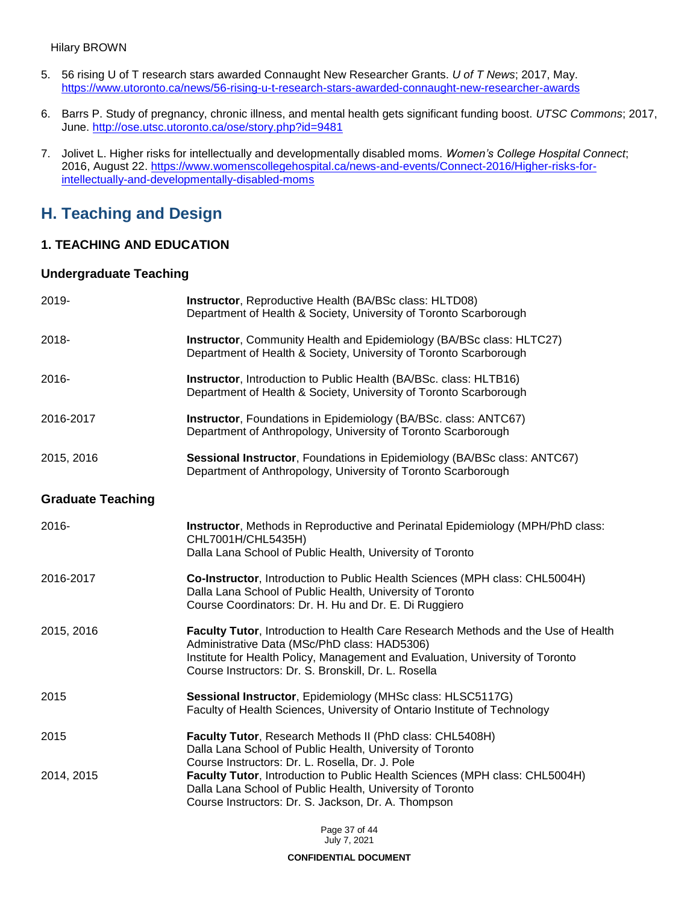5. 56 rising U of T research stars awarded Connaught New Researcher Grants. *U of T News*; 2017, May. https://www.utoronto.ca/news/56-rising-u-t-research-stars-awarded-connaught-new-researcher-awards

6. Barrs P. Study of pregnancy, chronic illness, and mental health gets significant funding boost. *UTSC Commons*; 2017, June. http://ose.utsc.utoronto.ca/ose/story.php?id=9481

7. Jolivet L. Higher risks for intellectually and developmentally disabled moms. *Women's College Hospital Connect*; 2016, August 22. https://www.womenscollegehospital.ca/news-and-events/Connect-2016/Higher-risks-for-intellectually-and-developmentally-disabled-moms

## H. Teaching and Design

### 1. TEACHING AND EDUCATION

#### Undergraduate Teaching

| | |
|---|---|
| 2019- | **Instructor**, Reproductive Health (BA/BSc class: HLTD08)<br>Department of Health & Society, University of Toronto Scarborough |
| 2018- | **Instructor**, Community Health and Epidemiology (BA/BSc class: HLTC27)<br>Department of Health & Society, University of Toronto Scarborough |
| 2016- | **Instructor**, Introduction to Public Health (BA/BSc. class: HLTB16)<br>Department of Health & Society, University of Toronto Scarborough |
| 2016-2017 | **Instructor**, Foundations in Epidemiology (BA/BSc. class: ANTC67)<br>Department of Anthropology, University of Toronto Scarborough |
| 2015, 2016 | **Sessional Instructor**, Foundations in Epidemiology (BA/BSc class: ANTC67)<br>Department of Anthropology, University of Toronto Scarborough |

#### Graduate Teaching

| | |
|---|---|
| 2016- | **Instructor**, Methods in Reproductive and Perinatal Epidemiology (MPH/PhD class: CHL7001H/CHL5435H)<br>Dalla Lana School of Public Health, University of Toronto |
| 2016-2017 | **Co-Instructor**, Introduction to Public Health Sciences (MPH class: CHL5004H)<br>Dalla Lana School of Public Health, University of Toronto<br>Course Coordinators: Dr. H. Hu and Dr. E. Di Ruggiero |
| 2015, 2016 | **Faculty Tutor**, Introduction to Health Care Research Methods and the Use of Health Administrative Data (MSc/PhD class: HAD5306)<br>Institute for Health Policy, Management and Evaluation, University of Toronto<br>Course Instructors: Dr. S. Bronskill, Dr. L. Rosella |
| 2015 | **Sessional Instructor**, Epidemiology (MHSc class: HLSC5117G)<br>Faculty of Health Sciences, University of Ontario Institute of Technology |
| 2015 | **Faculty Tutor**, Research Methods II (PhD class: CHL5408H)<br>Dalla Lana School of Public Health, University of Toronto<br>Course Instructors: Dr. L. Rosella, Dr. J. Pole |
| 2014, 2015 | **Faculty Tutor**, Introduction to Public Health Sciences (MPH class: CHL5004H)<br>Dalla Lana School of Public Health, University of Toronto<br>Course Instructors: Dr. S. Jackson, Dr. A. Thompson |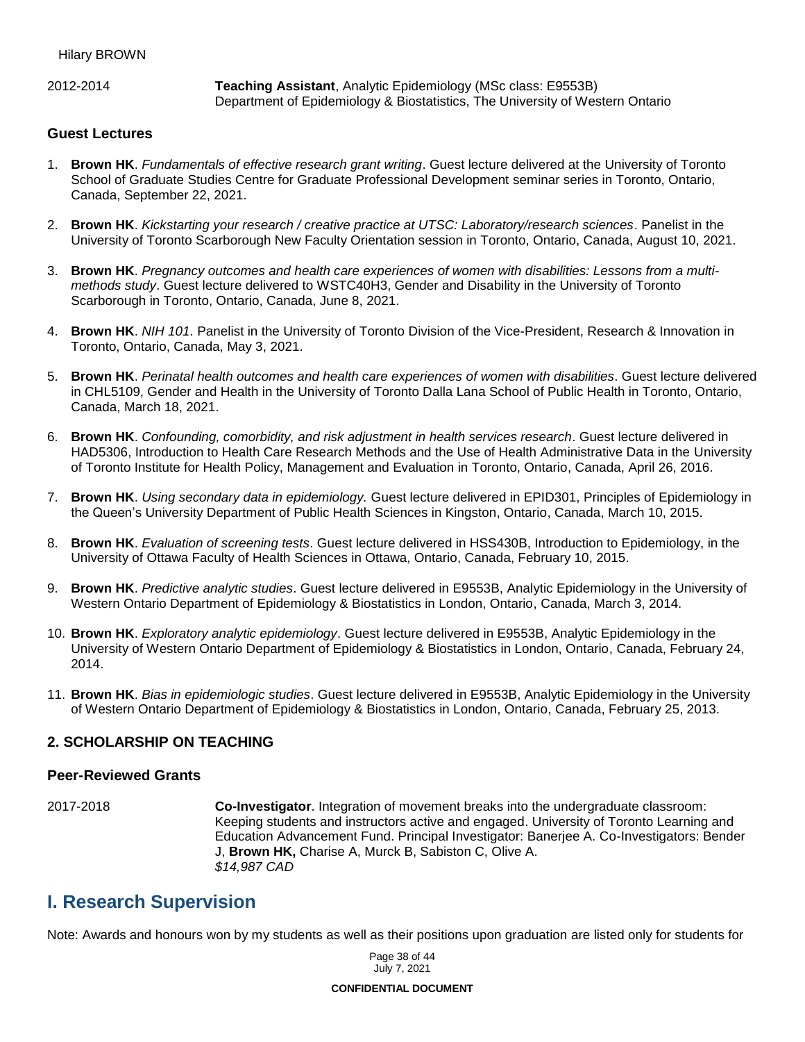2012-2014 **Teaching Assistant**, Analytic Epidemiology (MSc class: E9553B)
Department of Epidemiology & Biostatistics, The University of Western Ontario

### Guest Lectures

1. **Brown HK**. *Fundamentals of effective research grant writing*. Guest lecture delivered at the University of Toronto School of Graduate Studies Centre for Graduate Professional Development seminar series in Toronto, Ontario, Canada, September 22, 2021.
2. **Brown HK**. *Kickstarting your research / creative practice at UTSC: Laboratory/research sciences*. Panelist in the University of Toronto Scarborough New Faculty Orientation session in Toronto, Ontario, Canada, August 10, 2021.
3. **Brown HK**. *Pregnancy outcomes and health care experiences of women with disabilities: Lessons from a multi-methods study*. Guest lecture delivered to WSTC40H3, Gender and Disability in the University of Toronto Scarborough in Toronto, Ontario, Canada, June 8, 2021.
4. **Brown HK**. *NIH 101*. Panelist in the University of Toronto Division of the Vice-President, Research & Innovation in Toronto, Ontario, Canada, May 3, 2021.
5. **Brown HK**. *Perinatal health outcomes and health care experiences of women with disabilities*. Guest lecture delivered in CHL5109, Gender and Health in the University of Toronto Dalla Lana School of Public Health in Toronto, Ontario, Canada, March 18, 2021.
6. **Brown HK**. *Confounding, comorbidity, and risk adjustment in health services research*. Guest lecture delivered in HAD5306, Introduction to Health Care Research Methods and the Use of Health Administrative Data in the University of Toronto Institute for Health Policy, Management and Evaluation in Toronto, Ontario, Canada, April 26, 2016.
7. **Brown HK**. *Using secondary data in epidemiology.* Guest lecture delivered in EPID301, Principles of Epidemiology in the Queen's University Department of Public Health Sciences in Kingston, Ontario, Canada, March 10, 2015.
8. **Brown HK**. *Evaluation of screening tests*. Guest lecture delivered in HSS430B, Introduction to Epidemiology, in the University of Ottawa Faculty of Health Sciences in Ottawa, Ontario, Canada, February 10, 2015.
9. **Brown HK**. *Predictive analytic studies*. Guest lecture delivered in E9553B, Analytic Epidemiology in the University of Western Ontario Department of Epidemiology & Biostatistics in London, Ontario, Canada, March 3, 2014.
10. **Brown HK**. *Exploratory analytic epidemiology*. Guest lecture delivered in E9553B, Analytic Epidemiology in the University of Western Ontario Department of Epidemiology & Biostatistics in London, Ontario, Canada, February 24, 2014.
11. **Brown HK**. *Bias in epidemiologic studies*. Guest lecture delivered in E9553B, Analytic Epidemiology in the University of Western Ontario Department of Epidemiology & Biostatistics in London, Ontario, Canada, February 25, 2013.

## 2. SCHOLARSHIP ON TEACHING

### Peer-Reviewed Grants

2017-2018 **Co-Investigator**. Integration of movement breaks into the undergraduate classroom: Keeping students and instructors active and engaged. University of Toronto Learning and Education Advancement Fund. Principal Investigator: Banerjee A. Co-Investigators: Bender J, **Brown HK,** Charise A, Murck B, Sabiston C, Olive A.
*$14,987 CAD*

# I. Research Supervision

Note: Awards and honours won by my students as well as their positions upon graduation are listed only for students for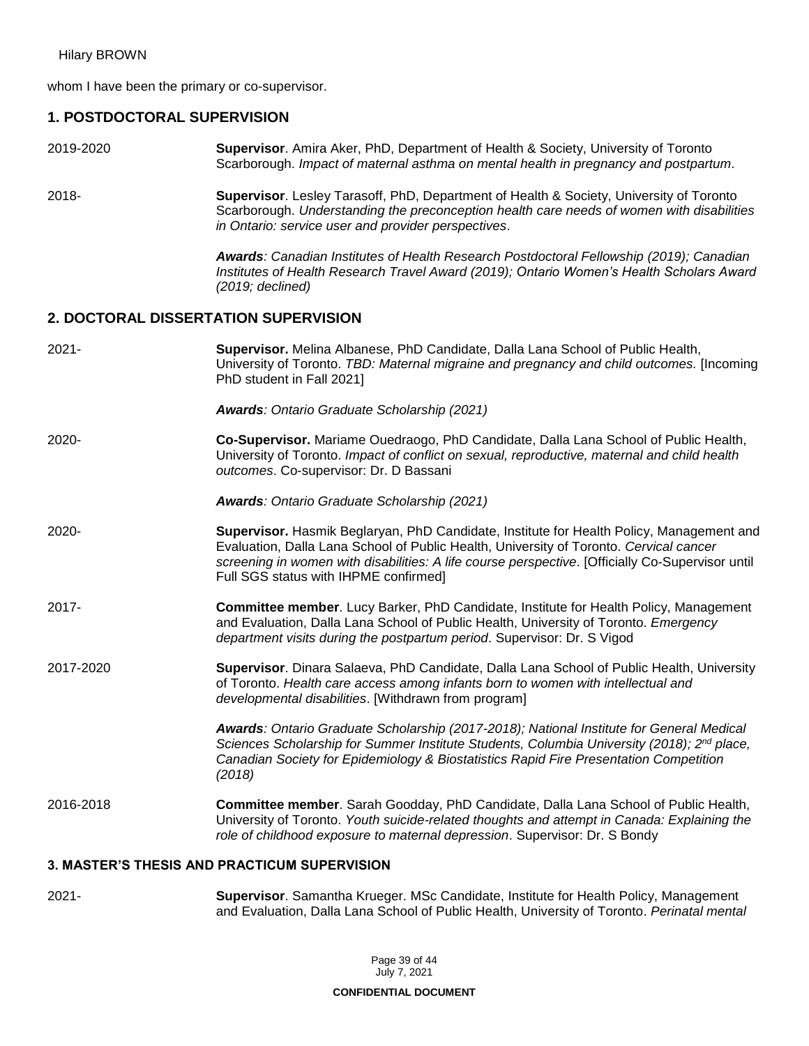whom I have been the primary or co-supervisor.

## 1. POSTDOCTORAL SUPERVISION

2019-2020 **Supervisor**. Amira Aker, PhD, Department of Health & Society, University of Toronto Scarborough. *Impact of maternal asthma on mental health in pregnancy and postpartum.*

2018- **Supervisor**. Lesley Tarasoff, PhD, Department of Health & Society, University of Toronto Scarborough. *Understanding the preconception health care needs of women with disabilities in Ontario: service user and provider perspectives*.

***Awards**: Canadian Institutes of Health Research Postdoctoral Fellowship (2019); Canadian Institutes of Health Research Travel Award (2019); Ontario Women's Health Scholars Award (2019; declined)*

## 2. DOCTORAL DISSERTATION SUPERVISION

2021- **Supervisor.** Melina Albanese, PhD Candidate, Dalla Lana School of Public Health, University of Toronto. *TBD: Maternal migraine and pregnancy and child outcomes.* [Incoming PhD student in Fall 2021]

***Awards**: Ontario Graduate Scholarship (2021)*

2020- **Co-Supervisor.** Mariame Ouedraogo, PhD Candidate, Dalla Lana School of Public Health, University of Toronto. *Impact of conflict on sexual, reproductive, maternal and child health outcomes*. Co-supervisor: Dr. D Bassani

***Awards**: Ontario Graduate Scholarship (2021)*

2020- **Supervisor.** Hasmik Beglaryan, PhD Candidate, Institute for Health Policy, Management and Evaluation, Dalla Lana School of Public Health, University of Toronto. *Cervical cancer screening in women with disabilities: A life course perspective*. [Officially Co-Supervisor until Full SGS status with IHPME confirmed]

2017- **Committee member**. Lucy Barker, PhD Candidate, Institute for Health Policy, Management and Evaluation, Dalla Lana School of Public Health, University of Toronto. *Emergency department visits during the postpartum period*. Supervisor: Dr. S Vigod

2017-2020 **Supervisor**. Dinara Salaeva, PhD Candidate, Dalla Lana School of Public Health, University of Toronto. *Health care access among infants born to women with intellectual and developmental disabilities*. [Withdrawn from program]

***Awards**: Ontario Graduate Scholarship (2017-2018); National Institute for General Medical Sciences Scholarship for Summer Institute Students, Columbia University (2018); 2nd place, Canadian Society for Epidemiology & Biostatistics Rapid Fire Presentation Competition (2018)*

2016-2018 **Committee member**. Sarah Goodday, PhD Candidate, Dalla Lana School of Public Health, University of Toronto. *Youth suicide-related thoughts and attempt in Canada: Explaining the role of childhood exposure to maternal depression*. Supervisor: Dr. S Bondy

### 3. MASTER'S THESIS AND PRACTICUM SUPERVISION

2021- **Supervisor**. Samantha Krueger. MSc Candidate, Institute for Health Policy, Management and Evaluation, Dalla Lana School of Public Health, University of Toronto. *Perinatal mental*

July 7, 2021

**CONFIDENTIAL DOCUMENT**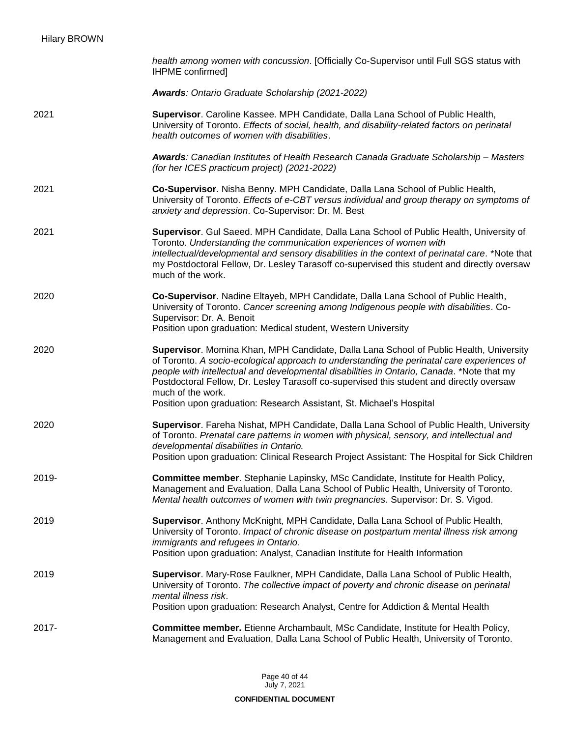*health among women with concussion*. [Officially Co-Supervisor until Full SGS status with IHPME confirmed]

***Awards****: Ontario Graduate Scholarship (2021-2022)*

2021 **Supervisor**. Caroline Kassee. MPH Candidate, Dalla Lana School of Public Health, University of Toronto. *Effects of social, health, and disability-related factors on perinatal health outcomes of women with disabilities*.

***Awards****: Canadian Institutes of Health Research Canada Graduate Scholarship – Masters (for her ICES practicum project) (2021-2022)*

2021 **Co-Supervisor**. Nisha Benny. MPH Candidate, Dalla Lana School of Public Health, University of Toronto. *Effects of e-CBT versus individual and group therapy on symptoms of anxiety and depression*. Co-Supervisor: Dr. M. Best

2021 **Supervisor**. Gul Saeed. MPH Candidate, Dalla Lana School of Public Health, University of Toronto. *Understanding the communication experiences of women with intellectual/developmental and sensory disabilities in the context of perinatal care*. *Note that my Postdoctoral Fellow, Dr. Lesley Tarasoff co-supervised this student and directly oversaw much of the work.

2020 **Co-Supervisor**. Nadine Eltayeb, MPH Candidate, Dalla Lana School of Public Health, University of Toronto. *Cancer screening among Indigenous people with disabilities*. Co-Supervisor: Dr. A. Benoit
Position upon graduation: Medical student, Western University

2020 **Supervisor**. Momina Khan, MPH Candidate, Dalla Lana School of Public Health, University of Toronto. *A socio-ecological approach to understanding the perinatal care experiences of people with intellectual and developmental disabilities in Ontario, Canada*. *Note that my Postdoctoral Fellow, Dr. Lesley Tarasoff co-supervised this student and directly oversaw much of the work.
Position upon graduation: Research Assistant, St. Michael's Hospital

2020 **Supervisor**. Fareha Nishat, MPH Candidate, Dalla Lana School of Public Health, University of Toronto. *Prenatal care patterns in women with physical, sensory, and intellectual and developmental disabilities in Ontario.*
Position upon graduation: Clinical Research Project Assistant: The Hospital for Sick Children

2019- **Committee member**. Stephanie Lapinsky, MSc Candidate, Institute for Health Policy, Management and Evaluation, Dalla Lana School of Public Health, University of Toronto. *Mental health outcomes of women with twin pregnancies.* Supervisor: Dr. S. Vigod.

2019 **Supervisor**. Anthony McKnight, MPH Candidate, Dalla Lana School of Public Health, University of Toronto. *Impact of chronic disease on postpartum mental illness risk among immigrants and refugees in Ontario*.
Position upon graduation: Analyst, Canadian Institute for Health Information

2019 **Supervisor**. Mary-Rose Faulkner, MPH Candidate, Dalla Lana School of Public Health, University of Toronto. *The collective impact of poverty and chronic disease on perinatal mental illness risk*.
Position upon graduation: Research Analyst, Centre for Addiction & Mental Health

2017- **Committee member.** Etienne Archambault, MSc Candidate, Institute for Health Policy, Management and Evaluation, Dalla Lana School of Public Health, University of Toronto.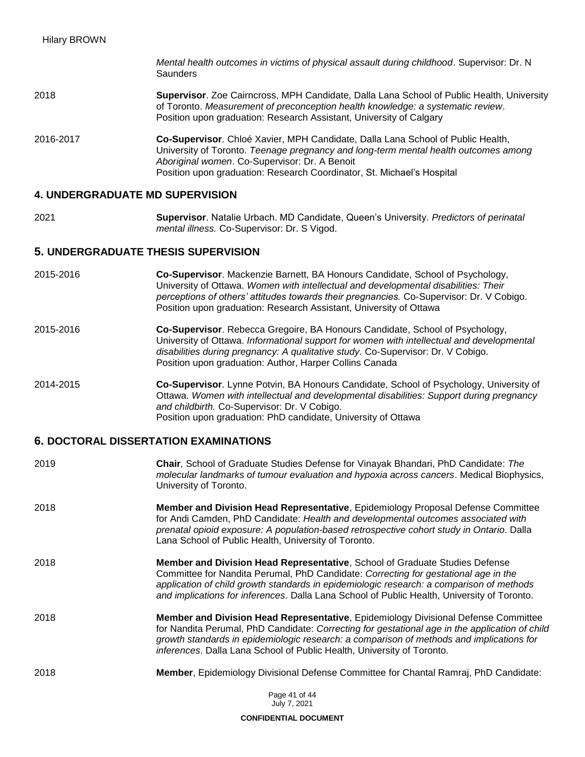*Mental health outcomes in victims of physical assault during childhood*. Supervisor: Dr. N Saunders

2018 **Supervisor**. Zoe Cairncross, MPH Candidate, Dalla Lana School of Public Health, University of Toronto. *Measurement of preconception health knowledge: a systematic review*. Position upon graduation: Research Assistant, University of Calgary

2016-2017 **Co-Supervisor**. Chloé Xavier, MPH Candidate, Dalla Lana School of Public Health, University of Toronto. *Teenage pregnancy and long-term mental health outcomes among Aboriginal women*. Co-Supervisor: Dr. A Benoit
Position upon graduation: Research Coordinator, St. Michael's Hospital

## 4. UNDERGRADUATE MD SUPERVISION

2021 **Supervisor**. Natalie Urbach. MD Candidate, Queen's University. *Predictors of perinatal mental illness.* Co-Supervisor: Dr. S Vigod.

## 5. UNDERGRADUATE THESIS SUPERVISION

2015-2016 **Co-Supervisor**. Mackenzie Barnett, BA Honours Candidate, School of Psychology, University of Ottawa. *Women with intellectual and developmental disabilities: Their perceptions of others' attitudes towards their pregnancies.* Co-Supervisor: Dr. V Cobigo.
Position upon graduation: Research Assistant, University of Ottawa

2015-2016 **Co-Supervisor**. Rebecca Gregoire, BA Honours Candidate, School of Psychology, University of Ottawa. *Informational support for women with intellectual and developmental disabilities during pregnancy: A qualitative study.* Co-Supervisor: Dr. V Cobigo.
Position upon graduation: Author, Harper Collins Canada

2014-2015 **Co-Supervisor**. Lynne Potvin, BA Honours Candidate, School of Psychology, University of Ottawa. *Women with intellectual and developmental disabilities: Support during pregnancy and childbirth.* Co-Supervisor: Dr. V Cobigo.
Position upon graduation: PhD candidate, University of Ottawa

## 6. DOCTORAL DISSERTATION EXAMINATIONS

2019 **Chair**, School of Graduate Studies Defense for Vinayak Bhandari, PhD Candidate: *The molecular landmarks of tumour evaluation and hypoxia across cancers*. Medical Biophysics, University of Toronto.

2018 **Member and Division Head Representative**, Epidemiology Proposal Defense Committee for Andi Camden, PhD Candidate: *Health and developmental outcomes associated with prenatal opioid exposure: A population-based retrospective cohort study in Ontario*. Dalla Lana School of Public Health, University of Toronto.

2018 **Member and Division Head Representative**, School of Graduate Studies Defense Committee for Nandita Perumal, PhD Candidate: *Correcting for gestational age in the application of child growth standards in epidemiologic research: a comparison of methods and implications for inferences*. Dalla Lana School of Public Health, University of Toronto.

2018 **Member and Division Head Representative**, Epidemiology Divisional Defense Committee for Nandita Perumal, PhD Candidate: *Correcting for gestational age in the application of child growth standards in epidemiologic research: a comparison of methods and implications for inferences*. Dalla Lana School of Public Health, University of Toronto.

2018 **Member**, Epidemiology Divisional Defense Committee for Chantal Ramraj, PhD Candidate: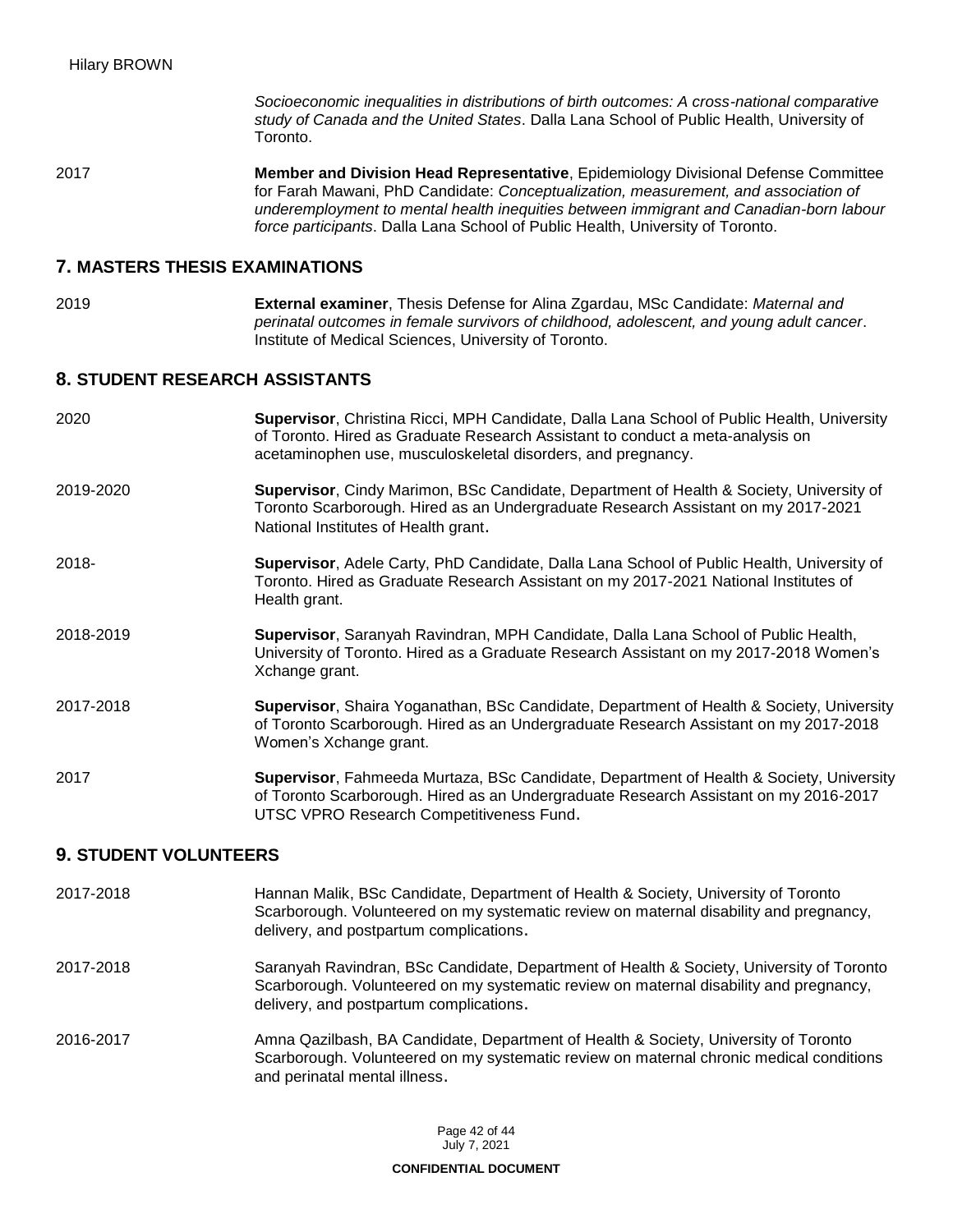*Socioeconomic inequalities in distributions of birth outcomes: A cross-national comparative study of Canada and the United States*. Dalla Lana School of Public Health, University of Toronto.

2017 **Member and Division Head Representative**, Epidemiology Divisional Defense Committee for Farah Mawani, PhD Candidate: *Conceptualization, measurement, and association of underemployment to mental health inequities between immigrant and Canadian-born labour force participants*. Dalla Lana School of Public Health, University of Toronto.

## 7. MASTERS THESIS EXAMINATIONS

2019 **External examiner**, Thesis Defense for Alina Zgardau, MSc Candidate: *Maternal and perinatal outcomes in female survivors of childhood, adolescent, and young adult cancer*. Institute of Medical Sciences, University of Toronto.

## 8. STUDENT RESEARCH ASSISTANTS

2020 **Supervisor**, Christina Ricci, MPH Candidate, Dalla Lana School of Public Health, University of Toronto. Hired as Graduate Research Assistant to conduct a meta-analysis on acetaminophen use, musculoskeletal disorders, and pregnancy.

2019-2020 **Supervisor**, Cindy Marimon, BSc Candidate, Department of Health & Society, University of Toronto Scarborough. Hired as an Undergraduate Research Assistant on my 2017-2021 National Institutes of Health grant.

2018- **Supervisor**, Adele Carty, PhD Candidate, Dalla Lana School of Public Health, University of Toronto. Hired as Graduate Research Assistant on my 2017-2021 National Institutes of Health grant.

2018-2019 **Supervisor**, Saranyah Ravindran, MPH Candidate, Dalla Lana School of Public Health, University of Toronto. Hired as a Graduate Research Assistant on my 2017-2018 Women's Xchange grant.

2017-2018 **Supervisor**, Shaira Yoganathan, BSc Candidate, Department of Health & Society, University of Toronto Scarborough. Hired as an Undergraduate Research Assistant on my 2017-2018 Women's Xchange grant.

2017 **Supervisor**, Fahmeeda Murtaza, BSc Candidate, Department of Health & Society, University of Toronto Scarborough. Hired as an Undergraduate Research Assistant on my 2016-2017 UTSC VPRO Research Competitiveness Fund.

## 9. STUDENT VOLUNTEERS

2017-2018 Hannan Malik, BSc Candidate, Department of Health & Society, University of Toronto Scarborough. Volunteered on my systematic review on maternal disability and pregnancy, delivery, and postpartum complications.

2017-2018 Saranyah Ravindran, BSc Candidate, Department of Health & Society, University of Toronto Scarborough. Volunteered on my systematic review on maternal disability and pregnancy, delivery, and postpartum complications.

2016-2017 Amna Qazilbash, BA Candidate, Department of Health & Society, University of Toronto Scarborough. Volunteered on my systematic review on maternal chronic medical conditions and perinatal mental illness.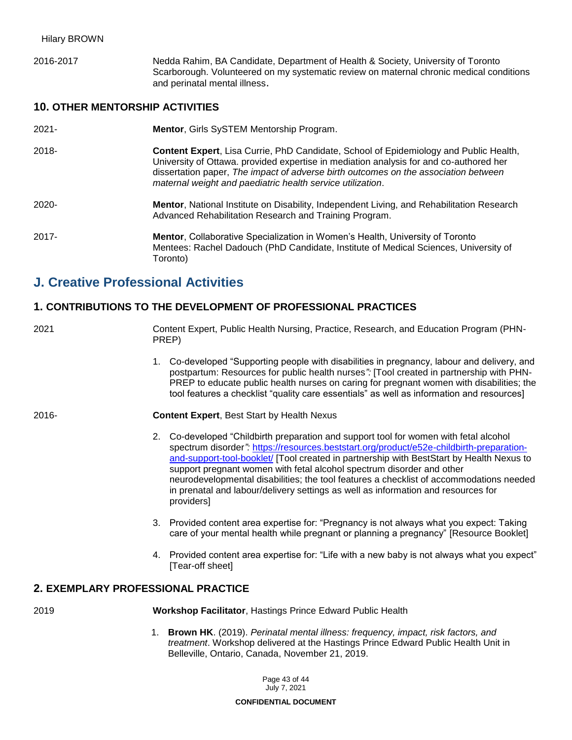2016-2017 Nedda Rahim, BA Candidate, Department of Health & Society, University of Toronto Scarborough. Volunteered on my systematic review on maternal chronic medical conditions and perinatal mental illness.

### 10. OTHER MENTORSHIP ACTIVITIES

2021- **Mentor**, Girls SySTEM Mentorship Program.

2018- **Content Expert**, Lisa Currie, PhD Candidate, School of Epidemiology and Public Health, University of Ottawa. provided expertise in mediation analysis for and co-authored her dissertation paper, *The impact of adverse birth outcomes on the association between maternal weight and paediatric health service utilization*.

2020- **Mentor**, National Institute on Disability, Independent Living, and Rehabilitation Research Advanced Rehabilitation Research and Training Program.

2017- **Mentor**, Collaborative Specialization in Women's Health, University of Toronto
Mentees: Rachel Dadouch (PhD Candidate, Institute of Medical Sciences, University of Toronto)

## J. Creative Professional Activities

### 1. CONTRIBUTIONS TO THE DEVELOPMENT OF PROFESSIONAL PRACTICES

2021 Content Expert, Public Health Nursing, Practice, Research, and Education Program (PHN-PREP)

1. Co-developed "Supporting people with disabilities in pregnancy, labour and delivery, and postpartum: Resources for public health nurses*":* [Tool created in partnership with PHN-PREP to educate public health nurses on caring for pregnant women with disabilities; the tool features a checklist "quality care essentials" as well as information and resources]

2016- **Content Expert**, Best Start by Health Nexus

2. Co-developed "Childbirth preparation and support tool for women with fetal alcohol spectrum disorder*":* https://resources.beststart.org/product/e52e-childbirth-preparation-and-support-tool-booklet/ [Tool created in partnership with BestStart by Health Nexus to support pregnant women with fetal alcohol spectrum disorder and other neurodevelopmental disabilities; the tool features a checklist of accommodations needed in prenatal and labour/delivery settings as well as information and resources for providers]

3. Provided content area expertise for: "Pregnancy is not always what you expect: Taking care of your mental health while pregnant or planning a pregnancy" [Resource Booklet]

4. Provided content area expertise for: "Life with a new baby is not always what you expect" [Tear-off sheet]

### 2. EXEMPLARY PROFESSIONAL PRACTICE

2019 **Workshop Facilitator**, Hastings Prince Edward Public Health

1. **Brown HK**. (2019). *Perinatal mental illness: frequency, impact, risk factors, and treatment*. Workshop delivered at the Hastings Prince Edward Public Health Unit in Belleville, Ontario, Canada, November 21, 2019.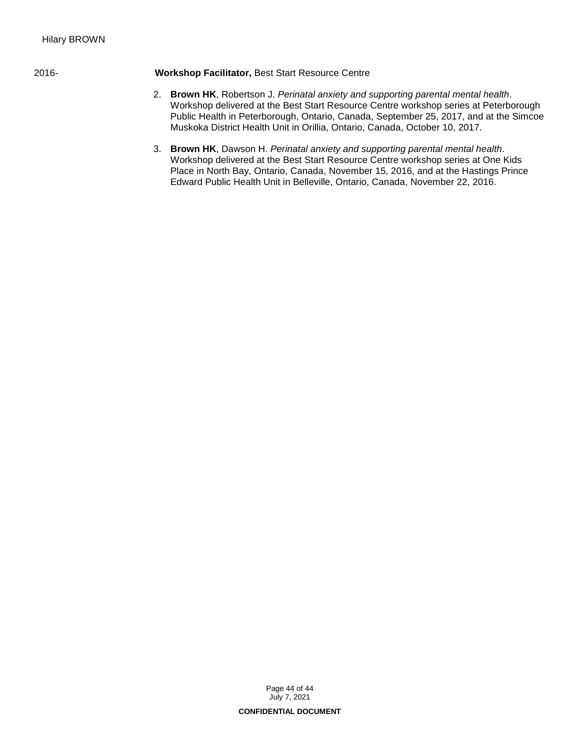2016- **Workshop Facilitator,** Best Start Resource Centre

2. **Brown HK**, Robertson J. *Perinatal anxiety and supporting parental mental health*. Workshop delivered at the Best Start Resource Centre workshop series at Peterborough Public Health in Peterborough, Ontario, Canada, September 25, 2017, and at the Simcoe Muskoka District Health Unit in Orillia, Ontario, Canada, October 10, 2017.

3. **Brown HK**, Dawson H. *Perinatal anxiety and supporting parental mental health*. Workshop delivered at the Best Start Resource Centre workshop series at One Kids Place in North Bay, Ontario, Canada, November 15, 2016, and at the Hastings Prince Edward Public Health Unit in Belleville, Ontario, Canada, November 22, 2016.